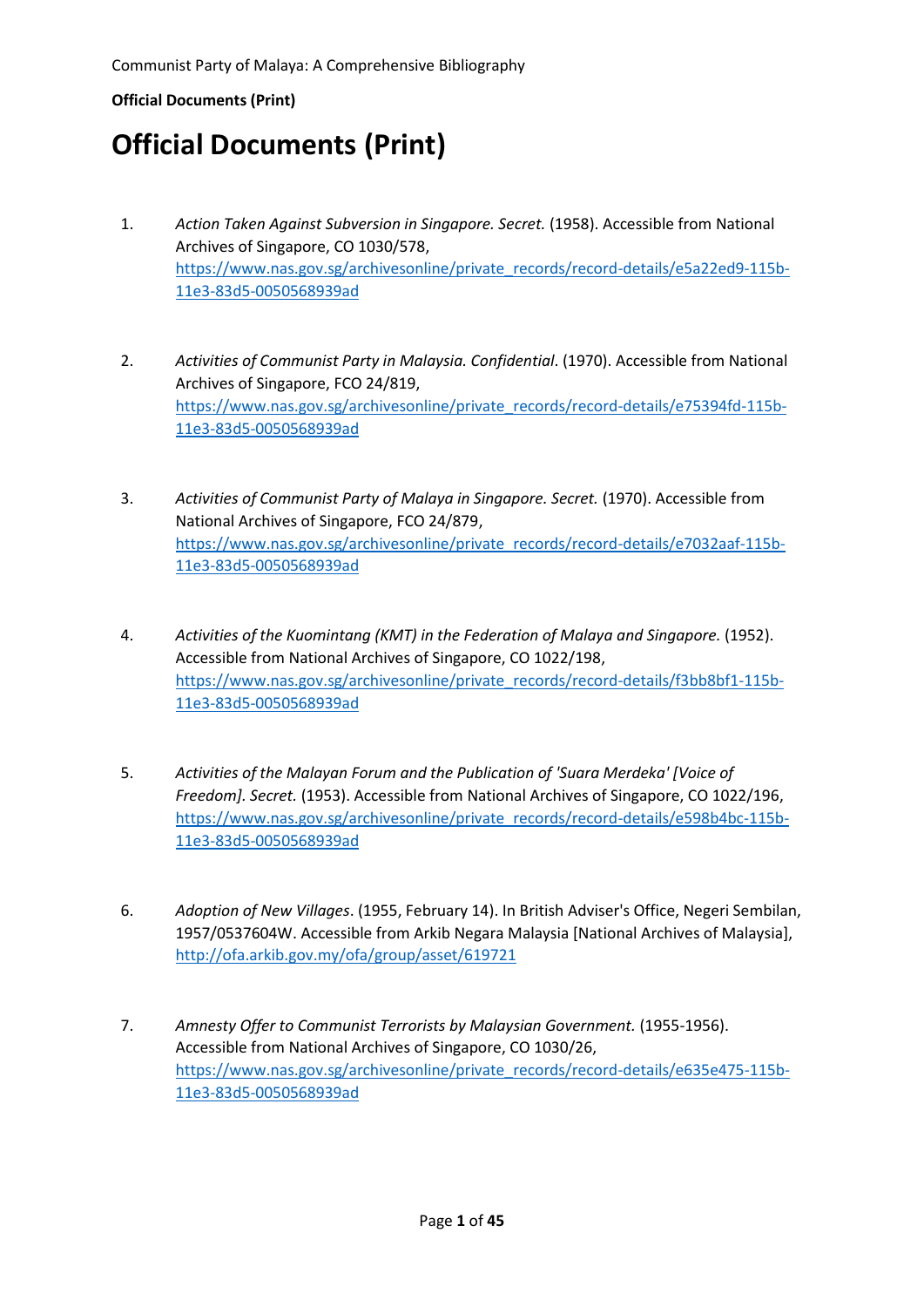# Official Documents (Print)

1. *Action Taken Against Subversion in Singapore. Secret.* (1958). Accessible from National Archives of Singapore, CO 1030/578, https://www.nas.gov.sg/archivesonline/private_records/record-details/e5a22ed9-115b-11e3-83d5-0050568939ad

2. *Activities of Communist Party in Malaysia. Confidential*. (1970). Accessible from National Archives of Singapore, FCO 24/819, https://www.nas.gov.sg/archivesonline/private_records/record-details/e75394fd-115b-11e3-83d5-0050568939ad

3. *Activities of Communist Party of Malaya in Singapore. Secret.* (1970). Accessible from National Archives of Singapore, FCO 24/879, https://www.nas.gov.sg/archivesonline/private_records/record-details/e7032aaf-115b-11e3-83d5-0050568939ad

4. *Activities of the Kuomintang (KMT) in the Federation of Malaya and Singapore.* (1952). Accessible from National Archives of Singapore, CO 1022/198, https://www.nas.gov.sg/archivesonline/private_records/record-details/f3bb8bf1-115b-11e3-83d5-0050568939ad

5. *Activities of the Malayan Forum and the Publication of 'Suara Merdeka' [Voice of Freedom]. Secret.* (1953). Accessible from National Archives of Singapore, CO 1022/196, https://www.nas.gov.sg/archivesonline/private_records/record-details/e598b4bc-115b-11e3-83d5-0050568939ad

6. *Adoption of New Villages*. (1955, February 14). In British Adviser's Office, Negeri Sembilan, 1957/0537604W. Accessible from Arkib Negara Malaysia [National Archives of Malaysia], http://ofa.arkib.gov.my/ofa/group/asset/619721

7. *Amnesty Offer to Communist Terrorists by Malaysian Government.* (1955-1956). Accessible from National Archives of Singapore, CO 1030/26, https://www.nas.gov.sg/archivesonline/private_records/record-details/e635e475-115b-11e3-83d5-0050568939ad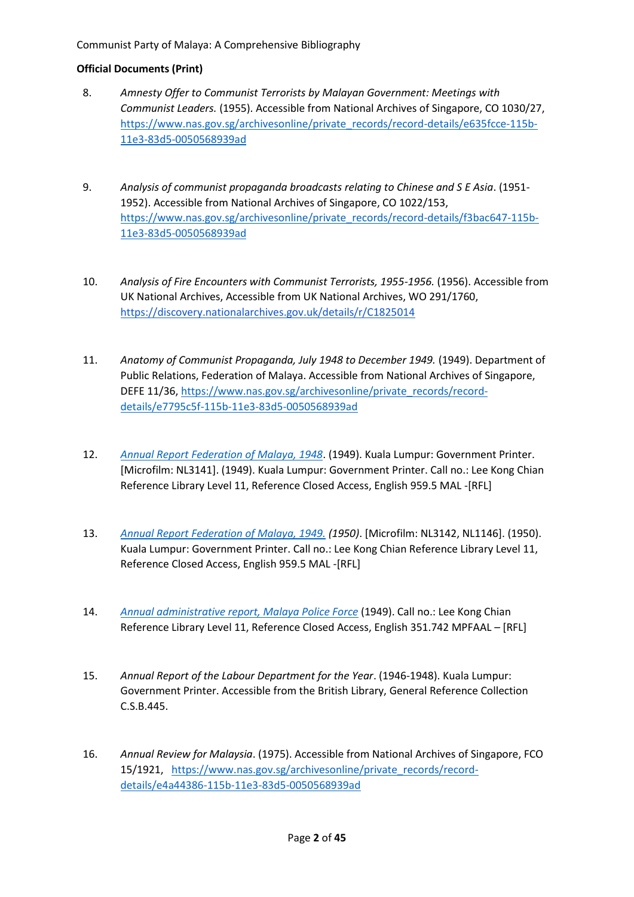**Official Documents (Print)**

8. *Amnesty Offer to Communist Terrorists by Malayan Government: Meetings with Communist Leaders.* (1955). Accessible from National Archives of Singapore, CO 1030/27, https://www.nas.gov.sg/archivesonline/private_records/record-details/e635fcce-115b-11e3-83d5-0050568939ad

9. *Analysis of communist propaganda broadcasts relating to Chinese and S E Asia*. (1951-1952). Accessible from National Archives of Singapore, CO 1022/153, https://www.nas.gov.sg/archivesonline/private_records/record-details/f3bac647-115b-11e3-83d5-0050568939ad

10. *Analysis of Fire Encounters with Communist Terrorists, 1955-1956.* (1956). Accessible from UK National Archives, Accessible from UK National Archives, WO 291/1760, https://discovery.nationalarchives.gov.uk/details/r/C1825014

11. *Anatomy of Communist Propaganda, July 1948 to December 1949.* (1949). Department of Public Relations, Federation of Malaya. Accessible from National Archives of Singapore, DEFE 11/36, https://www.nas.gov.sg/archivesonline/private_records/record-details/e7795c5f-115b-11e3-83d5-0050568939ad

12. *Annual Report Federation of Malaya, 1948*. (1949). Kuala Lumpur: Government Printer. [Microfilm: NL3141]. (1949). Kuala Lumpur: Government Printer. Call no.: Lee Kong Chian Reference Library Level 11, Reference Closed Access, English 959.5 MAL -[RFL]

13. *Annual Report Federation of Malaya, 1949. (1950)*. [Microfilm: NL3142, NL1146]. (1950). Kuala Lumpur: Government Printer. Call no.: Lee Kong Chian Reference Library Level 11, Reference Closed Access, English 959.5 MAL -[RFL]

14. *Annual administrative report, Malaya Police Force* (1949). Call no.: Lee Kong Chian Reference Library Level 11, Reference Closed Access, English 351.742 MPFAAL – [RFL]

15. *Annual Report of the Labour Department for the Year*. (1946-1948). Kuala Lumpur: Government Printer. Accessible from the British Library, General Reference Collection C.S.B.445.

16. *Annual Review for Malaysia*. (1975). Accessible from National Archives of Singapore, FCO 15/1921, https://www.nas.gov.sg/archivesonline/private_records/record-details/e4a44386-115b-11e3-83d5-0050568939ad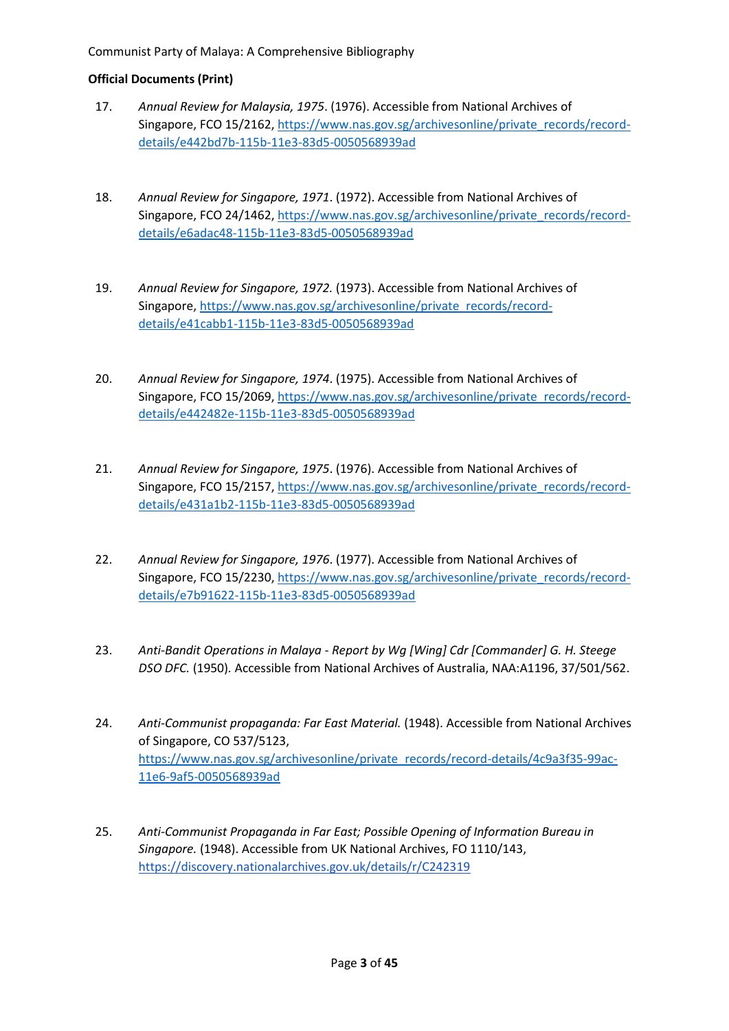**Official Documents (Print)**

17. *Annual Review for Malaysia, 1975*. (1976). Accessible from National Archives of Singapore, FCO 15/2162, https://www.nas.gov.sg/archivesonline/private_records/record-details/e442bd7b-115b-11e3-83d5-0050568939ad

18. *Annual Review for Singapore, 1971*. (1972). Accessible from National Archives of Singapore, FCO 24/1462, https://www.nas.gov.sg/archivesonline/private_records/record-details/e6adac48-115b-11e3-83d5-0050568939ad

19. *Annual Review for Singapore, 1972.* (1973). Accessible from National Archives of Singapore, https://www.nas.gov.sg/archivesonline/private_records/record-details/e41cabb1-115b-11e3-83d5-0050568939ad

20. *Annual Review for Singapore, 1974*. (1975). Accessible from National Archives of Singapore, FCO 15/2069, https://www.nas.gov.sg/archivesonline/private_records/record-details/e442482e-115b-11e3-83d5-0050568939ad

21. *Annual Review for Singapore, 1975*. (1976). Accessible from National Archives of Singapore, FCO 15/2157, https://www.nas.gov.sg/archivesonline/private_records/record-details/e431a1b2-115b-11e3-83d5-0050568939ad

22. *Annual Review for Singapore, 1976*. (1977). Accessible from National Archives of Singapore, FCO 15/2230, https://www.nas.gov.sg/archivesonline/private_records/record-details/e7b91622-115b-11e3-83d5-0050568939ad

23. *Anti-Bandit Operations in Malaya - Report by Wg [Wing] Cdr [Commander] G. H. Steege DSO DFC.* (1950). Accessible from National Archives of Australia, NAA:A1196, 37/501/562.

24. *Anti-Communist propaganda: Far East Material.* (1948). Accessible from National Archives of Singapore, CO 537/5123, https://www.nas.gov.sg/archivesonline/private_records/record-details/4c9a3f35-99ac-11e6-9af5-0050568939ad

25. *Anti-Communist Propaganda in Far East; Possible Opening of Information Bureau in Singapore.* (1948). Accessible from UK National Archives, FO 1110/143, https://discovery.nationalarchives.gov.uk/details/r/C242319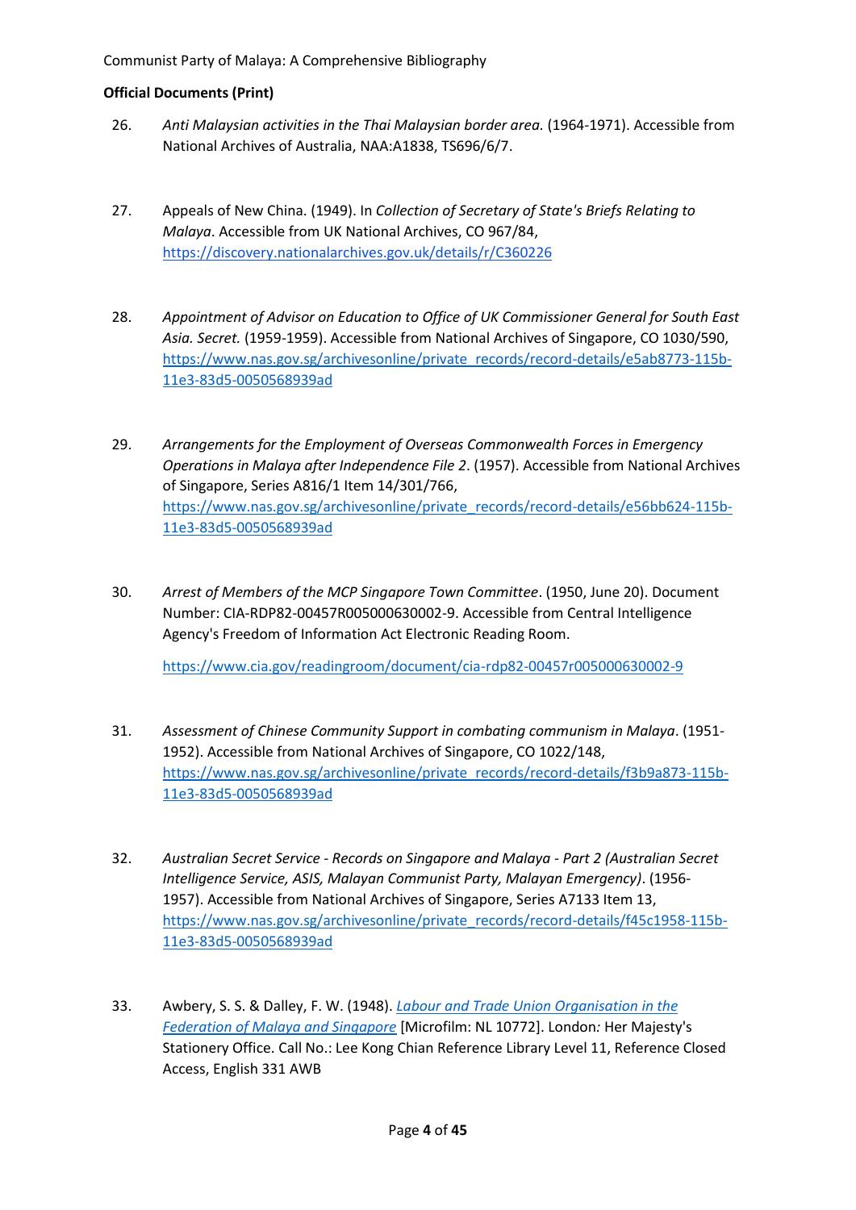**Official Documents (Print)**

26. *Anti Malaysian activities in the Thai Malaysian border area.* (1964-1971). Accessible from National Archives of Australia, NAA:A1838, TS696/6/7.

27. Appeals of New China. (1949). In *Collection of Secretary of State's Briefs Relating to Malaya*. Accessible from UK National Archives, CO 967/84, https://discovery.nationalarchives.gov.uk/details/r/C360226

28. *Appointment of Advisor on Education to Office of UK Commissioner General for South East Asia. Secret.* (1959-1959). Accessible from National Archives of Singapore, CO 1030/590, https://www.nas.gov.sg/archivesonline/private_records/record-details/e5ab8773-115b-11e3-83d5-0050568939ad

29. *Arrangements for the Employment of Overseas Commonwealth Forces in Emergency Operations in Malaya after Independence File 2*. (1957). Accessible from National Archives of Singapore, Series A816/1 Item 14/301/766, https://www.nas.gov.sg/archivesonline/private_records/record-details/e56bb624-115b-11e3-83d5-0050568939ad

30. *Arrest of Members of the MCP Singapore Town Committee*. (1950, June 20). Document Number: CIA-RDP82-00457R005000630002-9. Accessible from Central Intelligence Agency's Freedom of Information Act Electronic Reading Room.

    https://www.cia.gov/readingroom/document/cia-rdp82-00457r005000630002-9

31. *Assessment of Chinese Community Support in combating communism in Malaya*. (1951-1952). Accessible from National Archives of Singapore, CO 1022/148, https://www.nas.gov.sg/archivesonline/private_records/record-details/f3b9a873-115b-11e3-83d5-0050568939ad

32. *Australian Secret Service - Records on Singapore and Malaya - Part 2 (Australian Secret Intelligence Service, ASIS, Malayan Communist Party, Malayan Emergency)*. (1956-1957). Accessible from National Archives of Singapore, Series A7133 Item 13, https://www.nas.gov.sg/archivesonline/private_records/record-details/f45c1958-115b-11e3-83d5-0050568939ad

33. Awbery, S. S. & Dalley, F. W. (1948). *Labour and Trade Union Organisation in the Federation of Malaya and Singapore* [Microfilm: NL 10772]. London*:* Her Majesty's Stationery Office. Call No.: Lee Kong Chian Reference Library Level 11, Reference Closed Access, English 331 AWB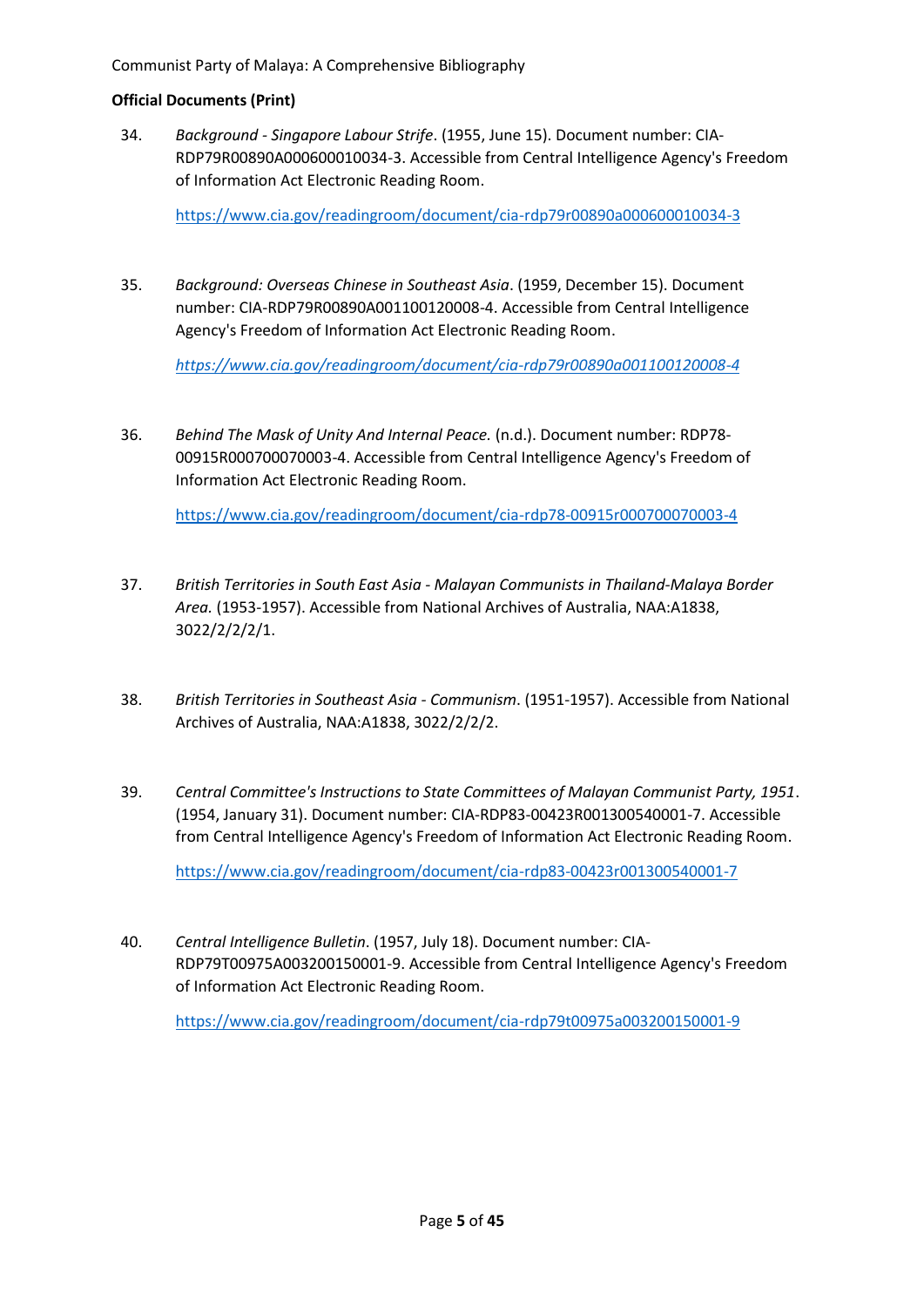**Official Documents (Print)**

34. *Background - Singapore Labour Strife*. (1955, June 15). Document number: CIA-RDP79R00890A000600010034-3. Accessible from Central Intelligence Agency's Freedom of Information Act Electronic Reading Room.

    https://www.cia.gov/readingroom/document/cia-rdp79r00890a000600010034-3

35. *Background: Overseas Chinese in Southeast Asia*. (1959, December 15). Document number: CIA-RDP79R00890A001100120008-4. Accessible from Central Intelligence Agency's Freedom of Information Act Electronic Reading Room.

    *https://www.cia.gov/readingroom/document/cia-rdp79r00890a001100120008-4*

36. *Behind The Mask of Unity And Internal Peace.* (n.d.). Document number: RDP78-00915R000700070003-4. Accessible from Central Intelligence Agency's Freedom of Information Act Electronic Reading Room.

    https://www.cia.gov/readingroom/document/cia-rdp78-00915r000700070003-4

37. *British Territories in South East Asia - Malayan Communists in Thailand-Malaya Border Area.* (1953-1957). Accessible from National Archives of Australia, NAA:A1838, 3022/2/2/2/1.

38. *British Territories in Southeast Asia - Communism*. (1951-1957). Accessible from National Archives of Australia, NAA:A1838, 3022/2/2/2.

39. *Central Committee's Instructions to State Committees of Malayan Communist Party, 1951*. (1954, January 31). Document number: CIA-RDP83-00423R001300540001-7. Accessible from Central Intelligence Agency's Freedom of Information Act Electronic Reading Room.

    https://www.cia.gov/readingroom/document/cia-rdp83-00423r001300540001-7

40. *Central Intelligence Bulletin*. (1957, July 18). Document number: CIA-RDP79T00975A003200150001-9. Accessible from Central Intelligence Agency's Freedom of Information Act Electronic Reading Room.

    https://www.cia.gov/readingroom/document/cia-rdp79t00975a003200150001-9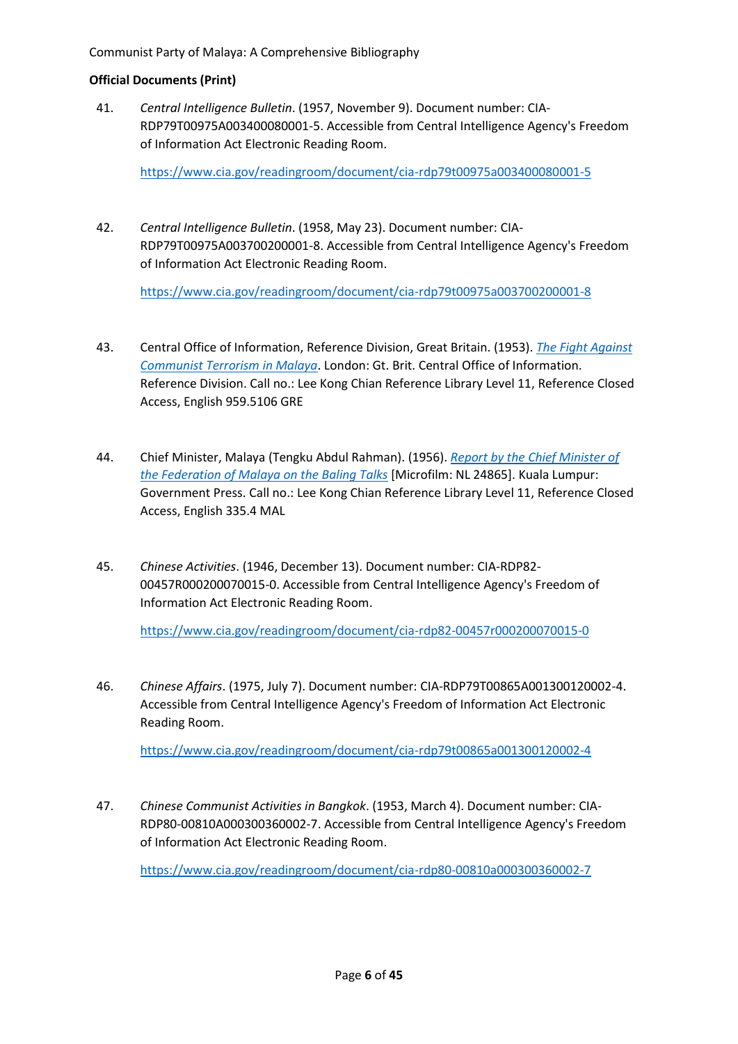**Official Documents (Print)**

41. *Central Intelligence Bulletin*. (1957, November 9). Document number: CIA-RDP79T00975A003400080001-5. Accessible from Central Intelligence Agency's Freedom of Information Act Electronic Reading Room.

    https://www.cia.gov/readingroom/document/cia-rdp79t00975a003400080001-5

42. *Central Intelligence Bulletin*. (1958, May 23). Document number: CIA-RDP79T00975A003700200001-8. Accessible from Central Intelligence Agency's Freedom of Information Act Electronic Reading Room.

    https://www.cia.gov/readingroom/document/cia-rdp79t00975a003700200001-8

43. Central Office of Information, Reference Division, Great Britain. (1953). *The Fight Against Communist Terrorism in Malaya*. London: Gt. Brit. Central Office of Information. Reference Division. Call no.: Lee Kong Chian Reference Library Level 11, Reference Closed Access, English 959.5106 GRE

44. Chief Minister, Malaya (Tengku Abdul Rahman). (1956). *Report by the Chief Minister of the Federation of Malaya on the Baling Talks* [Microfilm: NL 24865]. Kuala Lumpur: Government Press. Call no.: Lee Kong Chian Reference Library Level 11, Reference Closed Access, English 335.4 MAL

45. *Chinese Activities*. (1946, December 13). Document number: CIA-RDP82-00457R000200070015-0. Accessible from Central Intelligence Agency's Freedom of Information Act Electronic Reading Room.

    https://www.cia.gov/readingroom/document/cia-rdp82-00457r000200070015-0

46. *Chinese Affairs*. (1975, July 7). Document number: CIA-RDP79T00865A001300120002-4. Accessible from Central Intelligence Agency's Freedom of Information Act Electronic Reading Room.

    https://www.cia.gov/readingroom/document/cia-rdp79t00865a001300120002-4

47. *Chinese Communist Activities in Bangkok*. (1953, March 4). Document number: CIA-RDP80-00810A000300360002-7. Accessible from Central Intelligence Agency's Freedom of Information Act Electronic Reading Room.

    https://www.cia.gov/readingroom/document/cia-rdp80-00810a000300360002-7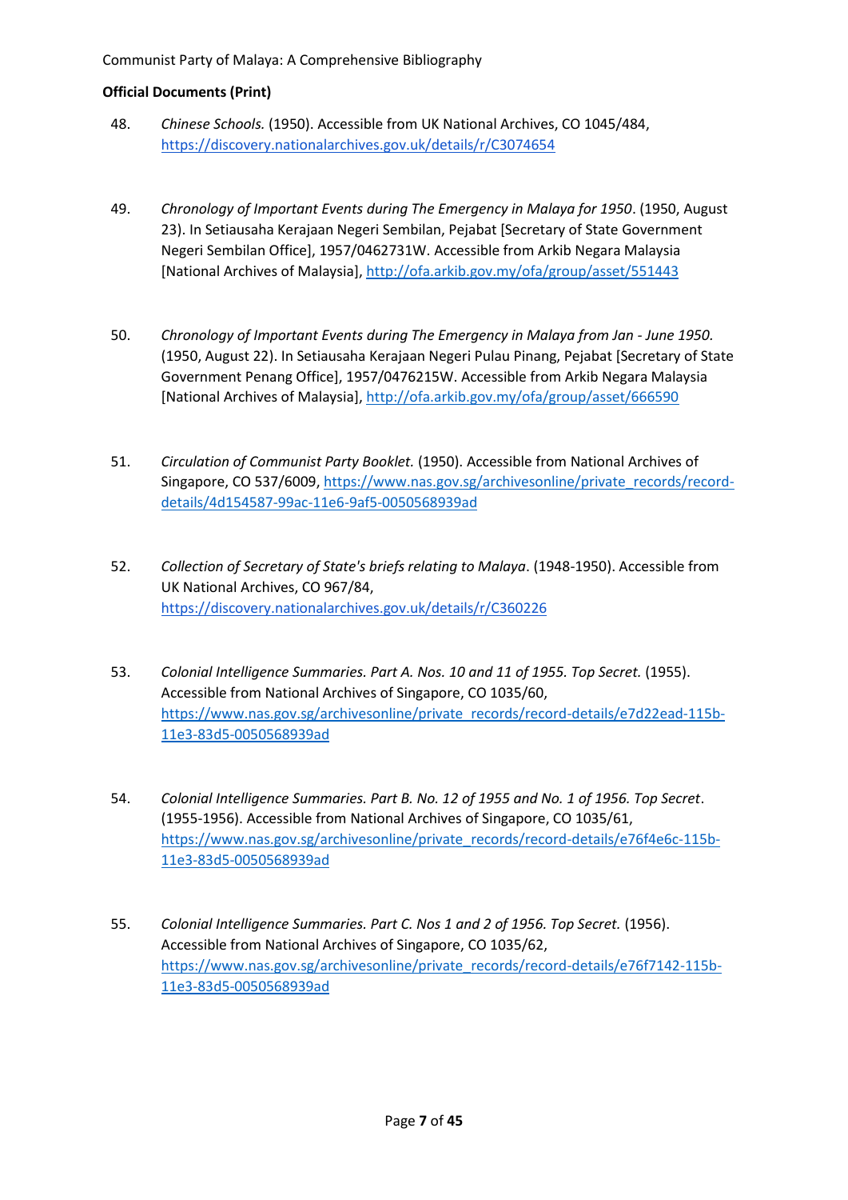**Official Documents (Print)**

48. *Chinese Schools.* (1950). Accessible from UK National Archives, CO 1045/484, https://discovery.nationalarchives.gov.uk/details/r/C3074654

49. *Chronology of Important Events during The Emergency in Malaya for 1950*. (1950, August 23). In Setiausaha Kerajaan Negeri Sembilan, Pejabat [Secretary of State Government Negeri Sembilan Office], 1957/0462731W. Accessible from Arkib Negara Malaysia [National Archives of Malaysia], http://ofa.arkib.gov.my/ofa/group/asset/551443

50. *Chronology of Important Events during The Emergency in Malaya from Jan - June 1950.* (1950, August 22). In Setiausaha Kerajaan Negeri Pulau Pinang, Pejabat [Secretary of State Government Penang Office], 1957/0476215W. Accessible from Arkib Negara Malaysia [National Archives of Malaysia], http://ofa.arkib.gov.my/ofa/group/asset/666590

51. *Circulation of Communist Party Booklet.* (1950). Accessible from National Archives of Singapore, CO 537/6009, https://www.nas.gov.sg/archivesonline/private_records/record-details/4d154587-99ac-11e6-9af5-0050568939ad

52. *Collection of Secretary of State's briefs relating to Malaya*. (1948-1950). Accessible from UK National Archives, CO 967/84, https://discovery.nationalarchives.gov.uk/details/r/C360226

53. *Colonial Intelligence Summaries. Part A. Nos. 10 and 11 of 1955. Top Secret.* (1955). Accessible from National Archives of Singapore, CO 1035/60, https://www.nas.gov.sg/archivesonline/private_records/record-details/e7d22ead-115b-11e3-83d5-0050568939ad

54. *Colonial Intelligence Summaries. Part B. No. 12 of 1955 and No. 1 of 1956. Top Secret*. (1955-1956). Accessible from National Archives of Singapore, CO 1035/61, https://www.nas.gov.sg/archivesonline/private_records/record-details/e76f4e6c-115b-11e3-83d5-0050568939ad

55. *Colonial Intelligence Summaries. Part C. Nos 1 and 2 of 1956. Top Secret.* (1956). Accessible from National Archives of Singapore, CO 1035/62, https://www.nas.gov.sg/archivesonline/private_records/record-details/e76f7142-115b-11e3-83d5-0050568939ad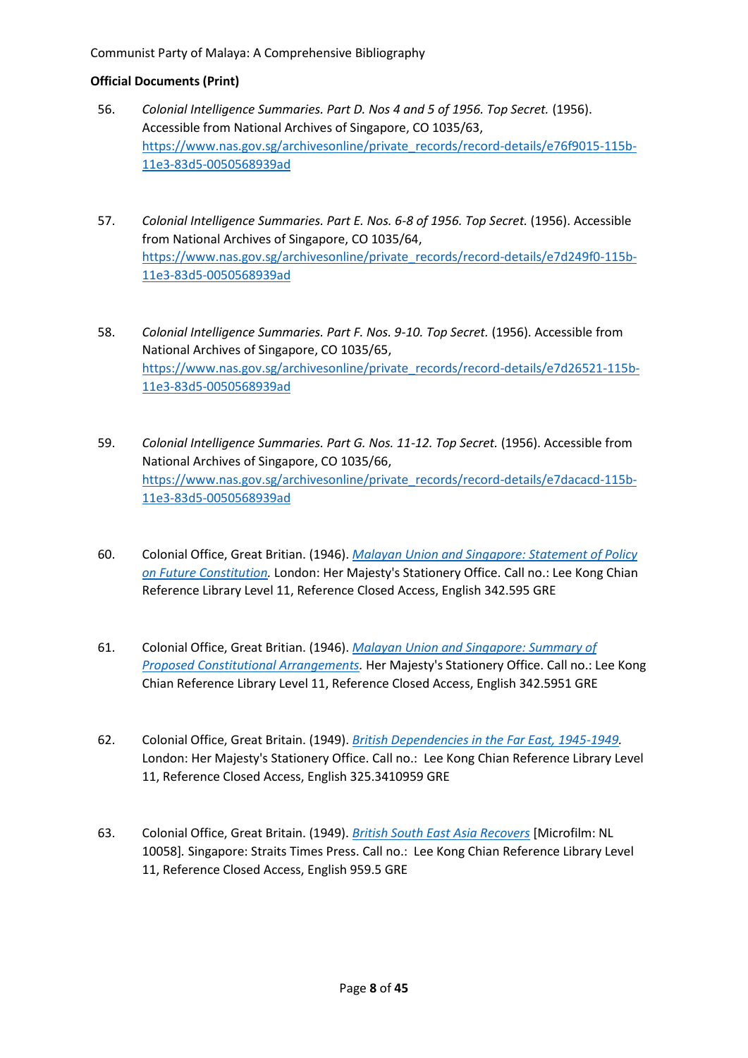**Official Documents (Print)**

56. *Colonial Intelligence Summaries. Part D. Nos 4 and 5 of 1956. Top Secret.* (1956). Accessible from National Archives of Singapore, CO 1035/63, https://www.nas.gov.sg/archivesonline/private_records/record-details/e76f9015-115b-11e3-83d5-0050568939ad

57. *Colonial Intelligence Summaries. Part E. Nos. 6-8 of 1956. Top Secret.* (1956). Accessible from National Archives of Singapore, CO 1035/64, https://www.nas.gov.sg/archivesonline/private_records/record-details/e7d249f0-115b-11e3-83d5-0050568939ad

58. *Colonial Intelligence Summaries. Part F. Nos. 9-10. Top Secret.* (1956). Accessible from National Archives of Singapore, CO 1035/65, https://www.nas.gov.sg/archivesonline/private_records/record-details/e7d26521-115b-11e3-83d5-0050568939ad

59. *Colonial Intelligence Summaries. Part G. Nos. 11-12. Top Secret.* (1956). Accessible from National Archives of Singapore, CO 1035/66, https://www.nas.gov.sg/archivesonline/private_records/record-details/e7dacacd-115b-11e3-83d5-0050568939ad

60. Colonial Office, Great Britian. (1946). *Malayan Union and Singapore: Statement of Policy on Future Constitution.* London: Her Majesty's Stationery Office. Call no.: Lee Kong Chian Reference Library Level 11, Reference Closed Access, English 342.595 GRE

61. Colonial Office, Great Britian. (1946). *Malayan Union and Singapore: Summary of Proposed Constitutional Arrangements*. Her Majesty's Stationery Office. Call no.: Lee Kong Chian Reference Library Level 11, Reference Closed Access, English 342.5951 GRE

62. Colonial Office, Great Britain. (1949). *British Dependencies in the Far East, 1945-1949*. London: Her Majesty's Stationery Office. Call no.: Lee Kong Chian Reference Library Level 11, Reference Closed Access, English 325.3410959 GRE

63. Colonial Office, Great Britain. (1949). *British South East Asia Recovers* [Microfilm: NL 10058]. Singapore: Straits Times Press. Call no.: Lee Kong Chian Reference Library Level 11, Reference Closed Access, English 959.5 GRE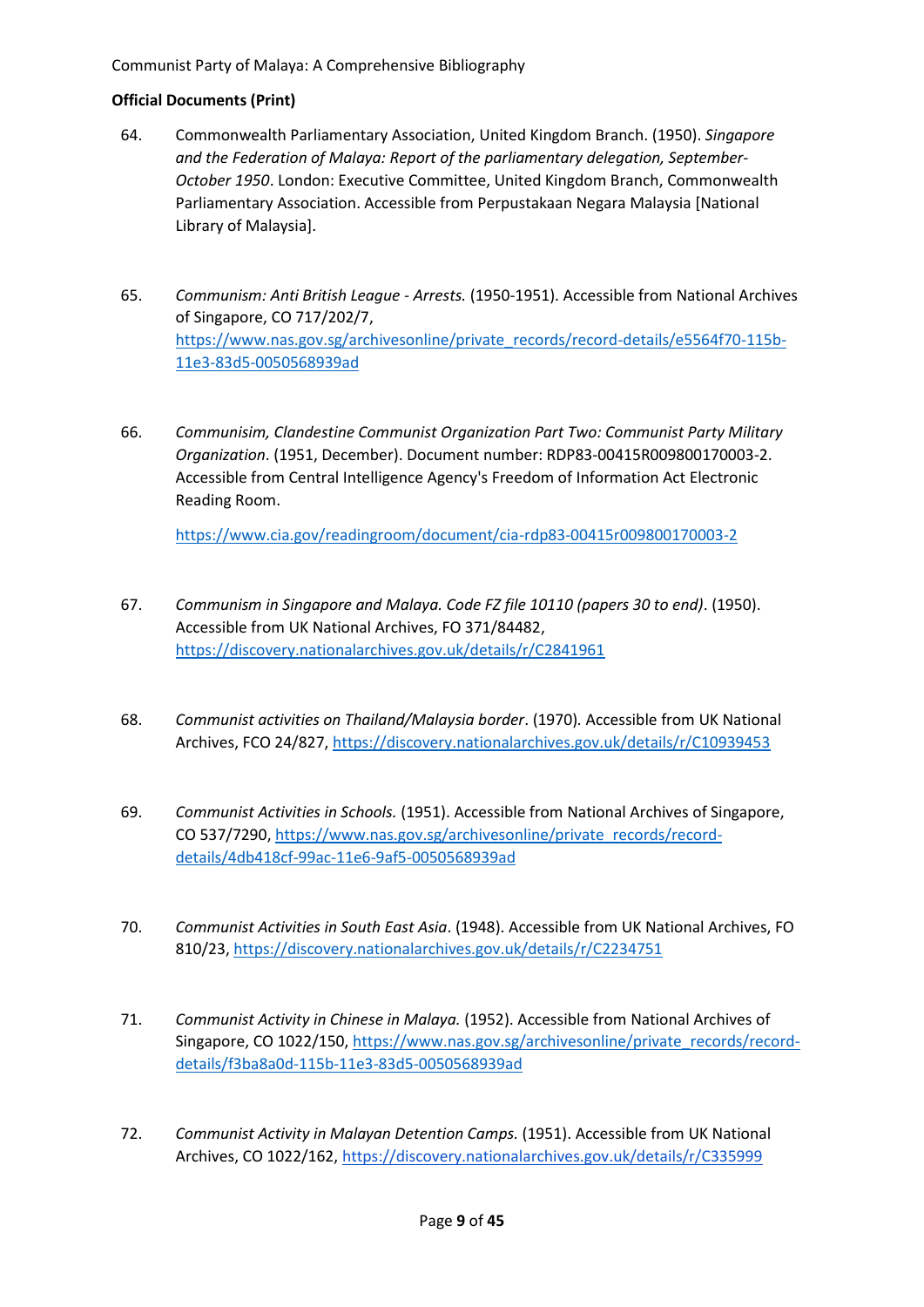**Official Documents (Print)**

64. Commonwealth Parliamentary Association, United Kingdom Branch. (1950). *Singapore and the Federation of Malaya: Report of the parliamentary delegation, September-October 1950*. London: Executive Committee, United Kingdom Branch, Commonwealth Parliamentary Association. Accessible from Perpustakaan Negara Malaysia [National Library of Malaysia].

65. *Communism: Anti British League - Arrests.* (1950-1951). Accessible from National Archives of Singapore, CO 717/202/7, https://www.nas.gov.sg/archivesonline/private_records/record-details/e5564f70-115b-11e3-83d5-0050568939ad

66. *Communisim, Clandestine Communist Organization Part Two: Communist Party Military Organization*. (1951, December). Document number: RDP83-00415R009800170003-2. Accessible from Central Intelligence Agency's Freedom of Information Act Electronic Reading Room.

    https://www.cia.gov/readingroom/document/cia-rdp83-00415r009800170003-2

67. *Communism in Singapore and Malaya. Code FZ file 10110 (papers 30 to end)*. (1950). Accessible from UK National Archives, FO 371/84482, https://discovery.nationalarchives.gov.uk/details/r/C2841961

68. *Communist activities on Thailand/Malaysia border*. (1970). Accessible from UK National Archives, FCO 24/827, https://discovery.nationalarchives.gov.uk/details/r/C10939453

69. *Communist Activities in Schools.* (1951). Accessible from National Archives of Singapore, CO 537/7290, https://www.nas.gov.sg/archivesonline/private_records/record-details/4db418cf-99ac-11e6-9af5-0050568939ad

70. *Communist Activities in South East Asia*. (1948). Accessible from UK National Archives, FO 810/23, https://discovery.nationalarchives.gov.uk/details/r/C2234751

71. *Communist Activity in Chinese in Malaya.* (1952). Accessible from National Archives of Singapore, CO 1022/150, https://www.nas.gov.sg/archivesonline/private_records/record-details/f3ba8a0d-115b-11e3-83d5-0050568939ad

72. *Communist Activity in Malayan Detention Camps.* (1951). Accessible from UK National Archives, CO 1022/162, https://discovery.nationalarchives.gov.uk/details/r/C335999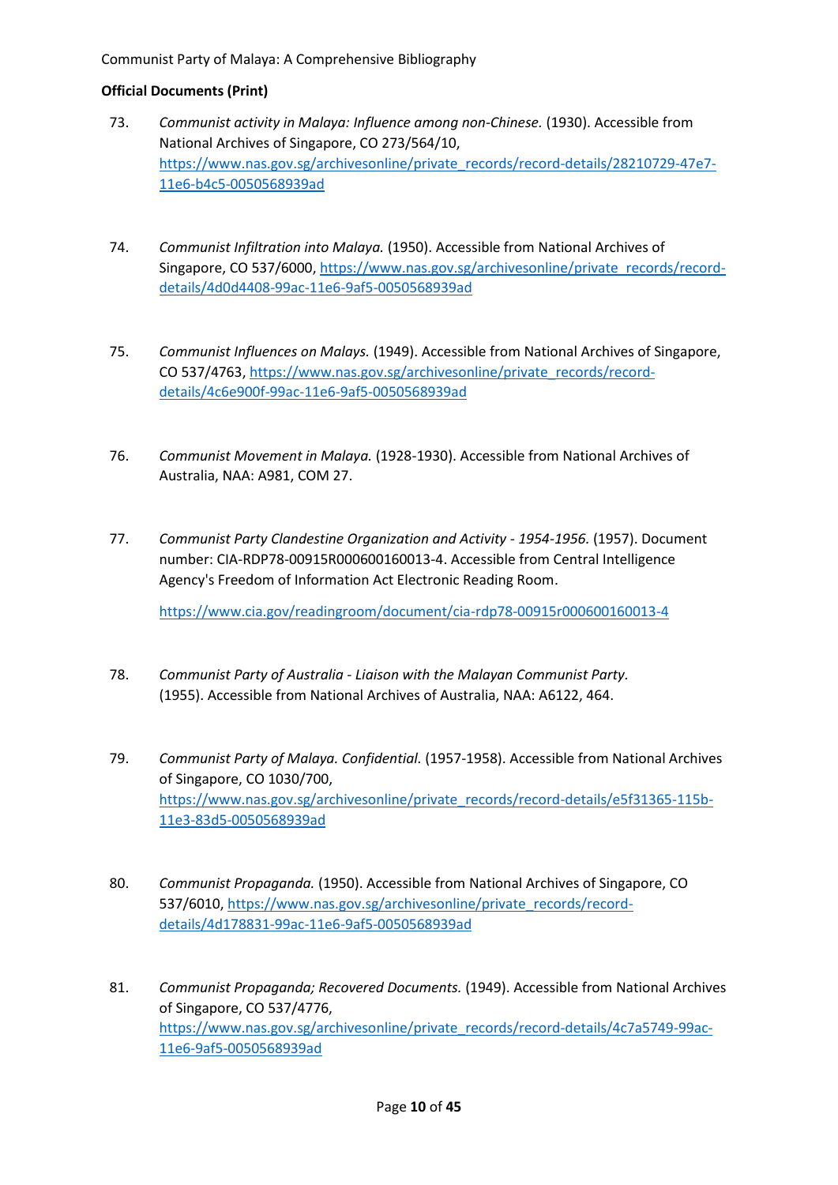**Official Documents (Print)**

73. *Communist activity in Malaya: Influence among non-Chinese.* (1930). Accessible from National Archives of Singapore, CO 273/564/10, https://www.nas.gov.sg/archivesonline/private_records/record-details/28210729-47e7-11e6-b4c5-0050568939ad

74. *Communist Infiltration into Malaya.* (1950). Accessible from National Archives of Singapore, CO 537/6000, https://www.nas.gov.sg/archivesonline/private_records/record-details/4d0d4408-99ac-11e6-9af5-0050568939ad

75. *Communist Influences on Malays.* (1949). Accessible from National Archives of Singapore, CO 537/4763, https://www.nas.gov.sg/archivesonline/private_records/record-details/4c6e900f-99ac-11e6-9af5-0050568939ad

76. *Communist Movement in Malaya.* (1928-1930). Accessible from National Archives of Australia, NAA: A981, COM 27.

77. *Communist Party Clandestine Organization and Activity - 1954-1956.* (1957). Document number: CIA-RDP78-00915R000600160013-4. Accessible from Central Intelligence Agency's Freedom of Information Act Electronic Reading Room.

    https://www.cia.gov/readingroom/document/cia-rdp78-00915r000600160013-4

78. *Communist Party of Australia - Liaison with the Malayan Communist Party.* (1955). Accessible from National Archives of Australia, NAA: A6122, 464.

79. *Communist Party of Malaya. Confidential.* (1957-1958). Accessible from National Archives of Singapore, CO 1030/700, https://www.nas.gov.sg/archivesonline/private_records/record-details/e5f31365-115b-11e3-83d5-0050568939ad

80. *Communist Propaganda.* (1950). Accessible from National Archives of Singapore, CO 537/6010, https://www.nas.gov.sg/archivesonline/private_records/record-details/4d178831-99ac-11e6-9af5-0050568939ad

81. *Communist Propaganda; Recovered Documents.* (1949). Accessible from National Archives of Singapore, CO 537/4776, https://www.nas.gov.sg/archivesonline/private_records/record-details/4c7a5749-99ac-11e6-9af5-0050568939ad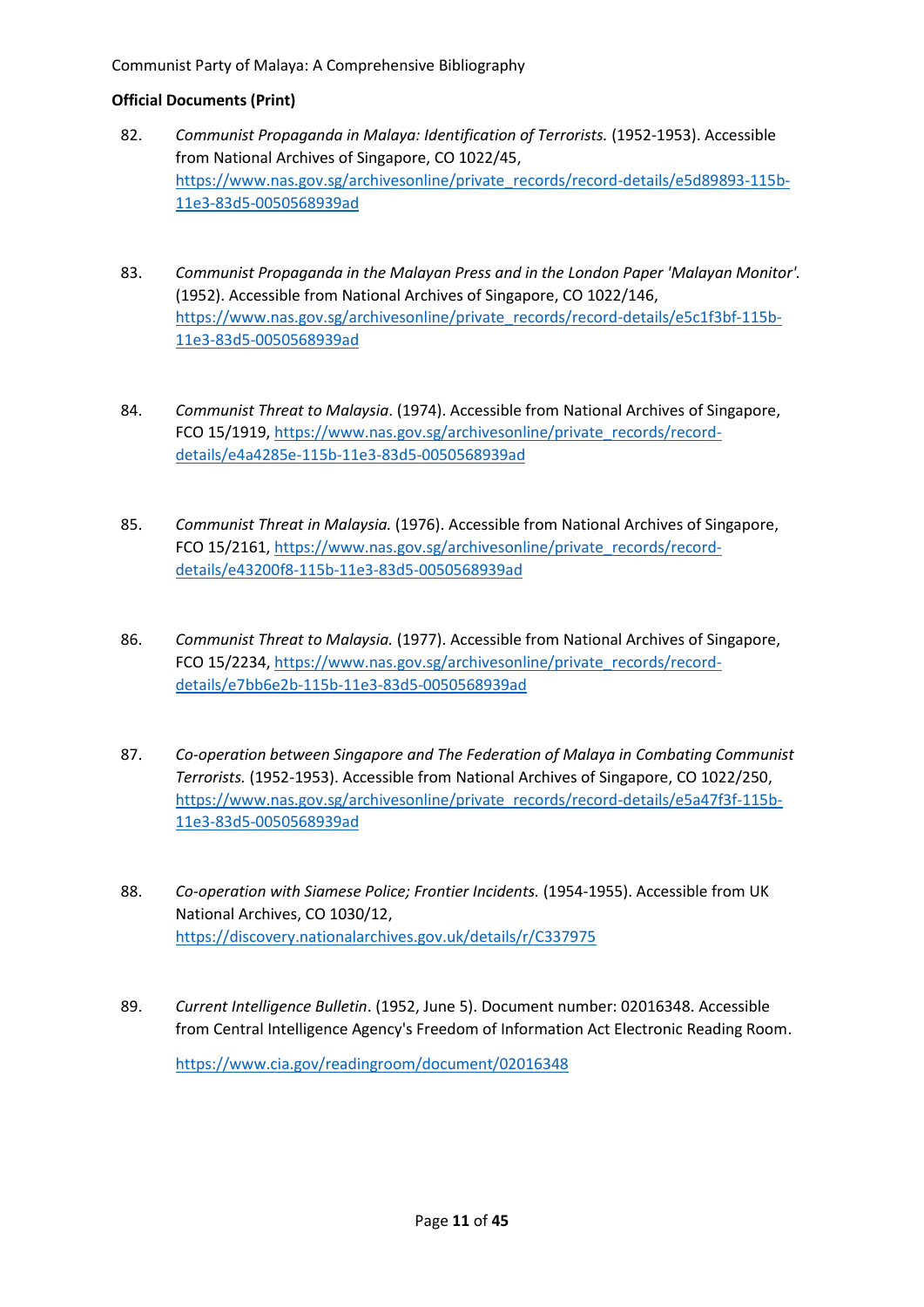**Official Documents (Print)**

82. *Communist Propaganda in Malaya: Identification of Terrorists.* (1952-1953). Accessible from National Archives of Singapore, CO 1022/45, https://www.nas.gov.sg/archivesonline/private_records/record-details/e5d89893-115b-11e3-83d5-0050568939ad

83. *Communist Propaganda in the Malayan Press and in the London Paper 'Malayan Monitor'.* (1952). Accessible from National Archives of Singapore, CO 1022/146, https://www.nas.gov.sg/archivesonline/private_records/record-details/e5c1f3bf-115b-11e3-83d5-0050568939ad

84. *Communist Threat to Malaysia*. (1974). Accessible from National Archives of Singapore, FCO 15/1919, https://www.nas.gov.sg/archivesonline/private_records/record-details/e4a4285e-115b-11e3-83d5-0050568939ad

85. *Communist Threat in Malaysia.* (1976). Accessible from National Archives of Singapore, FCO 15/2161, https://www.nas.gov.sg/archivesonline/private_records/record-details/e43200f8-115b-11e3-83d5-0050568939ad

86. *Communist Threat to Malaysia.* (1977). Accessible from National Archives of Singapore, FCO 15/2234, https://www.nas.gov.sg/archivesonline/private_records/record-details/e7bb6e2b-115b-11e3-83d5-0050568939ad

87. *Co-operation between Singapore and The Federation of Malaya in Combating Communist Terrorists.* (1952-1953). Accessible from National Archives of Singapore, CO 1022/250, https://www.nas.gov.sg/archivesonline/private_records/record-details/e5a47f3f-115b-11e3-83d5-0050568939ad

88. *Co-operation with Siamese Police; Frontier Incidents.* (1954-1955). Accessible from UK National Archives, CO 1030/12, https://discovery.nationalarchives.gov.uk/details/r/C337975

89. *Current Intelligence Bulletin*. (1952, June 5). Document number: 02016348. Accessible from Central Intelligence Agency's Freedom of Information Act Electronic Reading Room.

    https://www.cia.gov/readingroom/document/02016348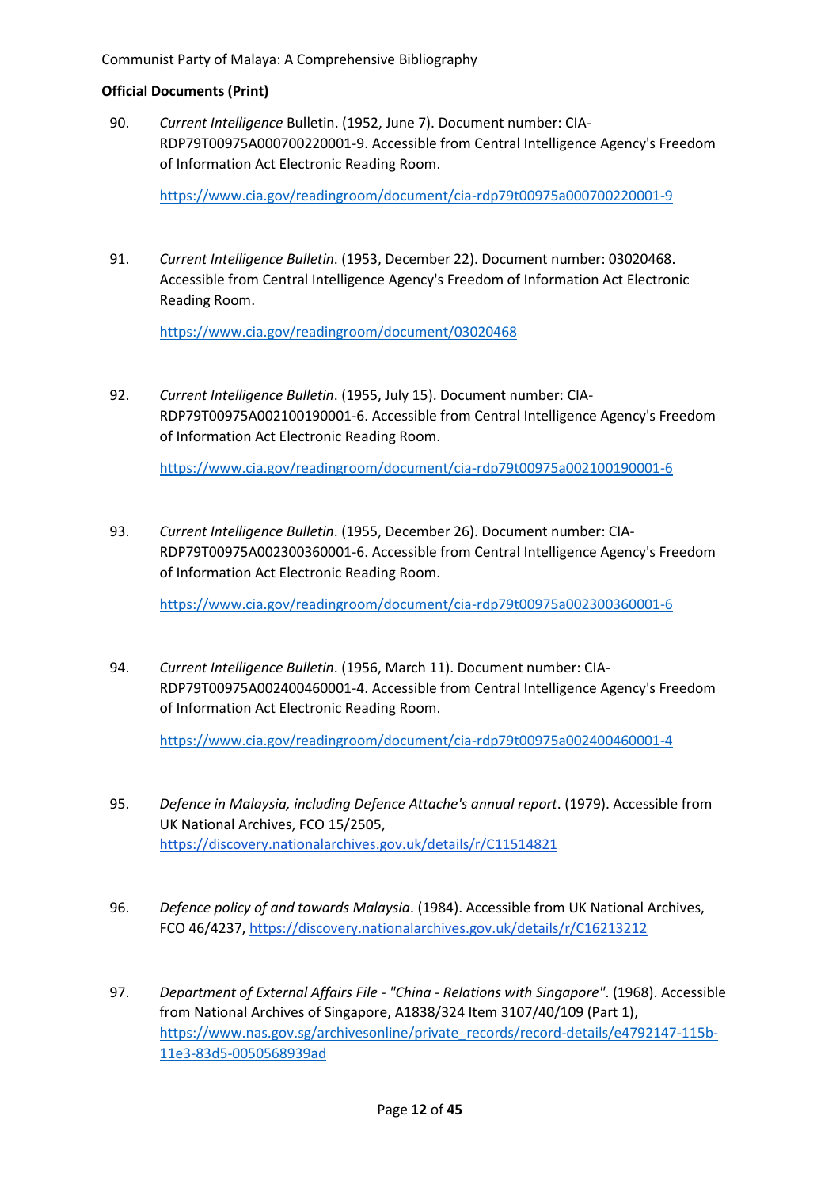**Official Documents (Print)**

90. *Current Intelligence* Bulletin. (1952, June 7). Document number: CIA-RDP79T00975A000700220001-9. Accessible from Central Intelligence Agency's Freedom of Information Act Electronic Reading Room.

    https://www.cia.gov/readingroom/document/cia-rdp79t00975a000700220001-9

91. *Current Intelligence Bulletin*. (1953, December 22). Document number: 03020468. Accessible from Central Intelligence Agency's Freedom of Information Act Electronic Reading Room.

    https://www.cia.gov/readingroom/document/03020468

92. *Current Intelligence Bulletin*. (1955, July 15). Document number: CIA-RDP79T00975A002100190001-6. Accessible from Central Intelligence Agency's Freedom of Information Act Electronic Reading Room.

    https://www.cia.gov/readingroom/document/cia-rdp79t00975a002100190001-6

93. *Current Intelligence Bulletin*. (1955, December 26). Document number: CIA-RDP79T00975A002300360001-6. Accessible from Central Intelligence Agency's Freedom of Information Act Electronic Reading Room.

    https://www.cia.gov/readingroom/document/cia-rdp79t00975a002300360001-6

94. *Current Intelligence Bulletin*. (1956, March 11). Document number: CIA-RDP79T00975A002400460001-4. Accessible from Central Intelligence Agency's Freedom of Information Act Electronic Reading Room.

    https://www.cia.gov/readingroom/document/cia-rdp79t00975a002400460001-4

95. *Defence in Malaysia, including Defence Attache's annual report*. (1979). Accessible from UK National Archives, FCO 15/2505, https://discovery.nationalarchives.gov.uk/details/r/C11514821

96. *Defence policy of and towards Malaysia*. (1984). Accessible from UK National Archives, FCO 46/4237, https://discovery.nationalarchives.gov.uk/details/r/C16213212

97. *Department of External Affairs File - "China - Relations with Singapore"*. (1968). Accessible from National Archives of Singapore, A1838/324 Item 3107/40/109 (Part 1), https://www.nas.gov.sg/archivesonline/private_records/record-details/e4792147-115b-11e3-83d5-0050568939ad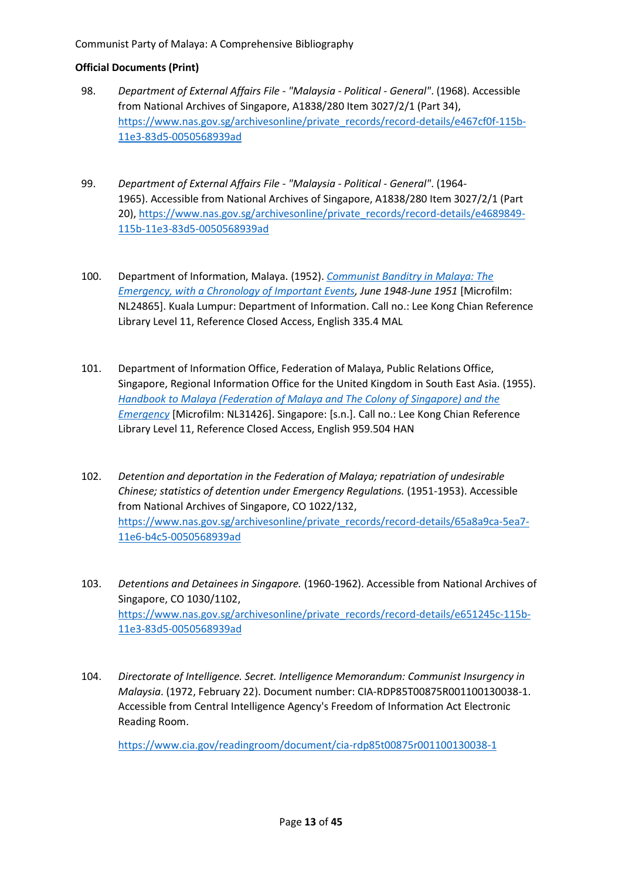**Official Documents (Print)**

98. *Department of External Affairs File - "Malaysia - Political - General"*. (1968). Accessible from National Archives of Singapore, A1838/280 Item 3027/2/1 (Part 34), https://www.nas.gov.sg/archivesonline/private_records/record-details/e467cf0f-115b-11e3-83d5-0050568939ad

99. *Department of External Affairs File - "Malaysia - Political - General"*. (1964-1965). Accessible from National Archives of Singapore, A1838/280 Item 3027/2/1 (Part 20), https://www.nas.gov.sg/archivesonline/private_records/record-details/e4689849-115b-11e3-83d5-0050568939ad

100. Department of Information, Malaya. (1952). *Communist Banditry in Malaya: The Emergency, with a Chronology of Important Events, June 1948-June 1951* [Microfilm: NL24865]. Kuala Lumpur: Department of Information. Call no.: Lee Kong Chian Reference Library Level 11, Reference Closed Access, English 335.4 MAL

101. Department of Information Office, Federation of Malaya, Public Relations Office, Singapore, Regional Information Office for the United Kingdom in South East Asia. (1955). *Handbook to Malaya (Federation of Malaya and The Colony of Singapore) and the Emergency* [Microfilm: NL31426]. Singapore: [s.n.]. Call no.: Lee Kong Chian Reference Library Level 11, Reference Closed Access, English 959.504 HAN

102. *Detention and deportation in the Federation of Malaya; repatriation of undesirable Chinese; statistics of detention under Emergency Regulations.* (1951-1953). Accessible from National Archives of Singapore, CO 1022/132, https://www.nas.gov.sg/archivesonline/private_records/record-details/65a8a9ca-5ea7-11e6-b4c5-0050568939ad

103. *Detentions and Detainees in Singapore.* (1960-1962). Accessible from National Archives of Singapore, CO 1030/1102, https://www.nas.gov.sg/archivesonline/private_records/record-details/e651245c-115b-11e3-83d5-0050568939ad

104. *Directorate of Intelligence. Secret. Intelligence Memorandum: Communist Insurgency in Malaysia*. (1972, February 22). Document number: CIA-RDP85T00875R001100130038-1. Accessible from Central Intelligence Agency's Freedom of Information Act Electronic Reading Room.

    https://www.cia.gov/readingroom/document/cia-rdp85t00875r001100130038-1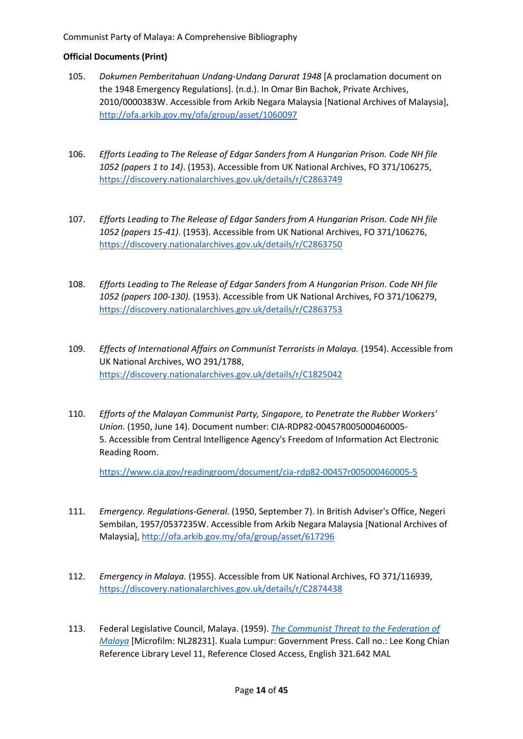**Official Documents (Print)**

105. *Dokumen Pemberitahuan Undang-Undang Darurat 1948* [A proclamation document on the 1948 Emergency Regulations]. (n.d.). In Omar Bin Bachok, Private Archives, 2010/0000383W. Accessible from Arkib Negara Malaysia [National Archives of Malaysia], http://ofa.arkib.gov.my/ofa/group/asset/1060097

106. *Efforts Leading to The Release of Edgar Sanders from A Hungarian Prison. Code NH file 1052 (papers 1 to 14)*. (1953). Accessible from UK National Archives, FO 371/106275, https://discovery.nationalarchives.gov.uk/details/r/C2863749

107. *Efforts Leading to The Release of Edgar Sanders from A Hungarian Prison. Code NH file 1052 (papers 15-41)*. (1953). Accessible from UK National Archives, FO 371/106276, https://discovery.nationalarchives.gov.uk/details/r/C2863750

108. *Efforts Leading to The Release of Edgar Sanders from A Hungarian Prison. Code NH file 1052 (papers 100-130).* (1953). Accessible from UK National Archives, FO 371/106279, https://discovery.nationalarchives.gov.uk/details/r/C2863753

109. *Effects of International Affairs on Communist Terrorists in Malaya.* (1954). Accessible from UK National Archives, WO 291/1788, https://discovery.nationalarchives.gov.uk/details/r/C1825042

110. *Efforts of the Malayan Communist Party, Singapore, to Penetrate the Rubber Workers' Union*. (1950, June 14). Document number: CIA-RDP82-00457R005000460005-5. Accessible from Central Intelligence Agency's Freedom of Information Act Electronic Reading Room.

     https://www.cia.gov/readingroom/document/cia-rdp82-00457r005000460005-5

111. *Emergency. Regulations-General*. (1950, September 7). In British Adviser's Office, Negeri Sembilan, 1957/0537235W. Accessible from Arkib Negara Malaysia [National Archives of Malaysia], http://ofa.arkib.gov.my/ofa/group/asset/617296

112. *Emergency in Malaya.* (1955). Accessible from UK National Archives, FO 371/116939, https://discovery.nationalarchives.gov.uk/details/r/C2874438

113. Federal Legislative Council, Malaya. (1959). *The Communist Threat to the Federation of Malaya* [Microfilm: NL28231]. Kuala Lumpur: Government Press. Call no.: Lee Kong Chian Reference Library Level 11, Reference Closed Access, English 321.642 MAL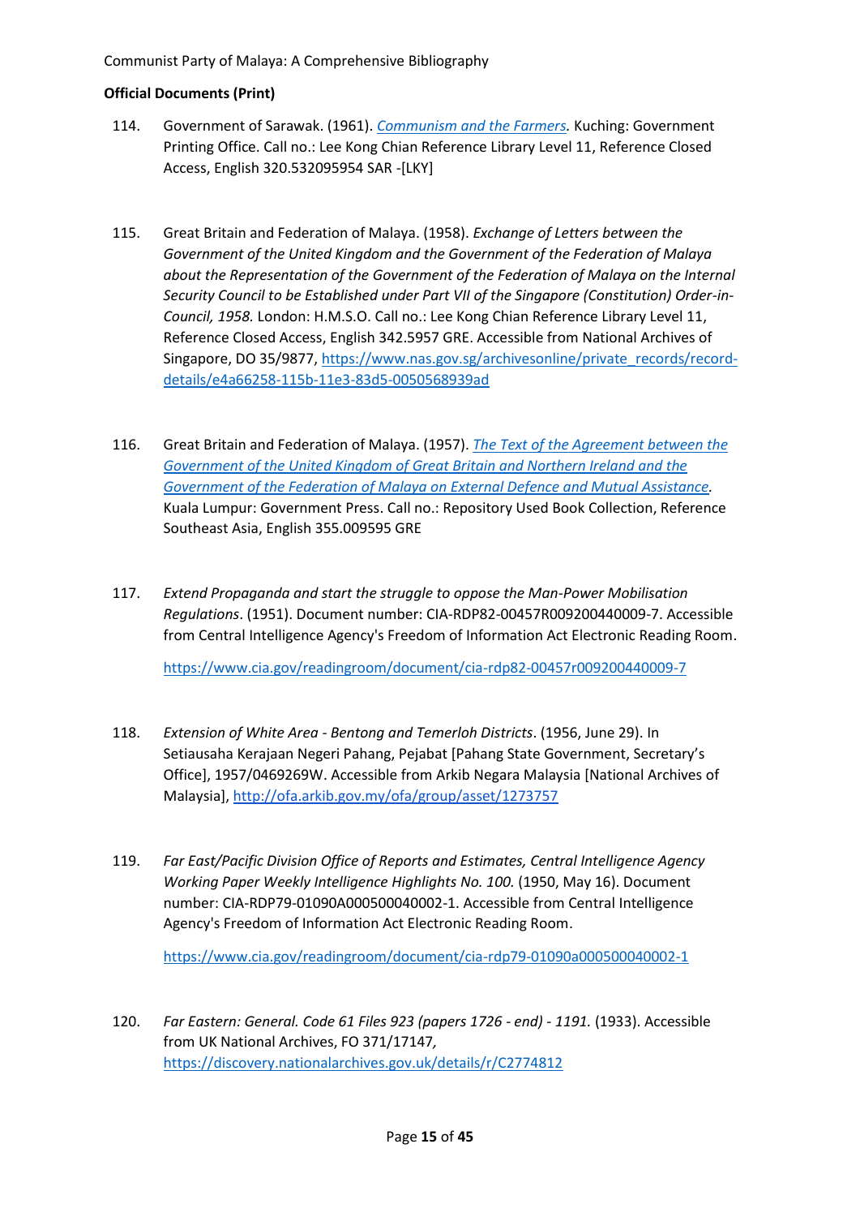**Official Documents (Print)**

114. Government of Sarawak. (1961). *Communism and the Farmers.* Kuching: Government Printing Office. Call no.: Lee Kong Chian Reference Library Level 11, Reference Closed Access, English 320.532095954 SAR -[LKY]

115. Great Britain and Federation of Malaya. (1958). *Exchange of Letters between the Government of the United Kingdom and the Government of the Federation of Malaya about the Representation of the Government of the Federation of Malaya on the Internal Security Council to be Established under Part VII of the Singapore (Constitution) Order-in-Council, 1958.* London: H.M.S.O. Call no.: Lee Kong Chian Reference Library Level 11, Reference Closed Access, English 342.5957 GRE. Accessible from National Archives of Singapore, DO 35/9877, https://www.nas.gov.sg/archivesonline/private_records/record-details/e4a66258-115b-11e3-83d5-0050568939ad

116. Great Britain and Federation of Malaya. (1957). *The Text of the Agreement between the Government of the United Kingdom of Great Britain and Northern Ireland and the Government of the Federation of Malaya on External Defence and Mutual Assistance.* Kuala Lumpur: Government Press. Call no.: Repository Used Book Collection, Reference Southeast Asia, English 355.009595 GRE

117. *Extend Propaganda and start the struggle to oppose the Man-Power Mobilisation Regulations*. (1951). Document number: CIA-RDP82-00457R009200440009-7. Accessible from Central Intelligence Agency's Freedom of Information Act Electronic Reading Room.

    https://www.cia.gov/readingroom/document/cia-rdp82-00457r009200440009-7

118. *Extension of White Area - Bentong and Temerloh Districts*. (1956, June 29). In Setiausaha Kerajaan Negeri Pahang, Pejabat [Pahang State Government, Secretary's Office], 1957/0469269W. Accessible from Arkib Negara Malaysia [National Archives of Malaysia], http://ofa.arkib.gov.my/ofa/group/asset/1273757

119. *Far East/Pacific Division Office of Reports and Estimates, Central Intelligence Agency Working Paper Weekly Intelligence Highlights No. 100.* (1950, May 16). Document number: CIA-RDP79-01090A000500040002-1. Accessible from Central Intelligence Agency's Freedom of Information Act Electronic Reading Room.

    https://www.cia.gov/readingroom/document/cia-rdp79-01090a000500040002-1

120. *Far Eastern: General. Code 61 Files 923 (papers 1726 - end) - 1191.* (1933). Accessible from UK National Archives, FO 371/17147, https://discovery.nationalarchives.gov.uk/details/r/C2774812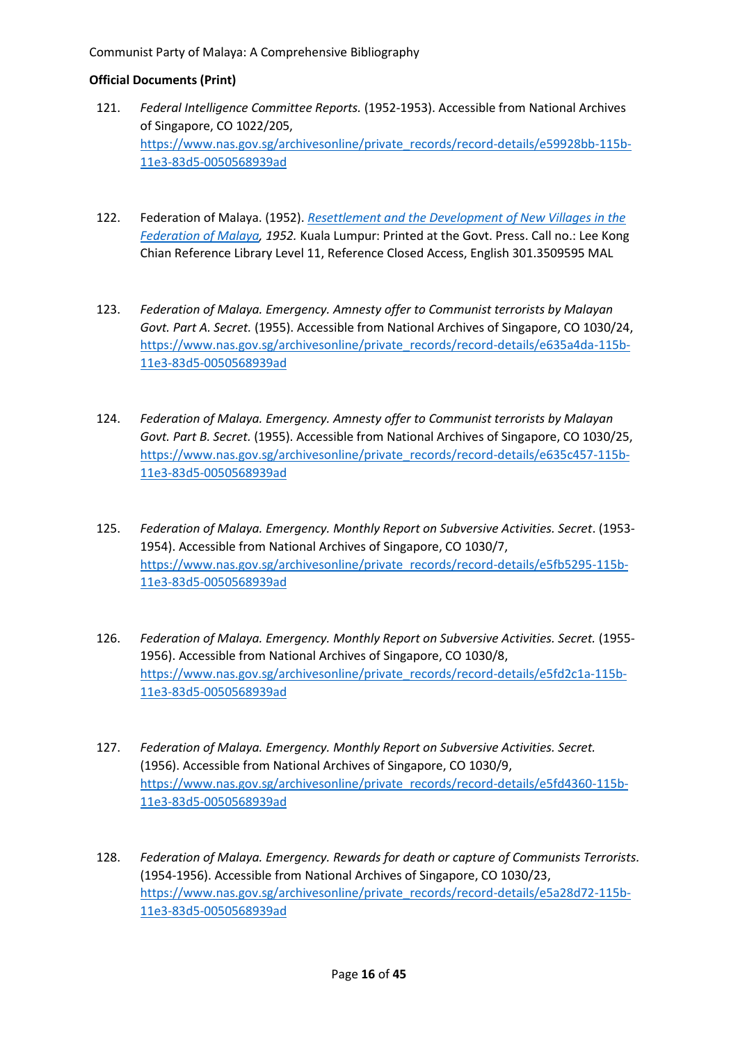**Official Documents (Print)**

121. *Federal Intelligence Committee Reports.* (1952-1953). Accessible from National Archives of Singapore, CO 1022/205, https://www.nas.gov.sg/archivesonline/private_records/record-details/e59928bb-115b-11e3-83d5-0050568939ad

122. Federation of Malaya. (1952). *Resettlement and the Development of New Villages in the Federation of Malaya, 1952.* Kuala Lumpur: Printed at the Govt. Press. Call no.: Lee Kong Chian Reference Library Level 11, Reference Closed Access, English 301.3509595 MAL

123. *Federation of Malaya. Emergency. Amnesty offer to Communist terrorists by Malayan Govt. Part A. Secret.* (1955). Accessible from National Archives of Singapore, CO 1030/24, https://www.nas.gov.sg/archivesonline/private_records/record-details/e635a4da-115b-11e3-83d5-0050568939ad

124. *Federation of Malaya. Emergency. Amnesty offer to Communist terrorists by Malayan Govt. Part B. Secret.* (1955). Accessible from National Archives of Singapore, CO 1030/25, https://www.nas.gov.sg/archivesonline/private_records/record-details/e635c457-115b-11e3-83d5-0050568939ad

125. *Federation of Malaya. Emergency. Monthly Report on Subversive Activities. Secret*. (1953-1954). Accessible from National Archives of Singapore, CO 1030/7, https://www.nas.gov.sg/archivesonline/private_records/record-details/e5fb5295-115b-11e3-83d5-0050568939ad

126. *Federation of Malaya. Emergency. Monthly Report on Subversive Activities. Secret.* (1955-1956). Accessible from National Archives of Singapore, CO 1030/8, https://www.nas.gov.sg/archivesonline/private_records/record-details/e5fd2c1a-115b-11e3-83d5-0050568939ad

127. *Federation of Malaya. Emergency. Monthly Report on Subversive Activities. Secret.* (1956). Accessible from National Archives of Singapore, CO 1030/9, https://www.nas.gov.sg/archivesonline/private_records/record-details/e5fd4360-115b-11e3-83d5-0050568939ad

128. *Federation of Malaya. Emergency. Rewards for death or capture of Communists Terrorists.* (1954-1956). Accessible from National Archives of Singapore, CO 1030/23, https://www.nas.gov.sg/archivesonline/private_records/record-details/e5a28d72-115b-11e3-83d5-0050568939ad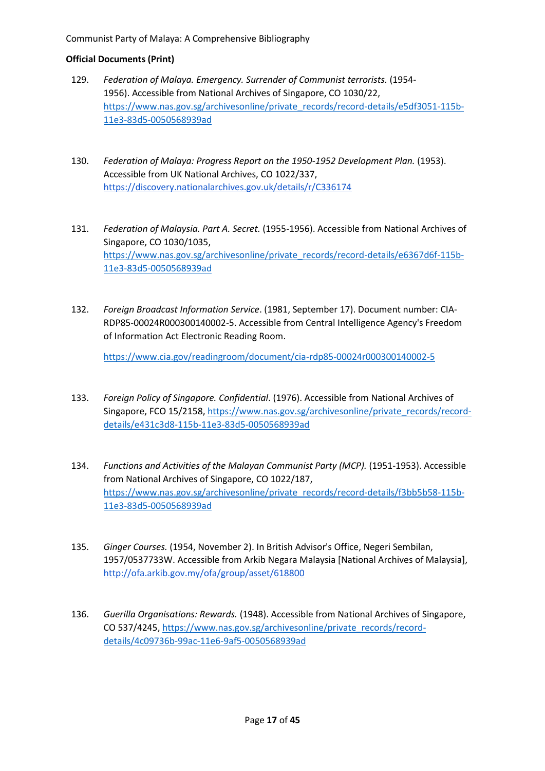**Official Documents (Print)**

129. *Federation of Malaya. Emergency. Surrender of Communist terrorists.* (1954-1956). Accessible from National Archives of Singapore, CO 1030/22, https://www.nas.gov.sg/archivesonline/private_records/record-details/e5df3051-115b-11e3-83d5-0050568939ad

130. *Federation of Malaya: Progress Report on the 1950-1952 Development Plan.* (1953). Accessible from UK National Archives, CO 1022/337, https://discovery.nationalarchives.gov.uk/details/r/C336174

131. *Federation of Malaysia. Part A. Secret.* (1955-1956). Accessible from National Archives of Singapore, CO 1030/1035, https://www.nas.gov.sg/archivesonline/private_records/record-details/e6367d6f-115b-11e3-83d5-0050568939ad

132. *Foreign Broadcast Information Service*. (1981, September 17). Document number: CIA-RDP85-00024R000300140002-5. Accessible from Central Intelligence Agency's Freedom of Information Act Electronic Reading Room.

    https://www.cia.gov/readingroom/document/cia-rdp85-00024r000300140002-5

133. *Foreign Policy of Singapore. Confidential*. (1976). Accessible from National Archives of Singapore, FCO 15/2158, https://www.nas.gov.sg/archivesonline/private_records/record-details/e431c3d8-115b-11e3-83d5-0050568939ad

134. *Functions and Activities of the Malayan Communist Party (MCP).* (1951-1953). Accessible from National Archives of Singapore, CO 1022/187, https://www.nas.gov.sg/archivesonline/private_records/record-details/f3bb5b58-115b-11e3-83d5-0050568939ad

135. *Ginger Courses.* (1954, November 2). In British Advisor's Office, Negeri Sembilan, 1957/0537733W. Accessible from Arkib Negara Malaysia [National Archives of Malaysia], http://ofa.arkib.gov.my/ofa/group/asset/618800

136. *Guerilla Organisations: Rewards.* (1948). Accessible from National Archives of Singapore, CO 537/4245, https://www.nas.gov.sg/archivesonline/private_records/record-details/4c09736b-99ac-11e6-9af5-0050568939ad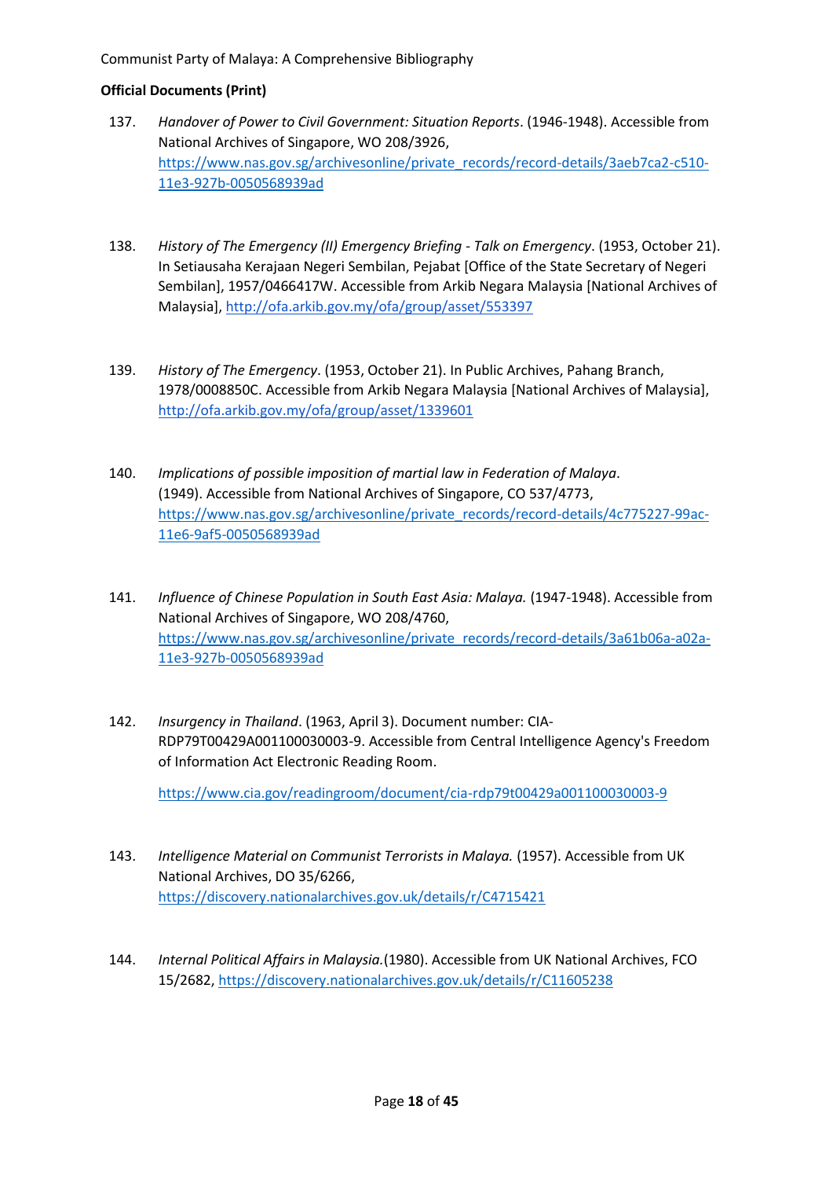**Official Documents (Print)**

137. *Handover of Power to Civil Government: Situation Reports*. (1946-1948). Accessible from National Archives of Singapore, WO 208/3926, https://www.nas.gov.sg/archivesonline/private_records/record-details/3aeb7ca2-c510-11e3-927b-0050568939ad

138. *History of The Emergency (II) Emergency Briefing - Talk on Emergency*. (1953, October 21). In Setiausaha Kerajaan Negeri Sembilan, Pejabat [Office of the State Secretary of Negeri Sembilan], 1957/0466417W. Accessible from Arkib Negara Malaysia [National Archives of Malaysia], http://ofa.arkib.gov.my/ofa/group/asset/553397

139. *History of The Emergency*. (1953, October 21). In Public Archives, Pahang Branch, 1978/0008850C. Accessible from Arkib Negara Malaysia [National Archives of Malaysia], http://ofa.arkib.gov.my/ofa/group/asset/1339601

140. *Implications of possible imposition of martial law in Federation of Malaya*. (1949). Accessible from National Archives of Singapore, CO 537/4773, https://www.nas.gov.sg/archivesonline/private_records/record-details/4c775227-99ac-11e6-9af5-0050568939ad

141. *Influence of Chinese Population in South East Asia: Malaya.* (1947-1948). Accessible from National Archives of Singapore, WO 208/4760, https://www.nas.gov.sg/archivesonline/private_records/record-details/3a61b06a-a02a-11e3-927b-0050568939ad

142. *Insurgency in Thailand*. (1963, April 3). Document number: CIA-RDP79T00429A001100030003-9. Accessible from Central Intelligence Agency's Freedom of Information Act Electronic Reading Room.

    https://www.cia.gov/readingroom/document/cia-rdp79t00429a001100030003-9

143. *Intelligence Material on Communist Terrorists in Malaya.* (1957). Accessible from UK National Archives, DO 35/6266, https://discovery.nationalarchives.gov.uk/details/r/C4715421

144. *Internal Political Affairs in Malaysia.*(1980). Accessible from UK National Archives, FCO 15/2682, https://discovery.nationalarchives.gov.uk/details/r/C11605238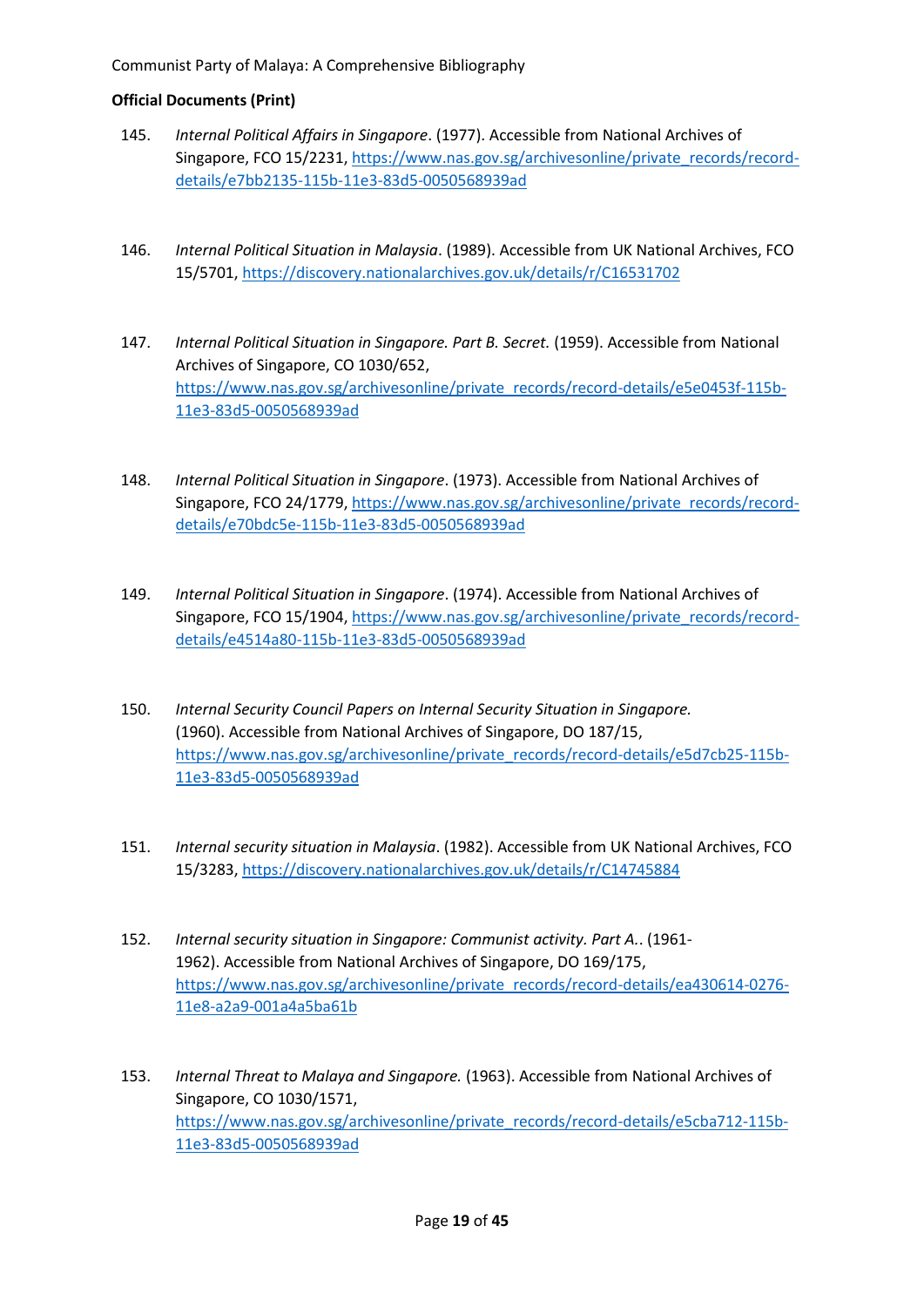**Official Documents (Print)**

145. *Internal Political Affairs in Singapore*. (1977). Accessible from National Archives of Singapore, FCO 15/2231, https://www.nas.gov.sg/archivesonline/private_records/record-details/e7bb2135-115b-11e3-83d5-0050568939ad

146. *Internal Political Situation in Malaysia*. (1989). Accessible from UK National Archives, FCO 15/5701, https://discovery.nationalarchives.gov.uk/details/r/C16531702

147. *Internal Political Situation in Singapore. Part B. Secret.* (1959). Accessible from National Archives of Singapore, CO 1030/652, https://www.nas.gov.sg/archivesonline/private_records/record-details/e5e0453f-115b-11e3-83d5-0050568939ad

148. *Internal Political Situation in Singapore*. (1973). Accessible from National Archives of Singapore, FCO 24/1779, https://www.nas.gov.sg/archivesonline/private_records/record-details/e70bdc5e-115b-11e3-83d5-0050568939ad

149. *Internal Political Situation in Singapore*. (1974). Accessible from National Archives of Singapore, FCO 15/1904, https://www.nas.gov.sg/archivesonline/private_records/record-details/e4514a80-115b-11e3-83d5-0050568939ad

150. *Internal Security Council Papers on Internal Security Situation in Singapore.* (1960). Accessible from National Archives of Singapore, DO 187/15, https://www.nas.gov.sg/archivesonline/private_records/record-details/e5d7cb25-115b-11e3-83d5-0050568939ad

151. *Internal security situation in Malaysia*. (1982). Accessible from UK National Archives, FCO 15/3283, https://discovery.nationalarchives.gov.uk/details/r/C14745884

152. *Internal security situation in Singapore: Communist activity. Part A.*. (1961-1962). Accessible from National Archives of Singapore, DO 169/175, https://www.nas.gov.sg/archivesonline/private_records/record-details/ea430614-0276-11e8-a2a9-001a4a5ba61b

153. *Internal Threat to Malaya and Singapore.* (1963). Accessible from National Archives of Singapore, CO 1030/1571, https://www.nas.gov.sg/archivesonline/private_records/record-details/e5cba712-115b-11e3-83d5-0050568939ad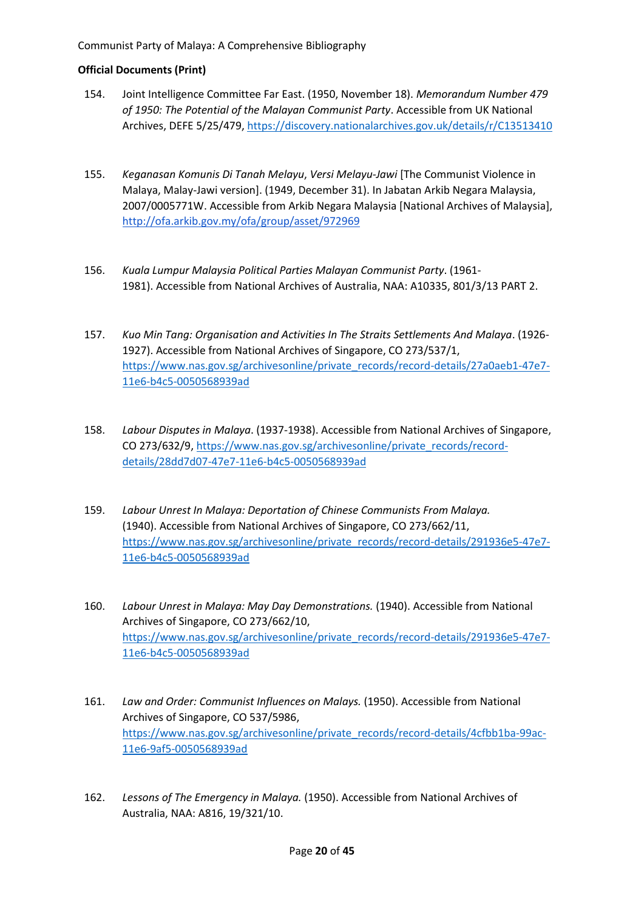**Official Documents (Print)**

154. Joint Intelligence Committee Far East. (1950, November 18). *Memorandum Number 479 of 1950: The Potential of the Malayan Communist Party*. Accessible from UK National Archives, DEFE 5/25/479, https://discovery.nationalarchives.gov.uk/details/r/C13513410

155. *Keganasan Komunis Di Tanah Melayu*, *Versi Melayu-Jawi* [The Communist Violence in Malaya, Malay-Jawi version]. (1949, December 31). In Jabatan Arkib Negara Malaysia, 2007/0005771W. Accessible from Arkib Negara Malaysia [National Archives of Malaysia], http://ofa.arkib.gov.my/ofa/group/asset/972969

156. *Kuala Lumpur Malaysia Political Parties Malayan Communist Party*. (1961-1981). Accessible from National Archives of Australia, NAA: A10335, 801/3/13 PART 2.

157. *Kuo Min Tang: Organisation and Activities In The Straits Settlements And Malaya*. (1926-1927). Accessible from National Archives of Singapore, CO 273/537/1, https://www.nas.gov.sg/archivesonline/private_records/record-details/27a0aeb1-47e7-11e6-b4c5-0050568939ad

158. *Labour Disputes in Malaya*. (1937-1938). Accessible from National Archives of Singapore, CO 273/632/9, https://www.nas.gov.sg/archivesonline/private_records/record-details/28dd7d07-47e7-11e6-b4c5-0050568939ad

159. *Labour Unrest In Malaya: Deportation of Chinese Communists From Malaya.* (1940). Accessible from National Archives of Singapore, CO 273/662/11, https://www.nas.gov.sg/archivesonline/private_records/record-details/291936e5-47e7-11e6-b4c5-0050568939ad

160. *Labour Unrest in Malaya: May Day Demonstrations.* (1940). Accessible from National Archives of Singapore, CO 273/662/10, https://www.nas.gov.sg/archivesonline/private_records/record-details/291936e5-47e7-11e6-b4c5-0050568939ad

161. *Law and Order: Communist Influences on Malays.* (1950). Accessible from National Archives of Singapore, CO 537/5986, https://www.nas.gov.sg/archivesonline/private_records/record-details/4cfbb1ba-99ac-11e6-9af5-0050568939ad

162. *Lessons of The Emergency in Malaya.* (1950). Accessible from National Archives of Australia, NAA: A816, 19/321/10.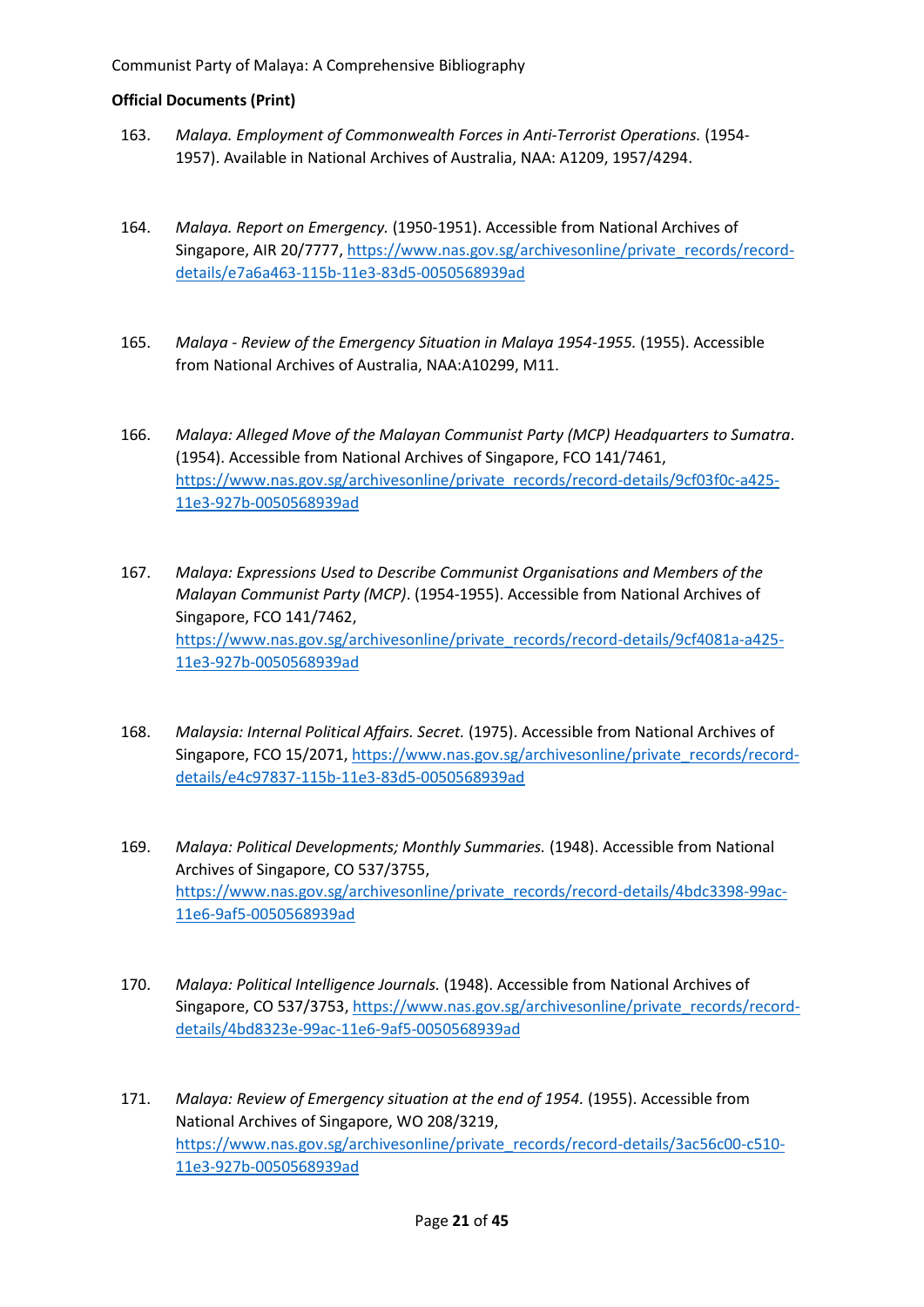**Official Documents (Print)**

163. *Malaya. Employment of Commonwealth Forces in Anti-Terrorist Operations.* (1954-1957). Available in National Archives of Australia, NAA: A1209, 1957/4294.

164. *Malaya. Report on Emergency.* (1950-1951). Accessible from National Archives of Singapore, AIR 20/7777, https://www.nas.gov.sg/archivesonline/private_records/record-details/e7a6a463-115b-11e3-83d5-0050568939ad

165. *Malaya - Review of the Emergency Situation in Malaya 1954-1955.* (1955). Accessible from National Archives of Australia, NAA:A10299, M11.

166. *Malaya: Alleged Move of the Malayan Communist Party (MCP) Headquarters to Sumatra*. (1954). Accessible from National Archives of Singapore, FCO 141/7461, https://www.nas.gov.sg/archivesonline/private_records/record-details/9cf03f0c-a425-11e3-927b-0050568939ad

167. *Malaya: Expressions Used to Describe Communist Organisations and Members of the Malayan Communist Party (MCP)*. (1954-1955). Accessible from National Archives of Singapore, FCO 141/7462, https://www.nas.gov.sg/archivesonline/private_records/record-details/9cf4081a-a425-11e3-927b-0050568939ad

168. *Malaysia: Internal Political Affairs. Secret.* (1975). Accessible from National Archives of Singapore, FCO 15/2071, https://www.nas.gov.sg/archivesonline/private_records/record-details/e4c97837-115b-11e3-83d5-0050568939ad

169. *Malaya: Political Developments; Monthly Summaries.* (1948). Accessible from National Archives of Singapore, CO 537/3755, https://www.nas.gov.sg/archivesonline/private_records/record-details/4bdc3398-99ac-11e6-9af5-0050568939ad

170. *Malaya: Political Intelligence Journals.* (1948). Accessible from National Archives of Singapore, CO 537/3753, https://www.nas.gov.sg/archivesonline/private_records/record-details/4bd8323e-99ac-11e6-9af5-0050568939ad

171. *Malaya: Review of Emergency situation at the end of 1954.* (1955). Accessible from National Archives of Singapore, WO 208/3219, https://www.nas.gov.sg/archivesonline/private_records/record-details/3ac56c00-c510-11e3-927b-0050568939ad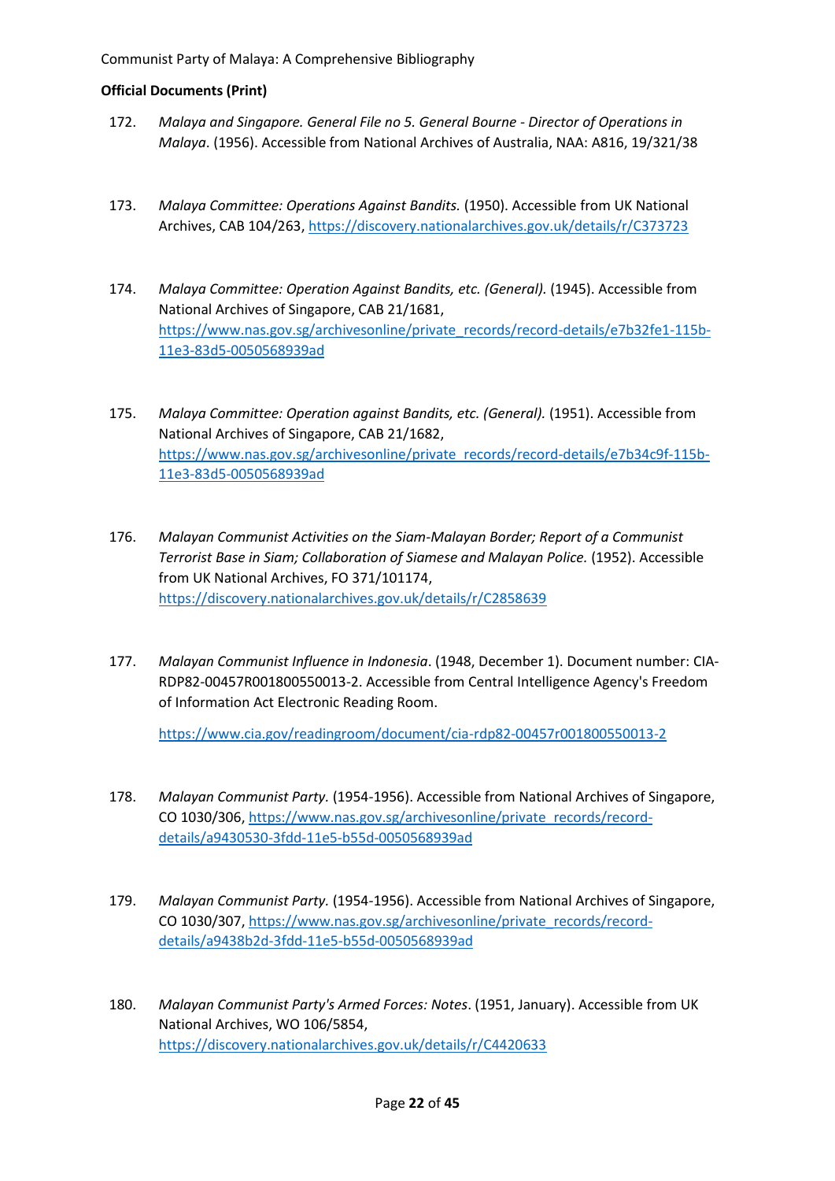**Official Documents (Print)**

172. *Malaya and Singapore. General File no 5. General Bourne - Director of Operations in Malaya*. (1956). Accessible from National Archives of Australia, NAA: A816, 19/321/38

173. *Malaya Committee: Operations Against Bandits.* (1950). Accessible from UK National Archives, CAB 104/263, https://discovery.nationalarchives.gov.uk/details/r/C373723

174. *Malaya Committee: Operation Against Bandits, etc. (General).* (1945). Accessible from National Archives of Singapore, CAB 21/1681, https://www.nas.gov.sg/archivesonline/private_records/record-details/e7b32fe1-115b-11e3-83d5-0050568939ad

175. *Malaya Committee: Operation against Bandits, etc. (General).* (1951). Accessible from National Archives of Singapore, CAB 21/1682, https://www.nas.gov.sg/archivesonline/private_records/record-details/e7b34c9f-115b-11e3-83d5-0050568939ad

176. *Malayan Communist Activities on the Siam-Malayan Border; Report of a Communist Terrorist Base in Siam; Collaboration of Siamese and Malayan Police.* (1952). Accessible from UK National Archives, FO 371/101174, https://discovery.nationalarchives.gov.uk/details/r/C2858639

177. *Malayan Communist Influence in Indonesia*. (1948, December 1). Document number: CIA-RDP82-00457R001800550013-2. Accessible from Central Intelligence Agency's Freedom of Information Act Electronic Reading Room.

    https://www.cia.gov/readingroom/document/cia-rdp82-00457r001800550013-2

178. *Malayan Communist Party.* (1954-1956). Accessible from National Archives of Singapore, CO 1030/306, https://www.nas.gov.sg/archivesonline/private_records/record-details/a9430530-3fdd-11e5-b55d-0050568939ad

179. *Malayan Communist Party.* (1954-1956). Accessible from National Archives of Singapore, CO 1030/307, https://www.nas.gov.sg/archivesonline/private_records/record-details/a9438b2d-3fdd-11e5-b55d-0050568939ad

180. *Malayan Communist Party's Armed Forces: Notes*. (1951, January). Accessible from UK National Archives, WO 106/5854, https://discovery.nationalarchives.gov.uk/details/r/C4420633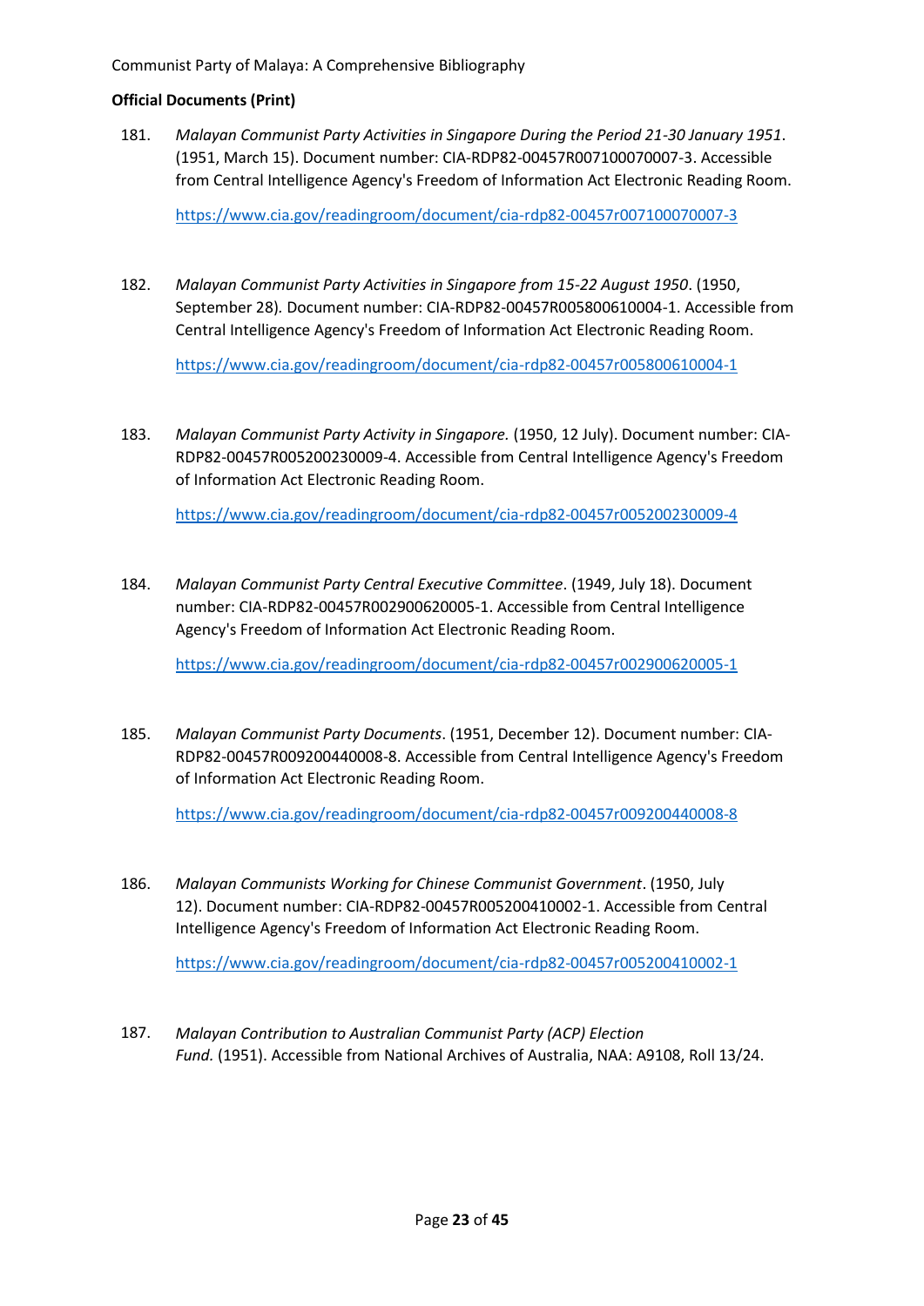**Official Documents (Print)**

181. *Malayan Communist Party Activities in Singapore During the Period 21-30 January 1951*. (1951, March 15). Document number: CIA-RDP82-00457R007100070007-3. Accessible from Central Intelligence Agency's Freedom of Information Act Electronic Reading Room.

    https://www.cia.gov/readingroom/document/cia-rdp82-00457r007100070007-3

182. *Malayan Communist Party Activities in Singapore from 15-22 August 1950*. (1950, September 28). Document number: CIA-RDP82-00457R005800610004-1. Accessible from Central Intelligence Agency's Freedom of Information Act Electronic Reading Room.

    https://www.cia.gov/readingroom/document/cia-rdp82-00457r005800610004-1

183. *Malayan Communist Party Activity in Singapore.* (1950, 12 July). Document number: CIA-RDP82-00457R005200230009-4. Accessible from Central Intelligence Agency's Freedom of Information Act Electronic Reading Room.

    https://www.cia.gov/readingroom/document/cia-rdp82-00457r005200230009-4

184. *Malayan Communist Party Central Executive Committee*. (1949, July 18). Document number: CIA-RDP82-00457R002900620005-1. Accessible from Central Intelligence Agency's Freedom of Information Act Electronic Reading Room.

    https://www.cia.gov/readingroom/document/cia-rdp82-00457r002900620005-1

185. *Malayan Communist Party Documents*. (1951, December 12). Document number: CIA-RDP82-00457R009200440008-8. Accessible from Central Intelligence Agency's Freedom of Information Act Electronic Reading Room.

    https://www.cia.gov/readingroom/document/cia-rdp82-00457r009200440008-8

186. *Malayan Communists Working for Chinese Communist Government*. (1950, July 12). Document number: CIA-RDP82-00457R005200410002-1. Accessible from Central Intelligence Agency's Freedom of Information Act Electronic Reading Room.

    https://www.cia.gov/readingroom/document/cia-rdp82-00457r005200410002-1

187. *Malayan Contribution to Australian Communist Party (ACP) Election Fund.* (1951). Accessible from National Archives of Australia, NAA: A9108, Roll 13/24.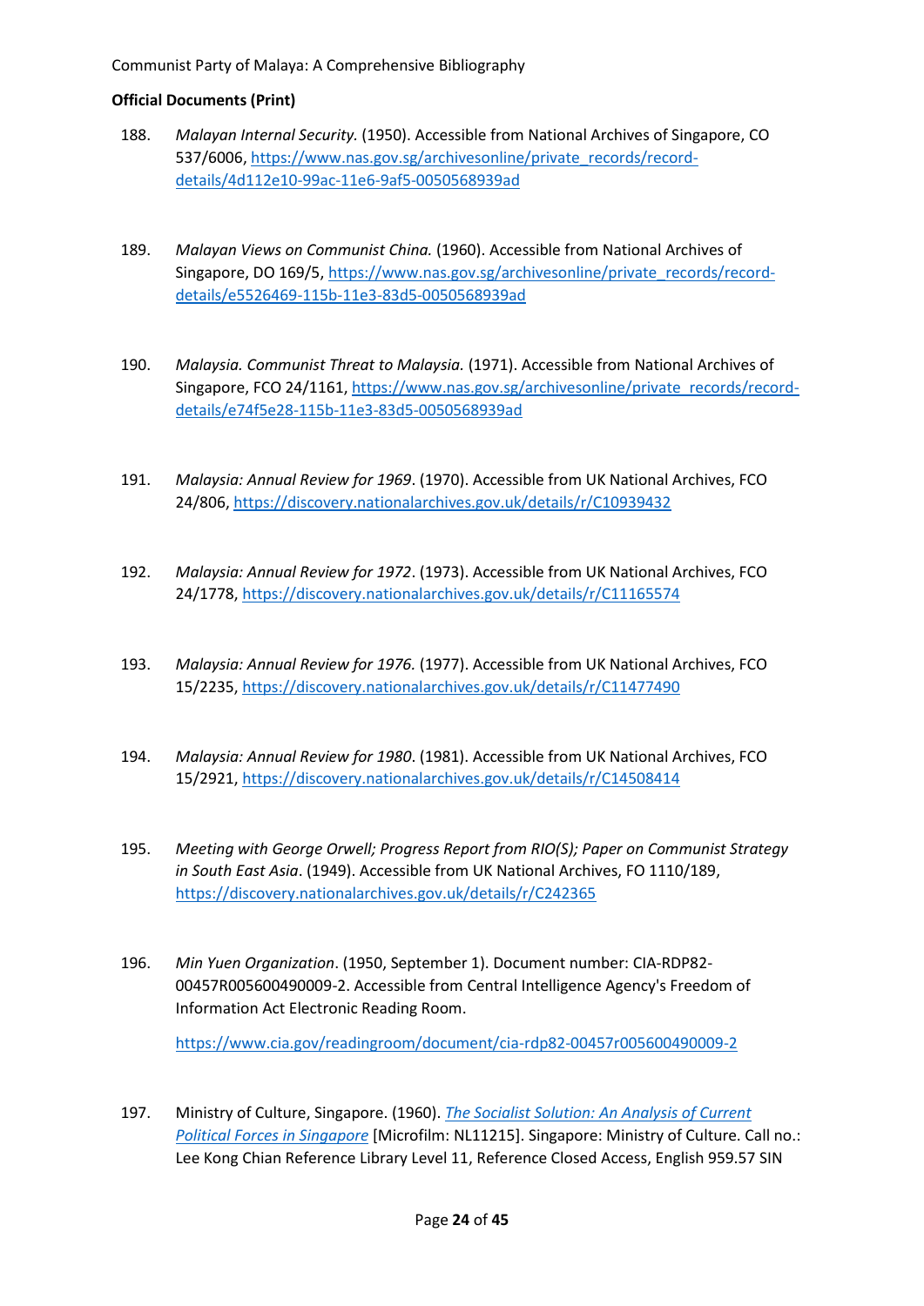**Official Documents (Print)**

188. *Malayan Internal Security.* (1950). Accessible from National Archives of Singapore, CO 537/6006, https://www.nas.gov.sg/archivesonline/private_records/record-details/4d112e10-99ac-11e6-9af5-0050568939ad

189. *Malayan Views on Communist China.* (1960). Accessible from National Archives of Singapore, DO 169/5, https://www.nas.gov.sg/archivesonline/private_records/record-details/e5526469-115b-11e3-83d5-0050568939ad

190. *Malaysia. Communist Threat to Malaysia.* (1971). Accessible from National Archives of Singapore, FCO 24/1161, https://www.nas.gov.sg/archivesonline/private_records/record-details/e74f5e28-115b-11e3-83d5-0050568939ad

191. *Malaysia: Annual Review for 1969*. (1970). Accessible from UK National Archives, FCO 24/806, https://discovery.nationalarchives.gov.uk/details/r/C10939432

192. *Malaysia: Annual Review for 1972*. (1973). Accessible from UK National Archives, FCO 24/1778, https://discovery.nationalarchives.gov.uk/details/r/C11165574

193. *Malaysia: Annual Review for 1976.* (1977). Accessible from UK National Archives, FCO 15/2235, https://discovery.nationalarchives.gov.uk/details/r/C11477490

194. *Malaysia: Annual Review for 1980*. (1981). Accessible from UK National Archives, FCO 15/2921, https://discovery.nationalarchives.gov.uk/details/r/C14508414

195. *Meeting with George Orwell; Progress Report from RIO(S); Paper on Communist Strategy in South East Asia*. (1949). Accessible from UK National Archives, FO 1110/189, https://discovery.nationalarchives.gov.uk/details/r/C242365

196. *Min Yuen Organization*. (1950, September 1). Document number: CIA-RDP82-00457R005600490009-2. Accessible from Central Intelligence Agency's Freedom of Information Act Electronic Reading Room.

    https://www.cia.gov/readingroom/document/cia-rdp82-00457r005600490009-2

197. Ministry of Culture, Singapore. (1960). *The Socialist Solution: An Analysis of Current Political Forces in Singapore* [Microfilm: NL11215]. Singapore: Ministry of Culture. Call no.: Lee Kong Chian Reference Library Level 11, Reference Closed Access, English 959.57 SIN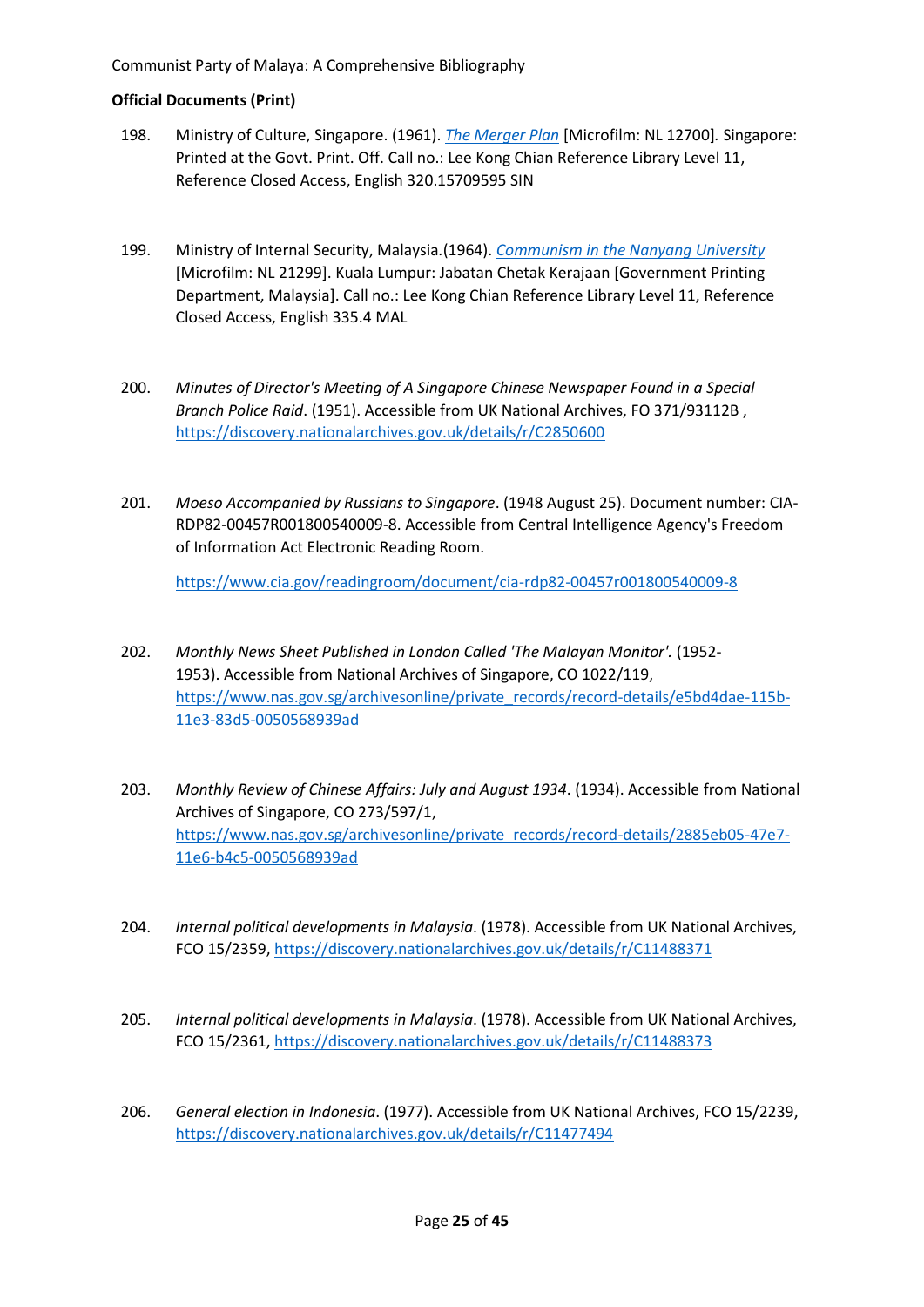**Official Documents (Print)**

198. Ministry of Culture, Singapore. (1961). *The Merger Plan* [Microfilm: NL 12700]. Singapore: Printed at the Govt. Print. Off. Call no.: Lee Kong Chian Reference Library Level 11, Reference Closed Access, English 320.15709595 SIN

199. Ministry of Internal Security, Malaysia.(1964). *Communism in the Nanyang University* [Microfilm: NL 21299]. Kuala Lumpur: Jabatan Chetak Kerajaan [Government Printing Department, Malaysia]. Call no.: Lee Kong Chian Reference Library Level 11, Reference Closed Access, English 335.4 MAL

200. *Minutes of Director's Meeting of A Singapore Chinese Newspaper Found in a Special Branch Police Raid*. (1951). Accessible from UK National Archives, FO 371/93112B , https://discovery.nationalarchives.gov.uk/details/r/C2850600

201. *Moeso Accompanied by Russians to Singapore*. (1948 August 25). Document number: CIA-RDP82-00457R001800540009-8. Accessible from Central Intelligence Agency's Freedom of Information Act Electronic Reading Room.

   https://www.cia.gov/readingroom/document/cia-rdp82-00457r001800540009-8

202. *Monthly News Sheet Published in London Called 'The Malayan Monitor'.* (1952-1953). Accessible from National Archives of Singapore, CO 1022/119, https://www.nas.gov.sg/archivesonline/private_records/record-details/e5bd4dae-115b-11e3-83d5-0050568939ad

203. *Monthly Review of Chinese Affairs: July and August 1934*. (1934). Accessible from National Archives of Singapore, CO 273/597/1, https://www.nas.gov.sg/archivesonline/private_records/record-details/2885eb05-47e7-11e6-b4c5-0050568939ad

204. *Internal political developments in Malaysia*. (1978). Accessible from UK National Archives, FCO 15/2359, https://discovery.nationalarchives.gov.uk/details/r/C11488371

205. *Internal political developments in Malaysia*. (1978). Accessible from UK National Archives, FCO 15/2361, https://discovery.nationalarchives.gov.uk/details/r/C11488373

206. *General election in Indonesia*. (1977). Accessible from UK National Archives, FCO 15/2239, https://discovery.nationalarchives.gov.uk/details/r/C11477494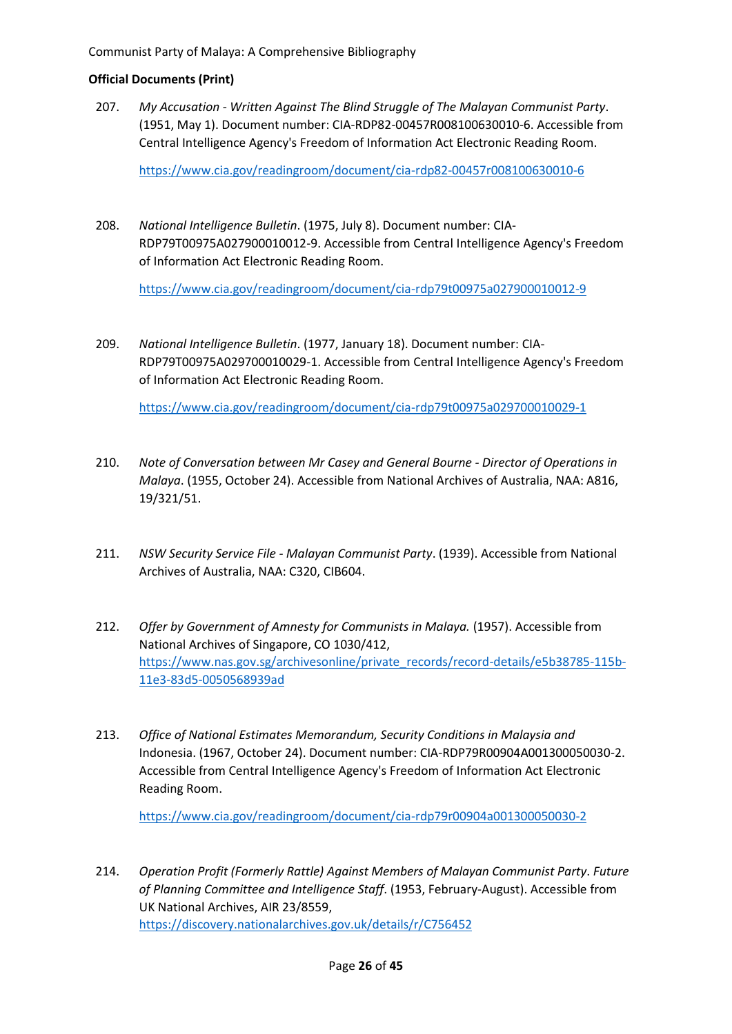**Official Documents (Print)**

207. *My Accusation - Written Against The Blind Struggle of The Malayan Communist Party*. (1951, May 1). Document number: CIA-RDP82-00457R008100630010-6. Accessible from Central Intelligence Agency's Freedom of Information Act Electronic Reading Room.

    https://www.cia.gov/readingroom/document/cia-rdp82-00457r008100630010-6

208. *National Intelligence Bulletin*. (1975, July 8). Document number: CIA-RDP79T00975A027900010012-9. Accessible from Central Intelligence Agency's Freedom of Information Act Electronic Reading Room.

    https://www.cia.gov/readingroom/document/cia-rdp79t00975a027900010012-9

209. *National Intelligence Bulletin*. (1977, January 18). Document number: CIA-RDP79T00975A029700010029-1. Accessible from Central Intelligence Agency's Freedom of Information Act Electronic Reading Room.

    https://www.cia.gov/readingroom/document/cia-rdp79t00975a029700010029-1

210. *Note of Conversation between Mr Casey and General Bourne - Director of Operations in Malaya*. (1955, October 24). Accessible from National Archives of Australia, NAA: A816, 19/321/51.

211. *NSW Security Service File - Malayan Communist Party*. (1939). Accessible from National Archives of Australia, NAA: C320, CIB604.

212. *Offer by Government of Amnesty for Communists in Malaya.* (1957). Accessible from National Archives of Singapore, CO 1030/412, https://www.nas.gov.sg/archivesonline/private_records/record-details/e5b38785-115b-11e3-83d5-0050568939ad

213. *Office of National Estimates Memorandum, Security Conditions in Malaysia and* Indonesia. (1967, October 24). Document number: CIA-RDP79R00904A001300050030-2. Accessible from Central Intelligence Agency's Freedom of Information Act Electronic Reading Room.

    https://www.cia.gov/readingroom/document/cia-rdp79r00904a001300050030-2

214. *Operation Profit (Formerly Rattle) Against Members of Malayan Communist Party. Future of Planning Committee and Intelligence Staff*. (1953, February-August). Accessible from UK National Archives, AIR 23/8559, https://discovery.nationalarchives.gov.uk/details/r/C756452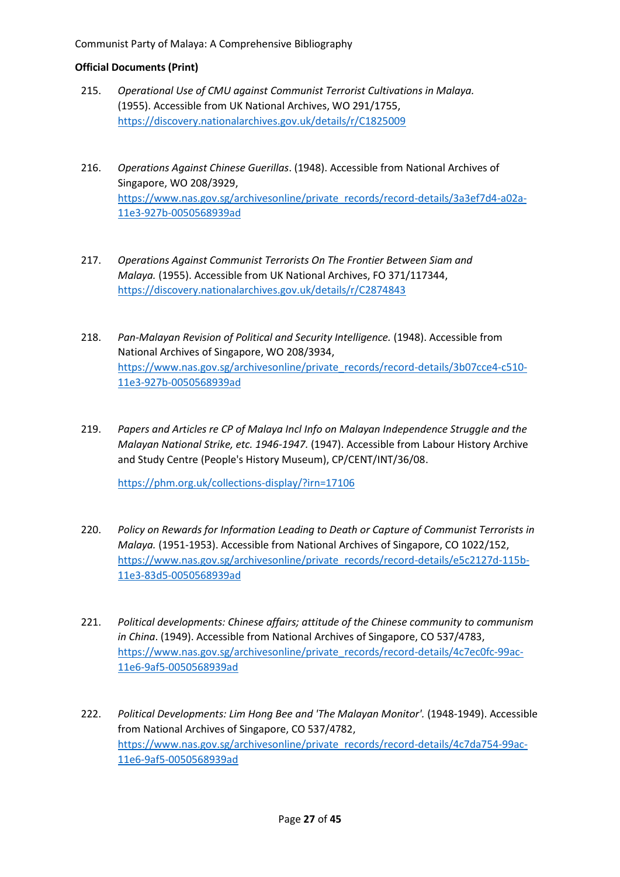**Official Documents (Print)**

215. *Operational Use of CMU against Communist Terrorist Cultivations in Malaya.* (1955). Accessible from UK National Archives, WO 291/1755, https://discovery.nationalarchives.gov.uk/details/r/C1825009

216. *Operations Against Chinese Guerillas*. (1948). Accessible from National Archives of Singapore, WO 208/3929, https://www.nas.gov.sg/archivesonline/private_records/record-details/3a3ef7d4-a02a-11e3-927b-0050568939ad

217. *Operations Against Communist Terrorists On The Frontier Between Siam and Malaya.* (1955). Accessible from UK National Archives, FO 371/117344, https://discovery.nationalarchives.gov.uk/details/r/C2874843

218. *Pan-Malayan Revision of Political and Security Intelligence.* (1948). Accessible from National Archives of Singapore, WO 208/3934, https://www.nas.gov.sg/archivesonline/private_records/record-details/3b07cce4-c510-11e3-927b-0050568939ad

219. *Papers and Articles re CP of Malaya Incl Info on Malayan Independence Struggle and the Malayan National Strike, etc. 1946-1947.* (1947). Accessible from Labour History Archive and Study Centre (People's History Museum), CP/CENT/INT/36/08.

    https://phm.org.uk/collections-display/?irn=17106

220. *Policy on Rewards for Information Leading to Death or Capture of Communist Terrorists in Malaya.* (1951-1953). Accessible from National Archives of Singapore, CO 1022/152, https://www.nas.gov.sg/archivesonline/private_records/record-details/e5c2127d-115b-11e3-83d5-0050568939ad

221. *Political developments: Chinese affairs; attitude of the Chinese community to communism in China*. (1949). Accessible from National Archives of Singapore, CO 537/4783, https://www.nas.gov.sg/archivesonline/private_records/record-details/4c7ec0fc-99ac-11e6-9af5-0050568939ad

222. *Political Developments: Lim Hong Bee and 'The Malayan Monitor'.* (1948-1949). Accessible from National Archives of Singapore, CO 537/4782, https://www.nas.gov.sg/archivesonline/private_records/record-details/4c7da754-99ac-11e6-9af5-0050568939ad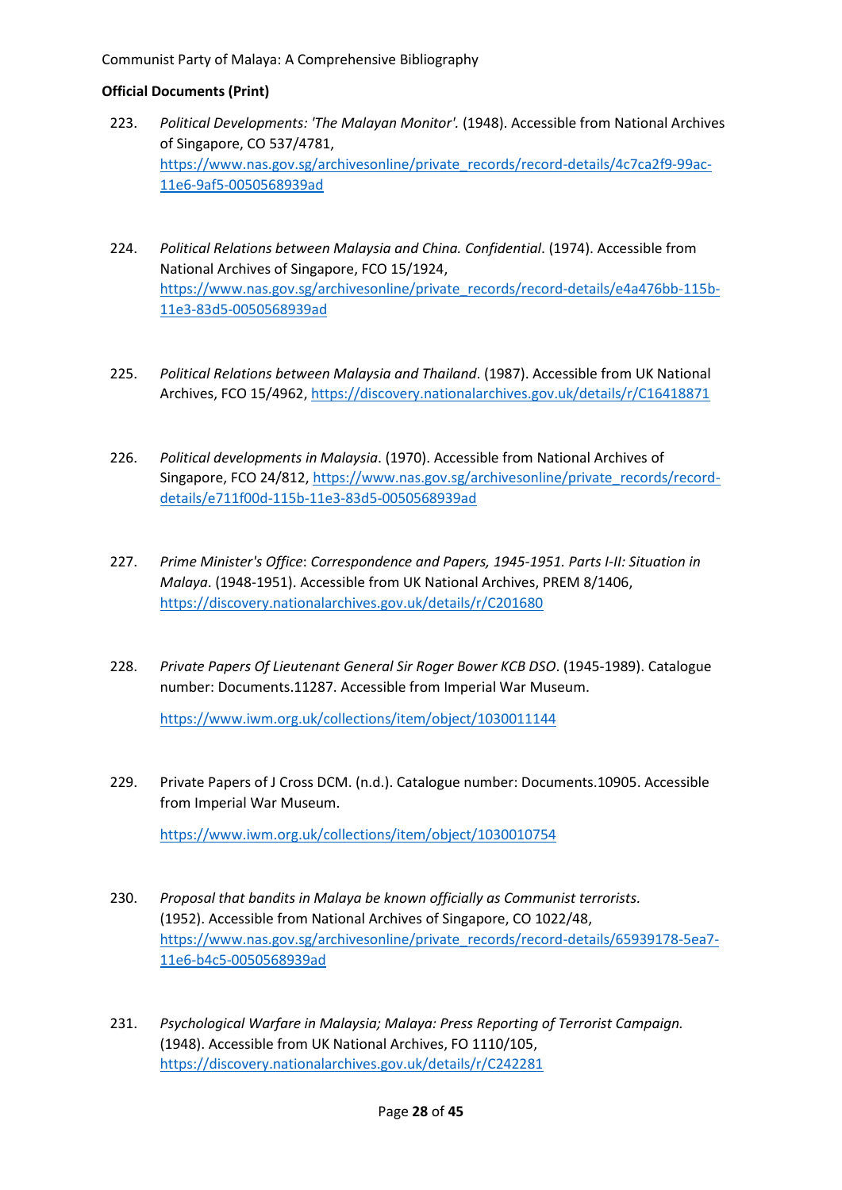**Official Documents (Print)**

223. *Political Developments: 'The Malayan Monitor'.* (1948). Accessible from National Archives of Singapore, CO 537/4781, https://www.nas.gov.sg/archivesonline/private_records/record-details/4c7ca2f9-99ac-11e6-9af5-0050568939ad

224. *Political Relations between Malaysia and China. Confidential*. (1974). Accessible from National Archives of Singapore, FCO 15/1924, https://www.nas.gov.sg/archivesonline/private_records/record-details/e4a476bb-115b-11e3-83d5-0050568939ad

225. *Political Relations between Malaysia and Thailand*. (1987). Accessible from UK National Archives, FCO 15/4962, https://discovery.nationalarchives.gov.uk/details/r/C16418871

226. *Political developments in Malaysia*. (1970). Accessible from National Archives of Singapore, FCO 24/812, https://www.nas.gov.sg/archivesonline/private_records/record-details/e711f00d-115b-11e3-83d5-0050568939ad

227. *Prime Minister's Office*: *Correspondence and Papers, 1945-1951. Parts I-II: Situation in Malaya*. (1948-1951). Accessible from UK National Archives, PREM 8/1406, https://discovery.nationalarchives.gov.uk/details/r/C201680

228. *Private Papers Of Lieutenant General Sir Roger Bower KCB DSO*. (1945-1989). Catalogue number: Documents.11287. Accessible from Imperial War Museum.

    https://www.iwm.org.uk/collections/item/object/1030011144

229. Private Papers of J Cross DCM. (n.d.). Catalogue number: Documents.10905. Accessible from Imperial War Museum.

    https://www.iwm.org.uk/collections/item/object/1030010754

230. *Proposal that bandits in Malaya be known officially as Communist terrorists.* (1952). Accessible from National Archives of Singapore, CO 1022/48, https://www.nas.gov.sg/archivesonline/private_records/record-details/65939178-5ea7-11e6-b4c5-0050568939ad

231. *Psychological Warfare in Malaysia; Malaya: Press Reporting of Terrorist Campaign.* (1948). Accessible from UK National Archives, FO 1110/105, https://discovery.nationalarchives.gov.uk/details/r/C242281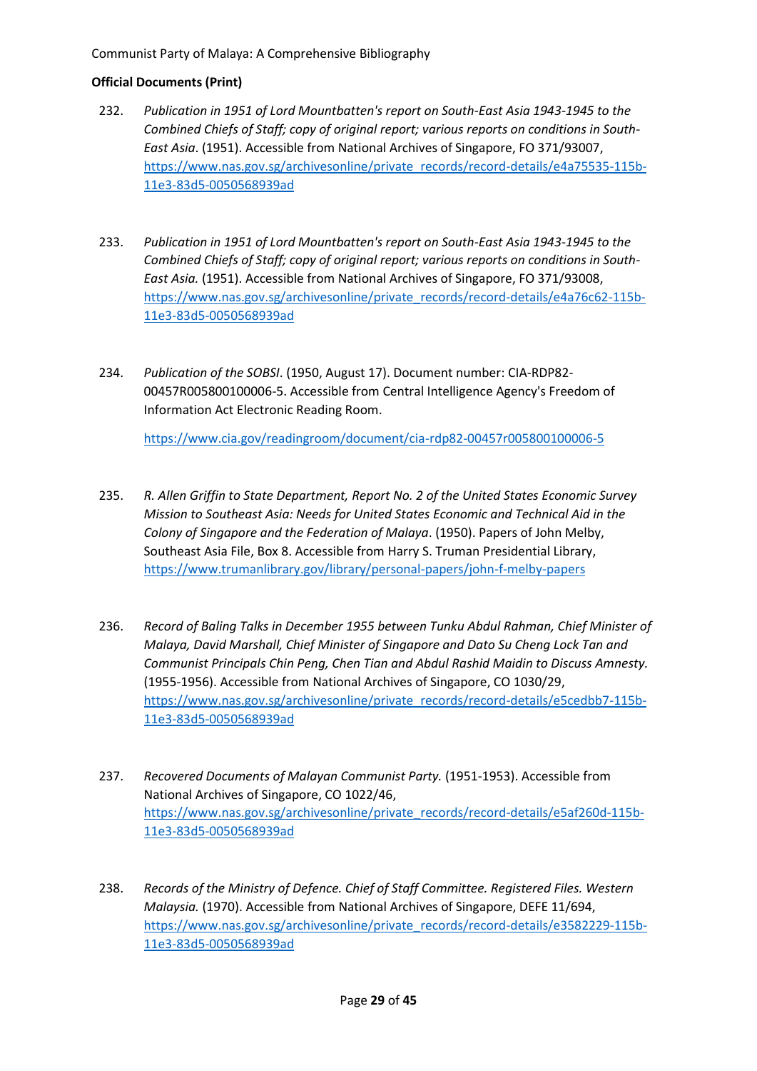**Official Documents (Print)**

232. *Publication in 1951 of Lord Mountbatten's report on South-East Asia 1943-1945 to the Combined Chiefs of Staff; copy of original report; various reports on conditions in South-East Asia*. (1951). Accessible from National Archives of Singapore, FO 371/93007, https://www.nas.gov.sg/archivesonline/private_records/record-details/e4a75535-115b-11e3-83d5-0050568939ad

233. *Publication in 1951 of Lord Mountbatten's report on South-East Asia 1943-1945 to the Combined Chiefs of Staff; copy of original report; various reports on conditions in South-East Asia.* (1951). Accessible from National Archives of Singapore, FO 371/93008, https://www.nas.gov.sg/archivesonline/private_records/record-details/e4a76c62-115b-11e3-83d5-0050568939ad

234. *Publication of the SOBSI*. (1950, August 17). Document number: CIA-RDP82-00457R005800100006-5. Accessible from Central Intelligence Agency's Freedom of Information Act Electronic Reading Room.

    https://www.cia.gov/readingroom/document/cia-rdp82-00457r005800100006-5

235. *R. Allen Griffin to State Department, Report No. 2 of the United States Economic Survey Mission to Southeast Asia: Needs for United States Economic and Technical Aid in the Colony of Singapore and the Federation of Malaya*. (1950). Papers of John Melby, Southeast Asia File, Box 8. Accessible from Harry S. Truman Presidential Library, https://www.trumanlibrary.gov/library/personal-papers/john-f-melby-papers

236. *Record of Baling Talks in December 1955 between Tunku Abdul Rahman, Chief Minister of Malaya, David Marshall, Chief Minister of Singapore and Dato Su Cheng Lock Tan and Communist Principals Chin Peng, Chen Tian and Abdul Rashid Maidin to Discuss Amnesty.* (1955-1956). Accessible from National Archives of Singapore, CO 1030/29, https://www.nas.gov.sg/archivesonline/private_records/record-details/e5cedbb7-115b-11e3-83d5-0050568939ad

237. *Recovered Documents of Malayan Communist Party.* (1951-1953). Accessible from National Archives of Singapore, CO 1022/46, https://www.nas.gov.sg/archivesonline/private_records/record-details/e5af260d-115b-11e3-83d5-0050568939ad

238. *Records of the Ministry of Defence. Chief of Staff Committee. Registered Files. Western Malaysia.* (1970). Accessible from National Archives of Singapore, DEFE 11/694, https://www.nas.gov.sg/archivesonline/private_records/record-details/e3582229-115b-11e3-83d5-0050568939ad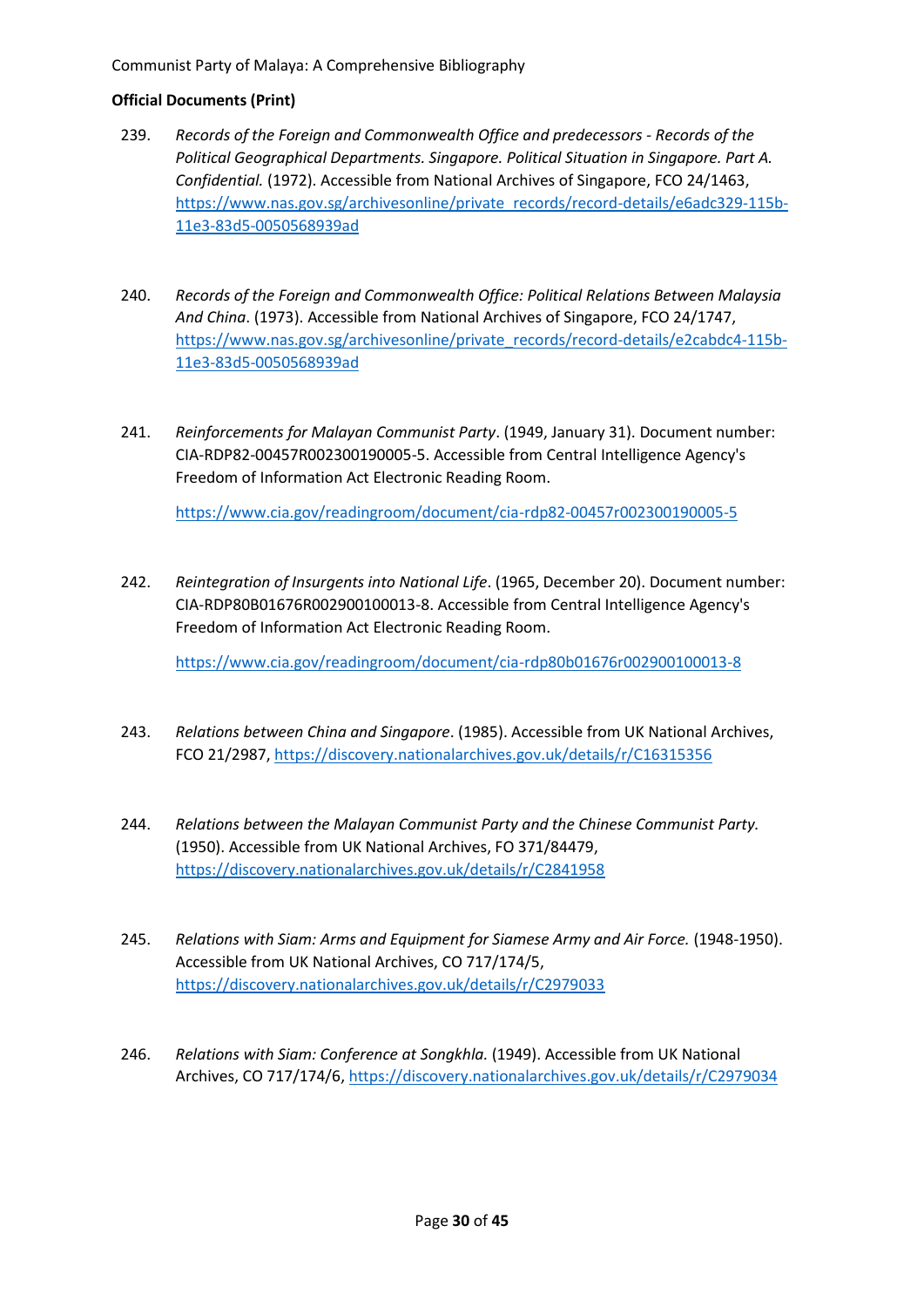**Official Documents (Print)**

239. *Records of the Foreign and Commonwealth Office and predecessors - Records of the Political Geographical Departments. Singapore. Political Situation in Singapore. Part A. Confidential.* (1972). Accessible from National Archives of Singapore, FCO 24/1463, https://www.nas.gov.sg/archivesonline/private_records/record-details/e6adc329-115b-11e3-83d5-0050568939ad

240. *Records of the Foreign and Commonwealth Office: Political Relations Between Malaysia And China*. (1973). Accessible from National Archives of Singapore, FCO 24/1747, https://www.nas.gov.sg/archivesonline/private_records/record-details/e2cabdc4-115b-11e3-83d5-0050568939ad

241. *Reinforcements for Malayan Communist Party*. (1949, January 31). Document number: CIA-RDP82-00457R002300190005-5. Accessible from Central Intelligence Agency's Freedom of Information Act Electronic Reading Room.

   https://www.cia.gov/readingroom/document/cia-rdp82-00457r002300190005-5

242. *Reintegration of Insurgents into National Life*. (1965, December 20). Document number: CIA-RDP80B01676R002900100013-8. Accessible from Central Intelligence Agency's Freedom of Information Act Electronic Reading Room.

   https://www.cia.gov/readingroom/document/cia-rdp80b01676r002900100013-8

243. *Relations between China and Singapore*. (1985). Accessible from UK National Archives, FCO 21/2987, https://discovery.nationalarchives.gov.uk/details/r/C16315356

244. *Relations between the Malayan Communist Party and the Chinese Communist Party.* (1950). Accessible from UK National Archives, FO 371/84479, https://discovery.nationalarchives.gov.uk/details/r/C2841958

245. *Relations with Siam: Arms and Equipment for Siamese Army and Air Force.* (1948-1950). Accessible from UK National Archives, CO 717/174/5, https://discovery.nationalarchives.gov.uk/details/r/C2979033

246. *Relations with Siam: Conference at Songkhla.* (1949). Accessible from UK National Archives, CO 717/174/6, https://discovery.nationalarchives.gov.uk/details/r/C2979034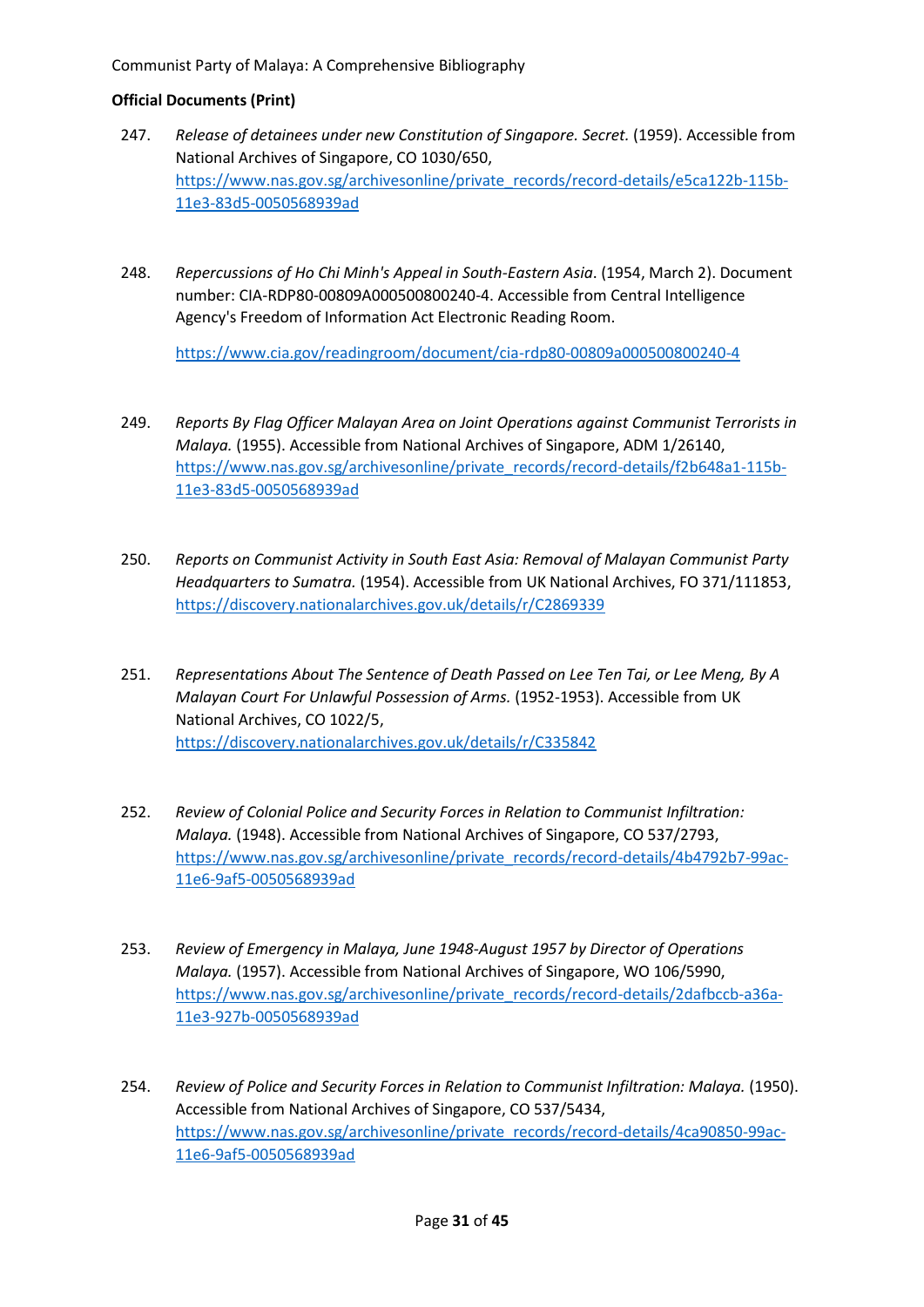**Official Documents (Print)**

247. *Release of detainees under new Constitution of Singapore. Secret.* (1959). Accessible from National Archives of Singapore, CO 1030/650, https://www.nas.gov.sg/archivesonline/private_records/record-details/e5ca122b-115b-11e3-83d5-0050568939ad

248. *Repercussions of Ho Chi Minh's Appeal in South-Eastern Asia*. (1954, March 2). Document number: CIA-RDP80-00809A000500800240-4. Accessible from Central Intelligence Agency's Freedom of Information Act Electronic Reading Room.

   https://www.cia.gov/readingroom/document/cia-rdp80-00809a000500800240-4

249. *Reports By Flag Officer Malayan Area on Joint Operations against Communist Terrorists in Malaya.* (1955). Accessible from National Archives of Singapore, ADM 1/26140, https://www.nas.gov.sg/archivesonline/private_records/record-details/f2b648a1-115b-11e3-83d5-0050568939ad

250. *Reports on Communist Activity in South East Asia: Removal of Malayan Communist Party Headquarters to Sumatra.* (1954). Accessible from UK National Archives, FO 371/111853, https://discovery.nationalarchives.gov.uk/details/r/C2869339

251. *Representations About The Sentence of Death Passed on Lee Ten Tai, or Lee Meng, By A Malayan Court For Unlawful Possession of Arms.* (1952-1953). Accessible from UK National Archives, CO 1022/5, https://discovery.nationalarchives.gov.uk/details/r/C335842

252. *Review of Colonial Police and Security Forces in Relation to Communist Infiltration: Malaya.* (1948). Accessible from National Archives of Singapore, CO 537/2793, https://www.nas.gov.sg/archivesonline/private_records/record-details/4b4792b7-99ac-11e6-9af5-0050568939ad

253. *Review of Emergency in Malaya, June 1948-August 1957 by Director of Operations Malaya.* (1957). Accessible from National Archives of Singapore, WO 106/5990, https://www.nas.gov.sg/archivesonline/private_records/record-details/2dafbccb-a36a-11e3-927b-0050568939ad

254. *Review of Police and Security Forces in Relation to Communist Infiltration: Malaya.* (1950). Accessible from National Archives of Singapore, CO 537/5434, https://www.nas.gov.sg/archivesonline/private_records/record-details/4ca90850-99ac-11e6-9af5-0050568939ad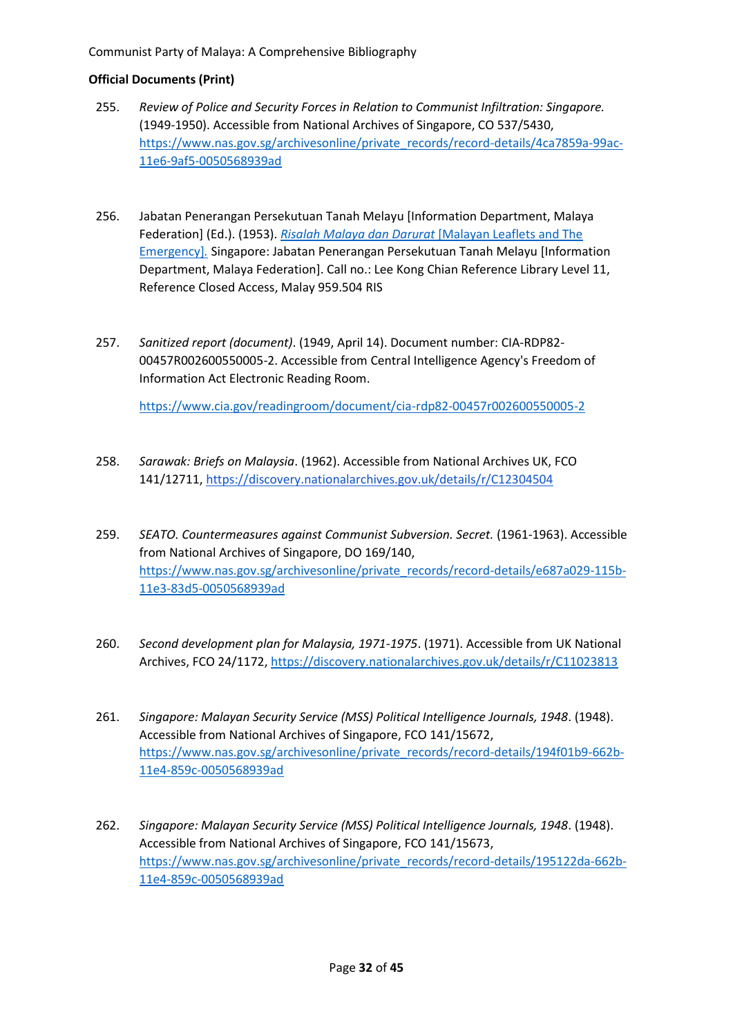**Official Documents (Print)**

255. *Review of Police and Security Forces in Relation to Communist Infiltration: Singapore.* (1949-1950). Accessible from National Archives of Singapore, CO 537/5430, https://www.nas.gov.sg/archivesonline/private_records/record-details/4ca7859a-99ac-11e6-9af5-0050568939ad

256. Jabatan Penerangan Persekutuan Tanah Melayu [Information Department, Malaya Federation] (Ed.). (1953). *Risalah Malaya dan Darurat* [Malayan Leaflets and The Emergency]. Singapore: Jabatan Penerangan Persekutuan Tanah Melayu [Information Department, Malaya Federation]. Call no.: Lee Kong Chian Reference Library Level 11, Reference Closed Access, Malay 959.504 RIS

257. *Sanitized report (document)*. (1949, April 14). Document number: CIA-RDP82-00457R002600550005-2. Accessible from Central Intelligence Agency's Freedom of Information Act Electronic Reading Room.

     https://www.cia.gov/readingroom/document/cia-rdp82-00457r002600550005-2

258. *Sarawak: Briefs on Malaysia*. (1962). Accessible from National Archives UK, FCO 141/12711, https://discovery.nationalarchives.gov.uk/details/r/C12304504

259. *SEATO. Countermeasures against Communist Subversion. Secret.* (1961-1963). Accessible from National Archives of Singapore, DO 169/140, https://www.nas.gov.sg/archivesonline/private_records/record-details/e687a029-115b-11e3-83d5-0050568939ad

260. *Second development plan for Malaysia, 1971-1975*. (1971). Accessible from UK National Archives, FCO 24/1172, https://discovery.nationalarchives.gov.uk/details/r/C11023813

261. *Singapore: Malayan Security Service (MSS) Political Intelligence Journals, 1948*. (1948). Accessible from National Archives of Singapore, FCO 141/15672, https://www.nas.gov.sg/archivesonline/private_records/record-details/194f01b9-662b-11e4-859c-0050568939ad

262. *Singapore: Malayan Security Service (MSS) Political Intelligence Journals, 1948*. (1948). Accessible from National Archives of Singapore, FCO 141/15673, https://www.nas.gov.sg/archivesonline/private_records/record-details/195122da-662b-11e4-859c-0050568939ad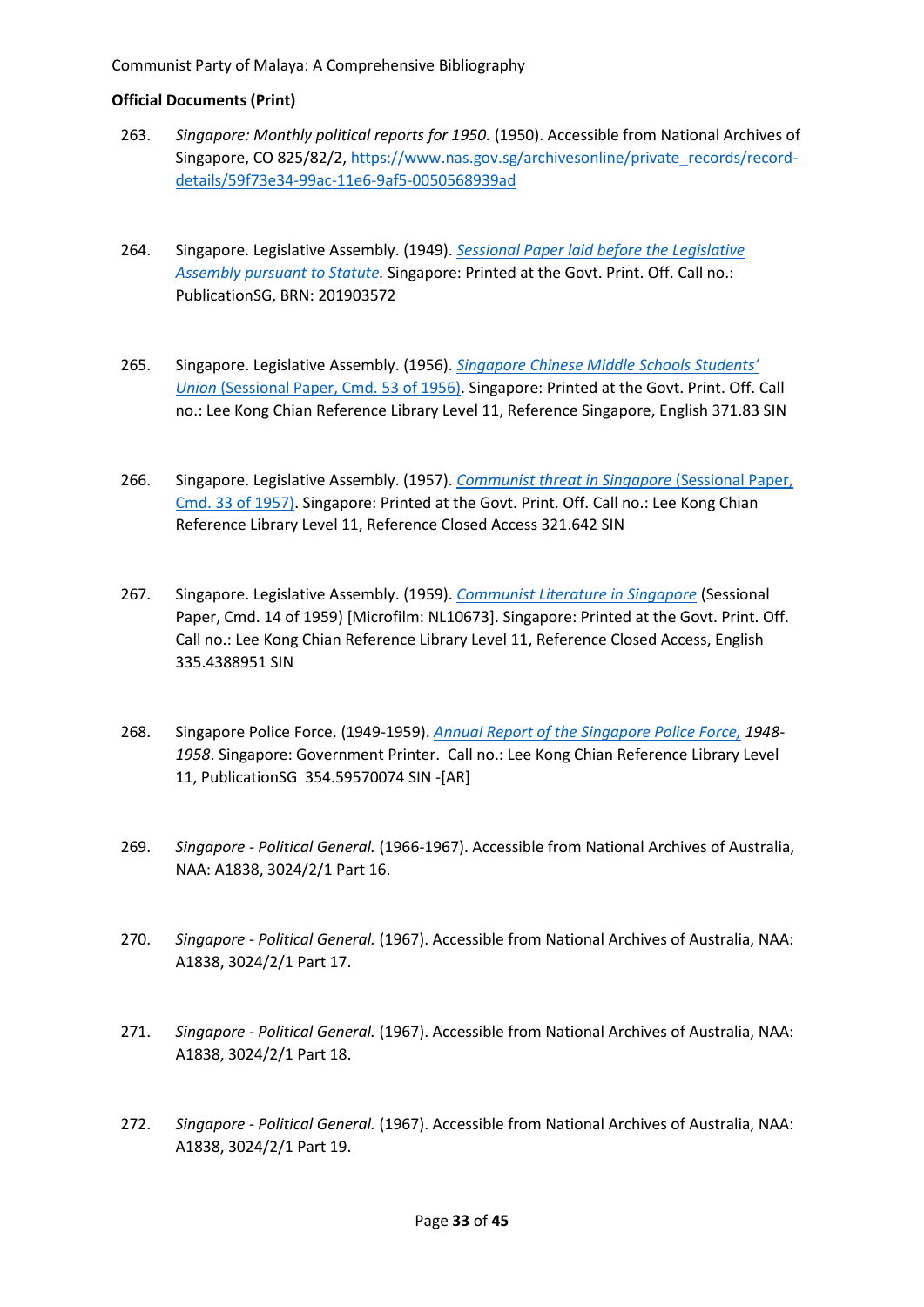**Official Documents (Print)**

263. *Singapore: Monthly political reports for 1950.* (1950). Accessible from National Archives of Singapore, CO 825/82/2, https://www.nas.gov.sg/archivesonline/private_records/record-details/59f73e34-99ac-11e6-9af5-0050568939ad

264. Singapore. Legislative Assembly. (1949). *Sessional Paper laid before the Legislative Assembly pursuant to Statute.* Singapore: Printed at the Govt. Print. Off. Call no.: PublicationSG, BRN: 201903572

265. Singapore. Legislative Assembly. (1956). *Singapore Chinese Middle Schools Students' Union* (Sessional Paper, Cmd. 53 of 1956). Singapore: Printed at the Govt. Print. Off. Call no.: Lee Kong Chian Reference Library Level 11, Reference Singapore, English 371.83 SIN

266. Singapore. Legislative Assembly. (1957). *Communist threat in Singapore* (Sessional Paper, Cmd. 33 of 1957). Singapore: Printed at the Govt. Print. Off. Call no.: Lee Kong Chian Reference Library Level 11, Reference Closed Access 321.642 SIN

267. Singapore. Legislative Assembly. (1959). *Communist Literature in Singapore* (Sessional Paper, Cmd. 14 of 1959) [Microfilm: NL10673]. Singapore: Printed at the Govt. Print. Off. Call no.: Lee Kong Chian Reference Library Level 11, Reference Closed Access, English 335.4388951 SIN

268. Singapore Police Force. (1949-1959). *Annual Report of the Singapore Police Force, 1948-1958*. Singapore: Government Printer. Call no.: Lee Kong Chian Reference Library Level 11, PublicationSG 354.59570074 SIN -[AR]

269. *Singapore - Political General.* (1966-1967). Accessible from National Archives of Australia, NAA: A1838, 3024/2/1 Part 16.

270. *Singapore - Political General.* (1967). Accessible from National Archives of Australia, NAA: A1838, 3024/2/1 Part 17.

271. *Singapore - Political General.* (1967). Accessible from National Archives of Australia, NAA: A1838, 3024/2/1 Part 18.

272. *Singapore - Political General.* (1967). Accessible from National Archives of Australia, NAA: A1838, 3024/2/1 Part 19.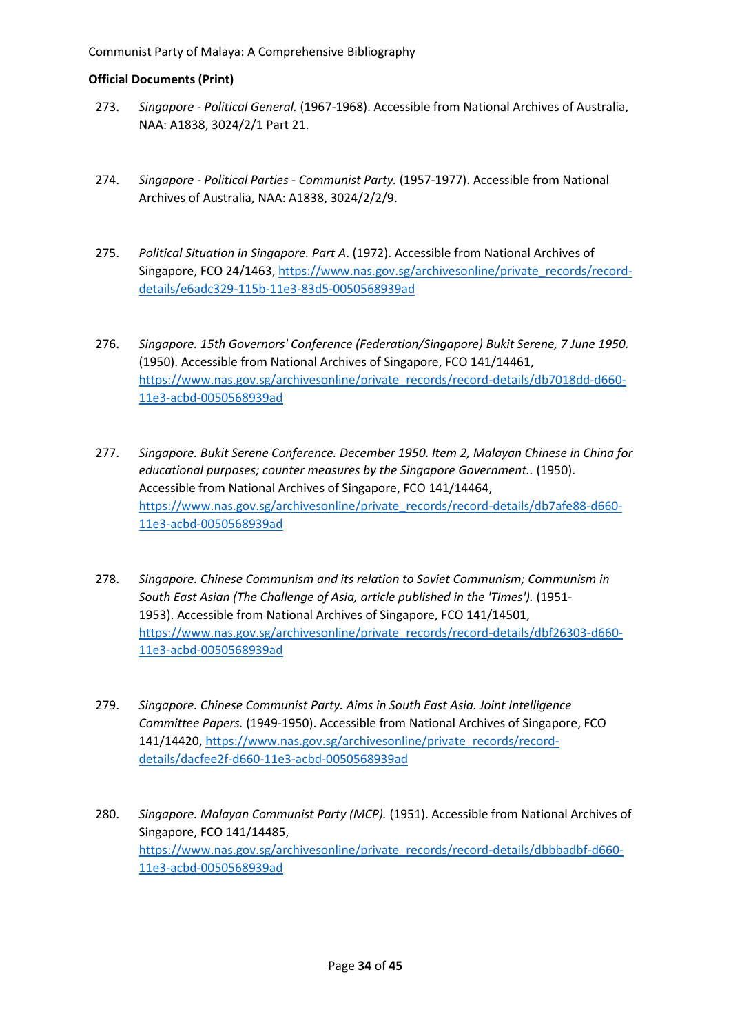**Official Documents (Print)**

273. *Singapore - Political General.* (1967-1968). Accessible from National Archives of Australia, NAA: A1838, 3024/2/1 Part 21.

274. *Singapore - Political Parties - Communist Party.* (1957-1977). Accessible from National Archives of Australia, NAA: A1838, 3024/2/2/9.

275. *Political Situation in Singapore. Part A*. (1972). Accessible from National Archives of Singapore, FCO 24/1463, https://www.nas.gov.sg/archivesonline/private_records/record-details/e6adc329-115b-11e3-83d5-0050568939ad

276. *Singapore. 15th Governors' Conference (Federation/Singapore) Bukit Serene, 7 June 1950.* (1950). Accessible from National Archives of Singapore, FCO 141/14461, https://www.nas.gov.sg/archivesonline/private_records/record-details/db7018dd-d660-11e3-acbd-0050568939ad

277. *Singapore. Bukit Serene Conference. December 1950. Item 2, Malayan Chinese in China for educational purposes; counter measures by the Singapore Government..* (1950). Accessible from National Archives of Singapore, FCO 141/14464, https://www.nas.gov.sg/archivesonline/private_records/record-details/db7afe88-d660-11e3-acbd-0050568939ad

278. *Singapore. Chinese Communism and its relation to Soviet Communism; Communism in South East Asian (The Challenge of Asia, article published in the 'Times').* (1951-1953). Accessible from National Archives of Singapore, FCO 141/14501, https://www.nas.gov.sg/archivesonline/private_records/record-details/dbf26303-d660-11e3-acbd-0050568939ad

279. *Singapore. Chinese Communist Party. Aims in South East Asia. Joint Intelligence Committee Papers.* (1949-1950). Accessible from National Archives of Singapore, FCO 141/14420, https://www.nas.gov.sg/archivesonline/private_records/record-details/dacfee2f-d660-11e3-acbd-0050568939ad

280. *Singapore. Malayan Communist Party (MCP).* (1951). Accessible from National Archives of Singapore, FCO 141/14485, https://www.nas.gov.sg/archivesonline/private_records/record-details/dbbbadbf-d660-11e3-acbd-0050568939ad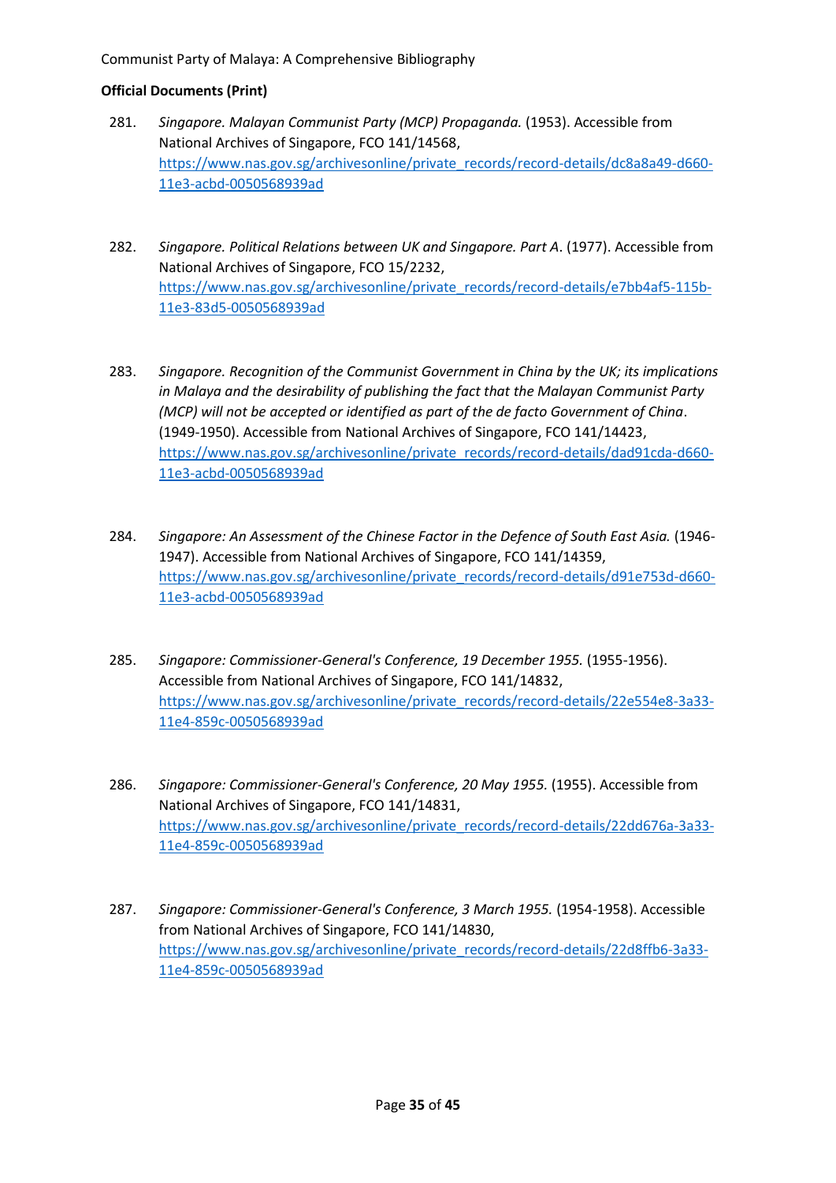**Official Documents (Print)**

281. *Singapore. Malayan Communist Party (MCP) Propaganda.* (1953). Accessible from National Archives of Singapore, FCO 141/14568, https://www.nas.gov.sg/archivesonline/private_records/record-details/dc8a8a49-d660-11e3-acbd-0050568939ad

282. *Singapore. Political Relations between UK and Singapore. Part A*. (1977). Accessible from National Archives of Singapore, FCO 15/2232, https://www.nas.gov.sg/archivesonline/private_records/record-details/e7bb4af5-115b-11e3-83d5-0050568939ad

283. *Singapore. Recognition of the Communist Government in China by the UK; its implications in Malaya and the desirability of publishing the fact that the Malayan Communist Party (MCP) will not be accepted or identified as part of the de facto Government of China*. (1949-1950). Accessible from National Archives of Singapore, FCO 141/14423, https://www.nas.gov.sg/archivesonline/private_records/record-details/dad91cda-d660-11e3-acbd-0050568939ad

284. *Singapore: An Assessment of the Chinese Factor in the Defence of South East Asia.* (1946-1947). Accessible from National Archives of Singapore, FCO 141/14359, https://www.nas.gov.sg/archivesonline/private_records/record-details/d91e753d-d660-11e3-acbd-0050568939ad

285. *Singapore: Commissioner-General's Conference, 19 December 1955.* (1955-1956). Accessible from National Archives of Singapore, FCO 141/14832, https://www.nas.gov.sg/archivesonline/private_records/record-details/22e554e8-3a33-11e4-859c-0050568939ad

286. *Singapore: Commissioner-General's Conference, 20 May 1955.* (1955). Accessible from National Archives of Singapore, FCO 141/14831, https://www.nas.gov.sg/archivesonline/private_records/record-details/22dd676a-3a33-11e4-859c-0050568939ad

287. *Singapore: Commissioner-General's Conference, 3 March 1955.* (1954-1958). Accessible from National Archives of Singapore, FCO 141/14830, https://www.nas.gov.sg/archivesonline/private_records/record-details/22d8ffb6-3a33-11e4-859c-0050568939ad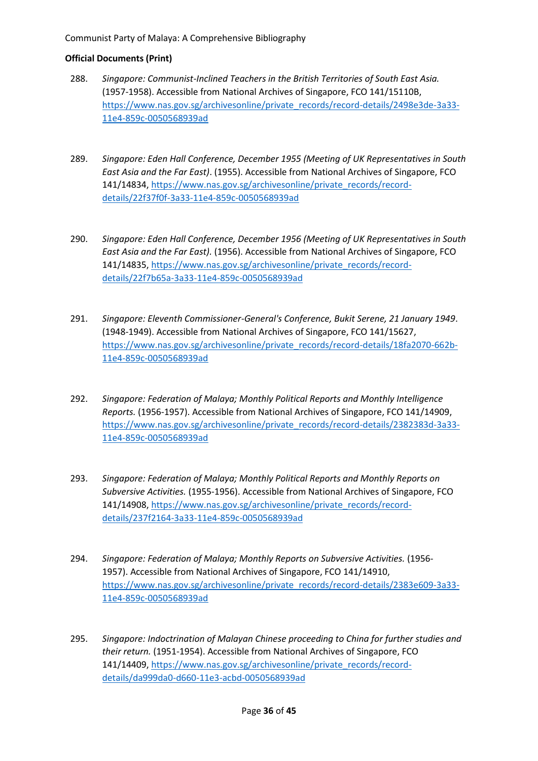**Official Documents (Print)**

288. *Singapore: Communist-Inclined Teachers in the British Territories of South East Asia.* (1957-1958). Accessible from National Archives of Singapore, FCO 141/15110B, https://www.nas.gov.sg/archivesonline/private_records/record-details/2498e3de-3a33-11e4-859c-0050568939ad

289. *Singapore: Eden Hall Conference, December 1955 (Meeting of UK Representatives in South East Asia and the Far East)*. (1955). Accessible from National Archives of Singapore, FCO 141/14834, https://www.nas.gov.sg/archivesonline/private_records/record-details/22f37f0f-3a33-11e4-859c-0050568939ad

290. *Singapore: Eden Hall Conference, December 1956 (Meeting of UK Representatives in South East Asia and the Far East).* (1956). Accessible from National Archives of Singapore, FCO 141/14835, https://www.nas.gov.sg/archivesonline/private_records/record-details/22f7b65a-3a33-11e4-859c-0050568939ad

291. *Singapore: Eleventh Commissioner-General's Conference, Bukit Serene, 21 January 1949*. (1948-1949). Accessible from National Archives of Singapore, FCO 141/15627, https://www.nas.gov.sg/archivesonline/private_records/record-details/18fa2070-662b-11e4-859c-0050568939ad

292. *Singapore: Federation of Malaya; Monthly Political Reports and Monthly Intelligence Reports.* (1956-1957). Accessible from National Archives of Singapore, FCO 141/14909, https://www.nas.gov.sg/archivesonline/private_records/record-details/2382383d-3a33-11e4-859c-0050568939ad

293. *Singapore: Federation of Malaya; Monthly Political Reports and Monthly Reports on Subversive Activities.* (1955-1956). Accessible from National Archives of Singapore, FCO 141/14908, https://www.nas.gov.sg/archivesonline/private_records/record-details/237f2164-3a33-11e4-859c-0050568939ad

294. *Singapore: Federation of Malaya; Monthly Reports on Subversive Activities.* (1956-1957). Accessible from National Archives of Singapore, FCO 141/14910, https://www.nas.gov.sg/archivesonline/private_records/record-details/2383e609-3a33-11e4-859c-0050568939ad

295. *Singapore: Indoctrination of Malayan Chinese proceeding to China for further studies and their return.* (1951-1954). Accessible from National Archives of Singapore, FCO 141/14409, https://www.nas.gov.sg/archivesonline/private_records/record-details/da999da0-d660-11e3-acbd-0050568939ad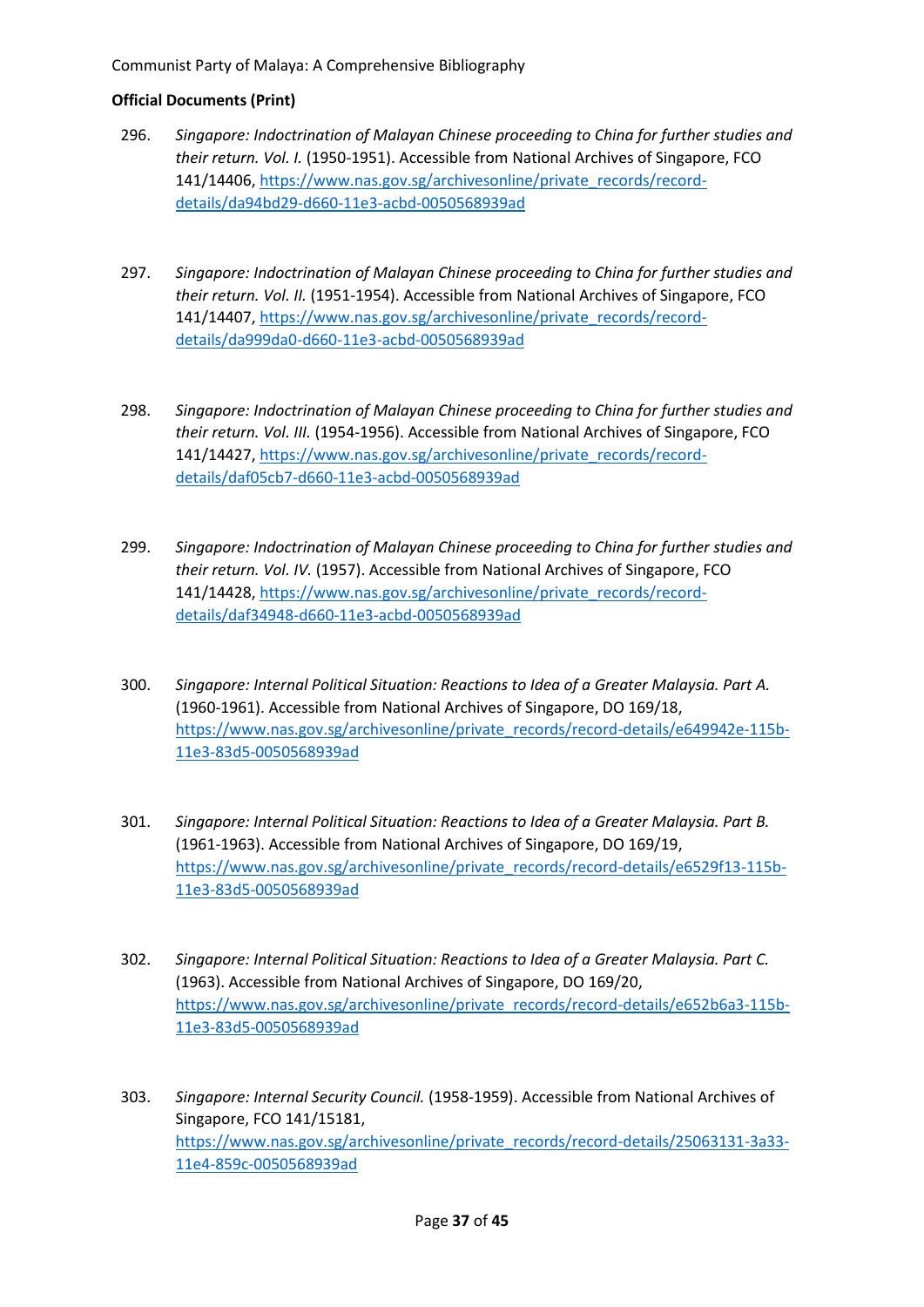**Official Documents (Print)**

296. *Singapore: Indoctrination of Malayan Chinese proceeding to China for further studies and their return. Vol. I.* (1950-1951). Accessible from National Archives of Singapore, FCO 141/14406, https://www.nas.gov.sg/archivesonline/private_records/record-details/da94bd29-d660-11e3-acbd-0050568939ad

297. *Singapore: Indoctrination of Malayan Chinese proceeding to China for further studies and their return. Vol. II.* (1951-1954). Accessible from National Archives of Singapore, FCO 141/14407, https://www.nas.gov.sg/archivesonline/private_records/record-details/da999da0-d660-11e3-acbd-0050568939ad

298. *Singapore: Indoctrination of Malayan Chinese proceeding to China for further studies and their return. Vol. III.* (1954-1956). Accessible from National Archives of Singapore, FCO 141/14427, https://www.nas.gov.sg/archivesonline/private_records/record-details/daf05cb7-d660-11e3-acbd-0050568939ad

299. *Singapore: Indoctrination of Malayan Chinese proceeding to China for further studies and their return. Vol. IV.* (1957). Accessible from National Archives of Singapore, FCO 141/14428, https://www.nas.gov.sg/archivesonline/private_records/record-details/daf34948-d660-11e3-acbd-0050568939ad

300. *Singapore: Internal Political Situation: Reactions to Idea of a Greater Malaysia. Part A.* (1960-1961). Accessible from National Archives of Singapore, DO 169/18, https://www.nas.gov.sg/archivesonline/private_records/record-details/e649942e-115b-11e3-83d5-0050568939ad

301. *Singapore: Internal Political Situation: Reactions to Idea of a Greater Malaysia. Part B.* (1961-1963). Accessible from National Archives of Singapore, DO 169/19, https://www.nas.gov.sg/archivesonline/private_records/record-details/e6529f13-115b-11e3-83d5-0050568939ad

302. *Singapore: Internal Political Situation: Reactions to Idea of a Greater Malaysia. Part C.* (1963). Accessible from National Archives of Singapore, DO 169/20, https://www.nas.gov.sg/archivesonline/private_records/record-details/e652b6a3-115b-11e3-83d5-0050568939ad

303. *Singapore: Internal Security Council.* (1958-1959). Accessible from National Archives of Singapore, FCO 141/15181, https://www.nas.gov.sg/archivesonline/private_records/record-details/25063131-3a33-11e4-859c-0050568939ad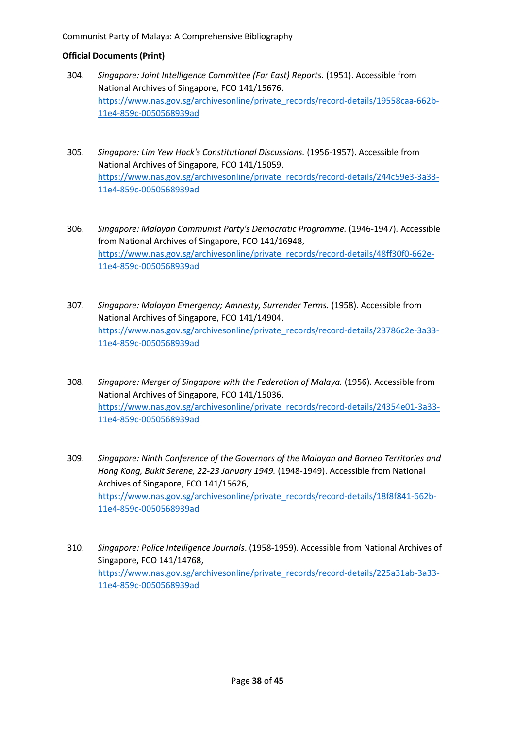**Official Documents (Print)**

304. *Singapore: Joint Intelligence Committee (Far East) Reports.* (1951). Accessible from National Archives of Singapore, FCO 141/15676, https://www.nas.gov.sg/archivesonline/private_records/record-details/19558caa-662b-11e4-859c-0050568939ad

305. *Singapore: Lim Yew Hock's Constitutional Discussions.* (1956-1957). Accessible from National Archives of Singapore, FCO 141/15059, https://www.nas.gov.sg/archivesonline/private_records/record-details/244c59e3-3a33-11e4-859c-0050568939ad

306. *Singapore: Malayan Communist Party's Democratic Programme.* (1946-1947). Accessible from National Archives of Singapore, FCO 141/16948, https://www.nas.gov.sg/archivesonline/private_records/record-details/48ff30f0-662e-11e4-859c-0050568939ad

307. *Singapore: Malayan Emergency; Amnesty, Surrender Terms.* (1958). Accessible from National Archives of Singapore, FCO 141/14904, https://www.nas.gov.sg/archivesonline/private_records/record-details/23786c2e-3a33-11e4-859c-0050568939ad

308. *Singapore: Merger of Singapore with the Federation of Malaya.* (1956). Accessible from National Archives of Singapore, FCO 141/15036, https://www.nas.gov.sg/archivesonline/private_records/record-details/24354e01-3a33-11e4-859c-0050568939ad

309. *Singapore: Ninth Conference of the Governors of the Malayan and Borneo Territories and Hong Kong, Bukit Serene, 22-23 January 1949.* (1948-1949). Accessible from National Archives of Singapore, FCO 141/15626, https://www.nas.gov.sg/archivesonline/private_records/record-details/18f8f841-662b-11e4-859c-0050568939ad

310. *Singapore: Police Intelligence Journals*. (1958-1959). Accessible from National Archives of Singapore, FCO 141/14768, https://www.nas.gov.sg/archivesonline/private_records/record-details/225a31ab-3a33-11e4-859c-0050568939ad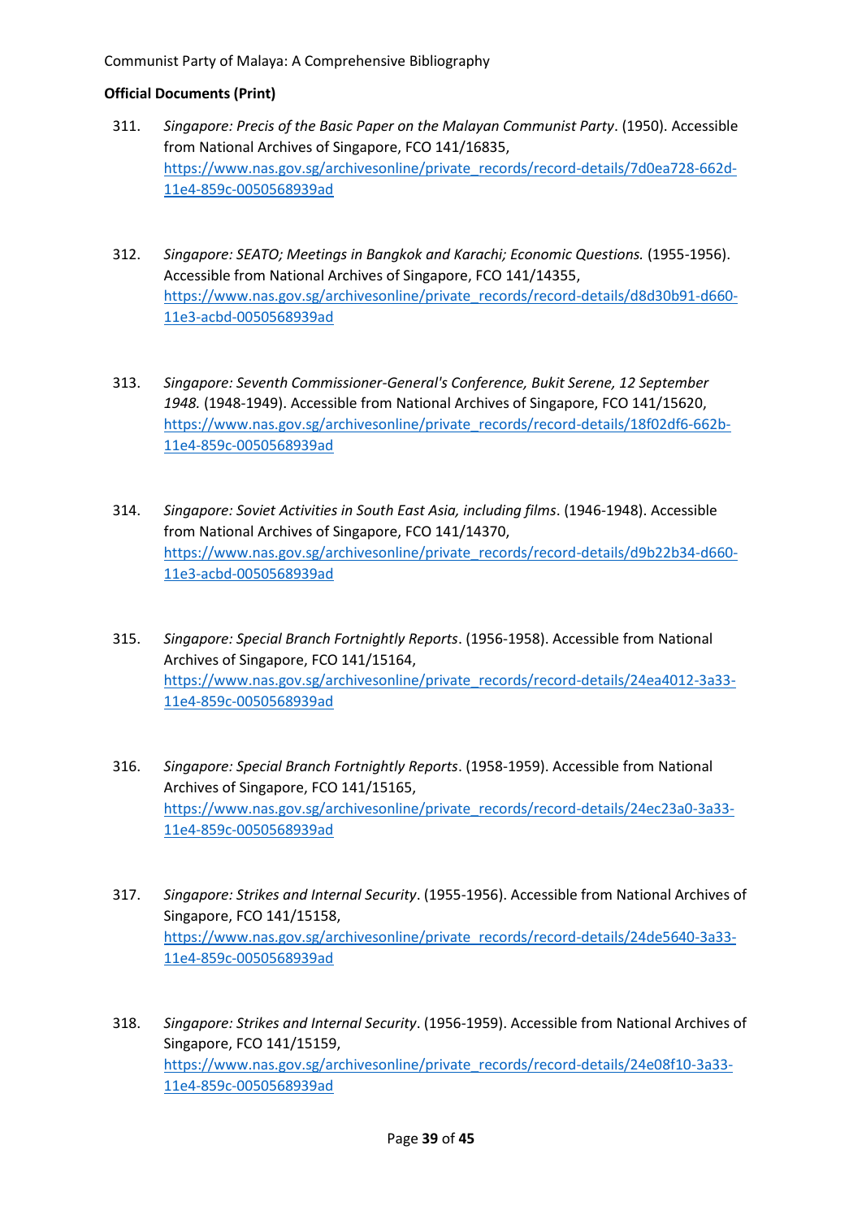**Official Documents (Print)**

311. *Singapore: Precis of the Basic Paper on the Malayan Communist Party*. (1950). Accessible from National Archives of Singapore, FCO 141/16835, https://www.nas.gov.sg/archivesonline/private_records/record-details/7d0ea728-662d-11e4-859c-0050568939ad

312. *Singapore: SEATO; Meetings in Bangkok and Karachi; Economic Questions.* (1955-1956). Accessible from National Archives of Singapore, FCO 141/14355, https://www.nas.gov.sg/archivesonline/private_records/record-details/d8d30b91-d660-11e3-acbd-0050568939ad

313. *Singapore: Seventh Commissioner-General's Conference, Bukit Serene, 12 September 1948.* (1948-1949). Accessible from National Archives of Singapore, FCO 141/15620, https://www.nas.gov.sg/archivesonline/private_records/record-details/18f02df6-662b-11e4-859c-0050568939ad

314. *Singapore: Soviet Activities in South East Asia, including films*. (1946-1948). Accessible from National Archives of Singapore, FCO 141/14370, https://www.nas.gov.sg/archivesonline/private_records/record-details/d9b22b34-d660-11e3-acbd-0050568939ad

315. *Singapore: Special Branch Fortnightly Reports*. (1956-1958). Accessible from National Archives of Singapore, FCO 141/15164, https://www.nas.gov.sg/archivesonline/private_records/record-details/24ea4012-3a33-11e4-859c-0050568939ad

316. *Singapore: Special Branch Fortnightly Reports*. (1958-1959). Accessible from National Archives of Singapore, FCO 141/15165, https://www.nas.gov.sg/archivesonline/private_records/record-details/24ec23a0-3a33-11e4-859c-0050568939ad

317. *Singapore: Strikes and Internal Security*. (1955-1956). Accessible from National Archives of Singapore, FCO 141/15158, https://www.nas.gov.sg/archivesonline/private_records/record-details/24de5640-3a33-11e4-859c-0050568939ad

318. *Singapore: Strikes and Internal Security*. (1956-1959). Accessible from National Archives of Singapore, FCO 141/15159, https://www.nas.gov.sg/archivesonline/private_records/record-details/24e08f10-3a33-11e4-859c-0050568939ad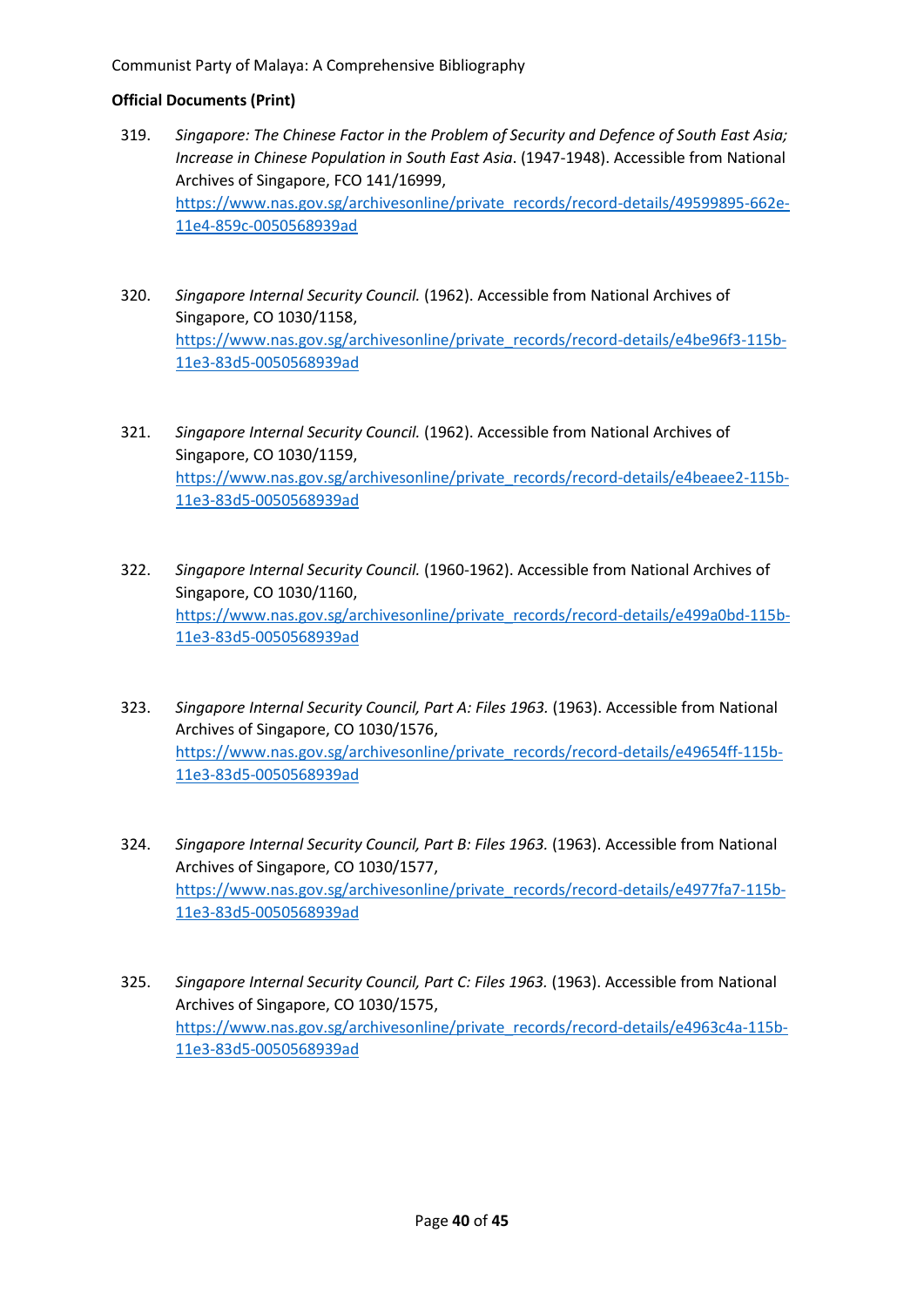**Official Documents (Print)**

319. *Singapore: The Chinese Factor in the Problem of Security and Defence of South East Asia; Increase in Chinese Population in South East Asia*. (1947-1948). Accessible from National Archives of Singapore, FCO 141/16999, https://www.nas.gov.sg/archivesonline/private_records/record-details/49599895-662e-11e4-859c-0050568939ad

320. *Singapore Internal Security Council.* (1962). Accessible from National Archives of Singapore, CO 1030/1158, https://www.nas.gov.sg/archivesonline/private_records/record-details/e4be96f3-115b-11e3-83d5-0050568939ad

321. *Singapore Internal Security Council.* (1962). Accessible from National Archives of Singapore, CO 1030/1159, https://www.nas.gov.sg/archivesonline/private_records/record-details/e4beaee2-115b-11e3-83d5-0050568939ad

322. *Singapore Internal Security Council.* (1960-1962). Accessible from National Archives of Singapore, CO 1030/1160, https://www.nas.gov.sg/archivesonline/private_records/record-details/e499a0bd-115b-11e3-83d5-0050568939ad

323. *Singapore Internal Security Council, Part A: Files 1963.* (1963). Accessible from National Archives of Singapore, CO 1030/1576, https://www.nas.gov.sg/archivesonline/private_records/record-details/e49654ff-115b-11e3-83d5-0050568939ad

324. *Singapore Internal Security Council, Part B: Files 1963.* (1963). Accessible from National Archives of Singapore, CO 1030/1577, https://www.nas.gov.sg/archivesonline/private_records/record-details/e4977fa7-115b-11e3-83d5-0050568939ad

325. *Singapore Internal Security Council, Part C: Files 1963.* (1963). Accessible from National Archives of Singapore, CO 1030/1575, https://www.nas.gov.sg/archivesonline/private_records/record-details/e4963c4a-115b-11e3-83d5-0050568939ad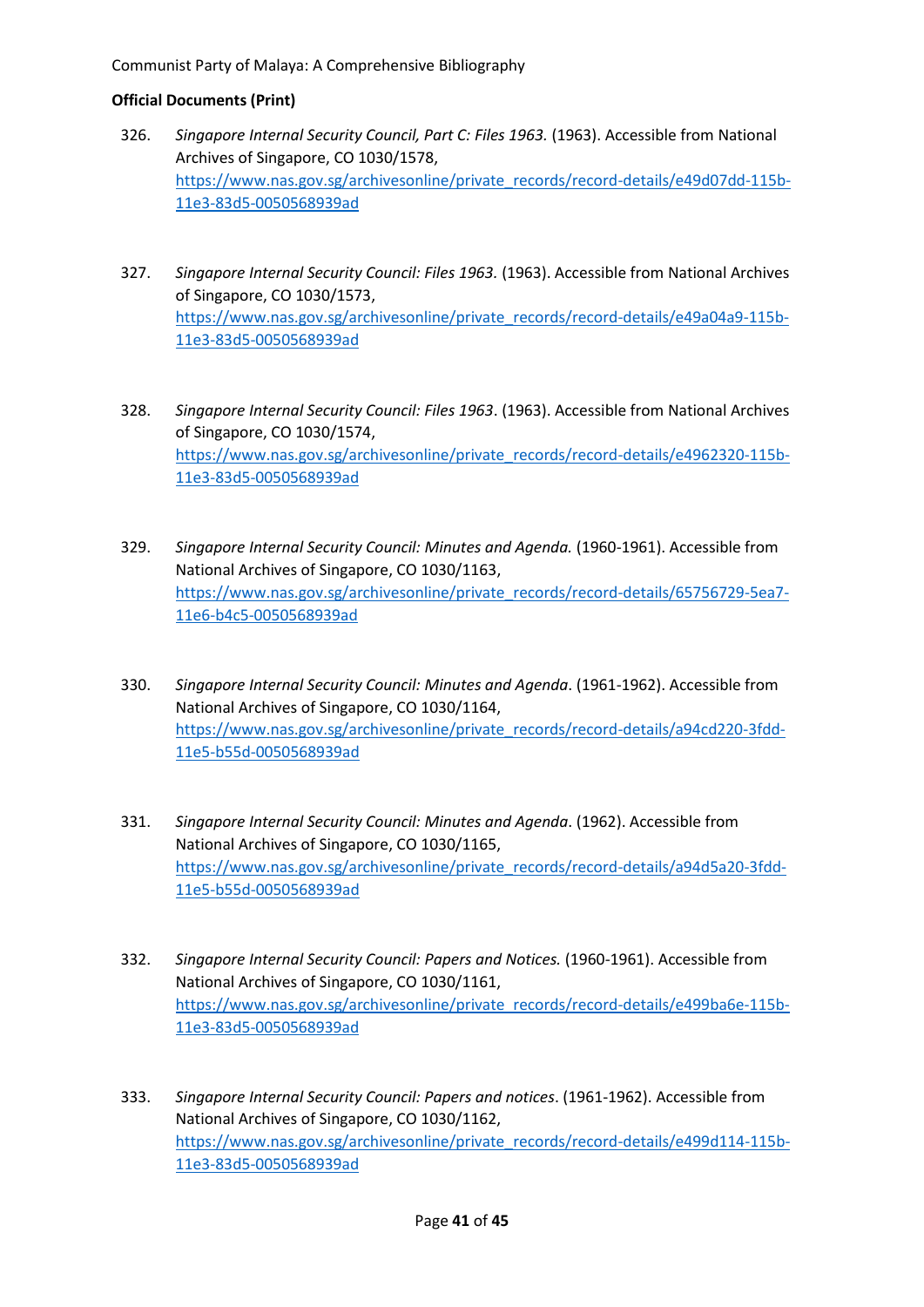**Official Documents (Print)**

326. *Singapore Internal Security Council, Part C: Files 1963.* (1963). Accessible from National Archives of Singapore, CO 1030/1578, https://www.nas.gov.sg/archivesonline/private_records/record-details/e49d07dd-115b-11e3-83d5-0050568939ad

327. *Singapore Internal Security Council: Files 1963.* (1963). Accessible from National Archives of Singapore, CO 1030/1573, https://www.nas.gov.sg/archivesonline/private_records/record-details/e49a04a9-115b-11e3-83d5-0050568939ad

328. *Singapore Internal Security Council: Files 1963*. (1963). Accessible from National Archives of Singapore, CO 1030/1574, https://www.nas.gov.sg/archivesonline/private_records/record-details/e4962320-115b-11e3-83d5-0050568939ad

329. *Singapore Internal Security Council: Minutes and Agenda.* (1960-1961). Accessible from National Archives of Singapore, CO 1030/1163, https://www.nas.gov.sg/archivesonline/private_records/record-details/65756729-5ea7-11e6-b4c5-0050568939ad

330. *Singapore Internal Security Council: Minutes and Agenda*. (1961-1962). Accessible from National Archives of Singapore, CO 1030/1164, https://www.nas.gov.sg/archivesonline/private_records/record-details/a94cd220-3fdd-11e5-b55d-0050568939ad

331. *Singapore Internal Security Council: Minutes and Agenda*. (1962). Accessible from National Archives of Singapore, CO 1030/1165, https://www.nas.gov.sg/archivesonline/private_records/record-details/a94d5a20-3fdd-11e5-b55d-0050568939ad

332. *Singapore Internal Security Council: Papers and Notices.* (1960-1961). Accessible from National Archives of Singapore, CO 1030/1161, https://www.nas.gov.sg/archivesonline/private_records/record-details/e499ba6e-115b-11e3-83d5-0050568939ad

333. *Singapore Internal Security Council: Papers and notices*. (1961-1962). Accessible from National Archives of Singapore, CO 1030/1162, https://www.nas.gov.sg/archivesonline/private_records/record-details/e499d114-115b-11e3-83d5-0050568939ad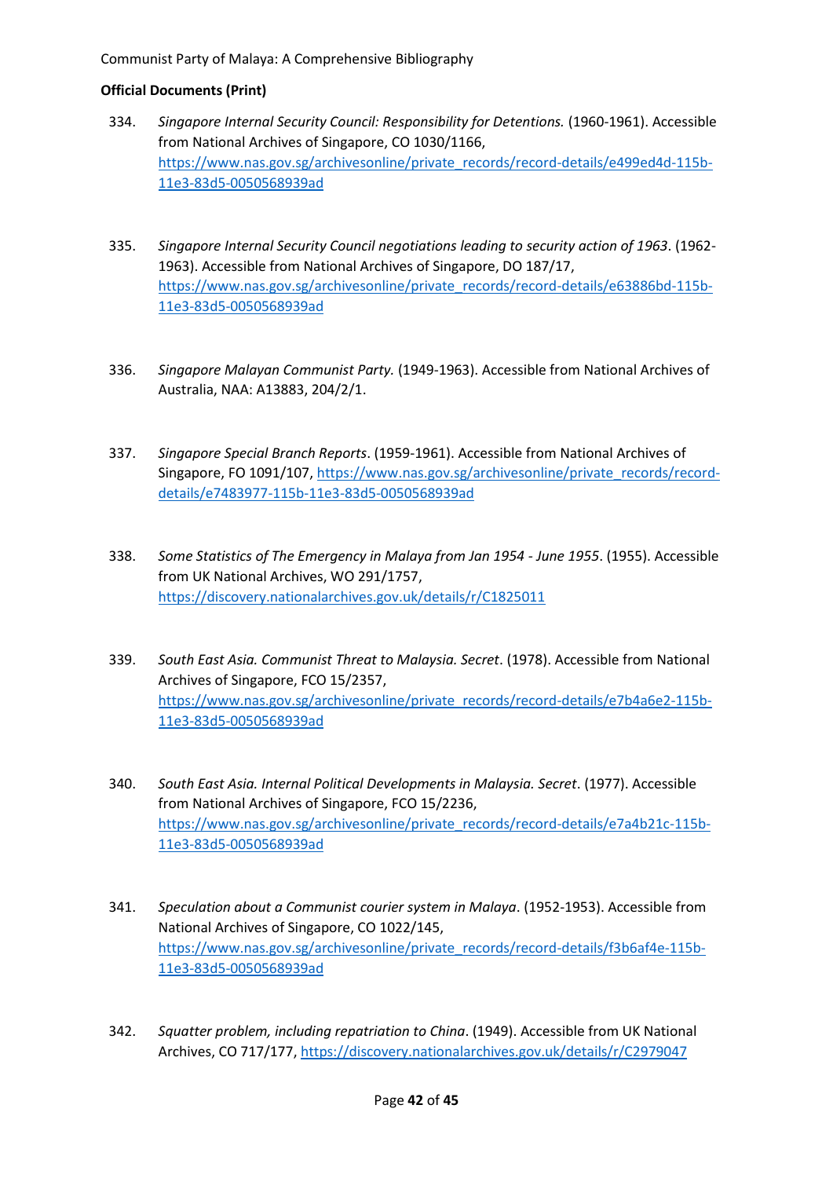**Official Documents (Print)**

334. *Singapore Internal Security Council: Responsibility for Detentions.* (1960-1961). Accessible from National Archives of Singapore, CO 1030/1166, https://www.nas.gov.sg/archivesonline/private_records/record-details/e499ed4d-115b-11e3-83d5-0050568939ad

335. *Singapore Internal Security Council negotiations leading to security action of 1963*. (1962-1963). Accessible from National Archives of Singapore, DO 187/17, https://www.nas.gov.sg/archivesonline/private_records/record-details/e63886bd-115b-11e3-83d5-0050568939ad

336. *Singapore Malayan Communist Party.* (1949-1963). Accessible from National Archives of Australia, NAA: A13883, 204/2/1.

337. *Singapore Special Branch Reports*. (1959-1961). Accessible from National Archives of Singapore, FO 1091/107, https://www.nas.gov.sg/archivesonline/private_records/record-details/e7483977-115b-11e3-83d5-0050568939ad

338. *Some Statistics of The Emergency in Malaya from Jan 1954 - June 1955*. (1955). Accessible from UK National Archives, WO 291/1757, https://discovery.nationalarchives.gov.uk/details/r/C1825011

339. *South East Asia. Communist Threat to Malaysia. Secret*. (1978). Accessible from National Archives of Singapore, FCO 15/2357, https://www.nas.gov.sg/archivesonline/private_records/record-details/e7b4a6e2-115b-11e3-83d5-0050568939ad

340. *South East Asia. Internal Political Developments in Malaysia. Secret*. (1977). Accessible from National Archives of Singapore, FCO 15/2236, https://www.nas.gov.sg/archivesonline/private_records/record-details/e7a4b21c-115b-11e3-83d5-0050568939ad

341. *Speculation about a Communist courier system in Malaya*. (1952-1953). Accessible from National Archives of Singapore, CO 1022/145, https://www.nas.gov.sg/archivesonline/private_records/record-details/f3b6af4e-115b-11e3-83d5-0050568939ad

342. *Squatter problem, including repatriation to China*. (1949). Accessible from UK National Archives, CO 717/177, https://discovery.nationalarchives.gov.uk/details/r/C2979047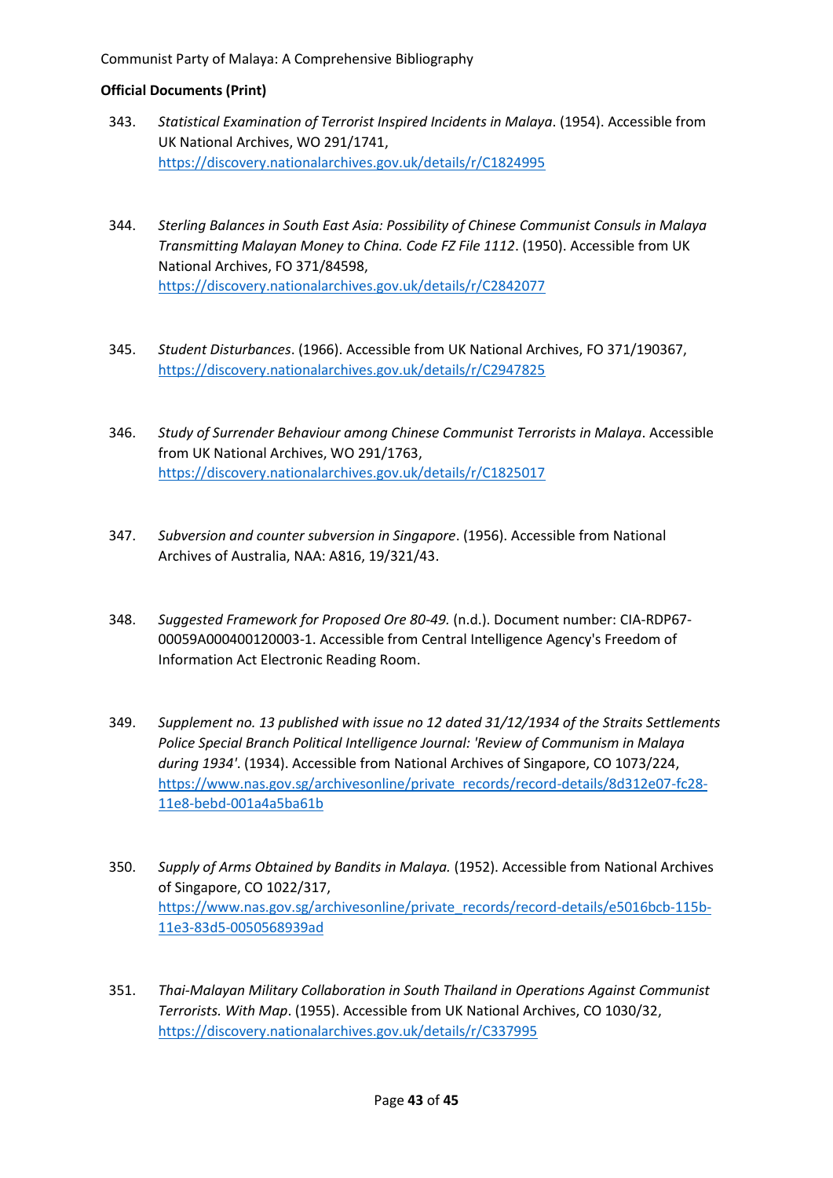**Official Documents (Print)**

343. *Statistical Examination of Terrorist Inspired Incidents in Malaya*. (1954). Accessible from UK National Archives, WO 291/1741, https://discovery.nationalarchives.gov.uk/details/r/C1824995

344. *Sterling Balances in South East Asia: Possibility of Chinese Communist Consuls in Malaya Transmitting Malayan Money to China. Code FZ File 1112*. (1950). Accessible from UK National Archives, FO 371/84598, https://discovery.nationalarchives.gov.uk/details/r/C2842077

345. *Student Disturbances*. (1966). Accessible from UK National Archives, FO 371/190367, https://discovery.nationalarchives.gov.uk/details/r/C2947825

346. *Study of Surrender Behaviour among Chinese Communist Terrorists in Malaya*. Accessible from UK National Archives, WO 291/1763, https://discovery.nationalarchives.gov.uk/details/r/C1825017

347. *Subversion and counter subversion in Singapore*. (1956). Accessible from National Archives of Australia, NAA: A816, 19/321/43.

348. *Suggested Framework for Proposed Ore 80-49.* (n.d.). Document number: CIA-RDP67-00059A000400120003-1. Accessible from Central Intelligence Agency's Freedom of Information Act Electronic Reading Room.

349. *Supplement no. 13 published with issue no 12 dated 31/12/1934 of the Straits Settlements Police Special Branch Political Intelligence Journal: 'Review of Communism in Malaya during 1934'*. (1934). Accessible from National Archives of Singapore, CO 1073/224, https://www.nas.gov.sg/archivesonline/private_records/record-details/8d312e07-fc28-11e8-bebd-001a4a5ba61b

350. *Supply of Arms Obtained by Bandits in Malaya.* (1952). Accessible from National Archives of Singapore, CO 1022/317, https://www.nas.gov.sg/archivesonline/private_records/record-details/e5016bcb-115b-11e3-83d5-0050568939ad

351. *Thai-Malayan Military Collaboration in South Thailand in Operations Against Communist Terrorists. With Map*. (1955). Accessible from UK National Archives, CO 1030/32, https://discovery.nationalarchives.gov.uk/details/r/C337995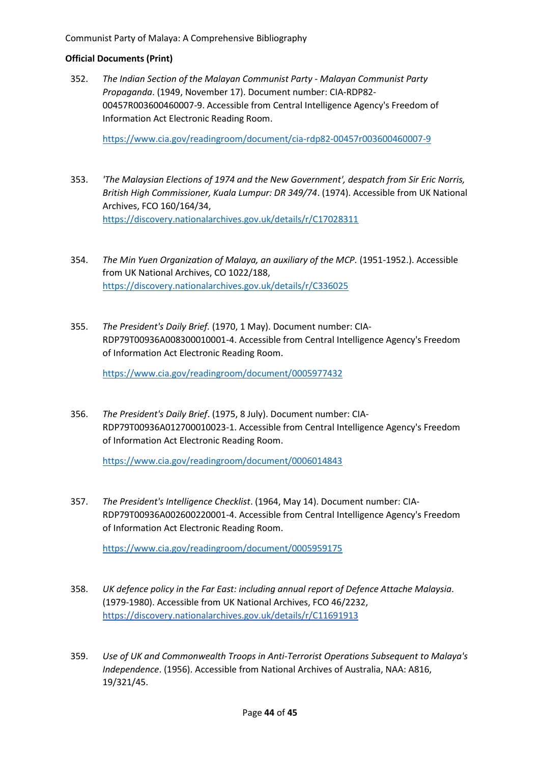**Official Documents (Print)**

352. *The Indian Section of the Malayan Communist Party - Malayan Communist Party Propaganda*. (1949, November 17). Document number: CIA-RDP82-00457R003600460007-9. Accessible from Central Intelligence Agency's Freedom of Information Act Electronic Reading Room.

    https://www.cia.gov/readingroom/document/cia-rdp82-00457r003600460007-9

353. *'The Malaysian Elections of 1974 and the New Government', despatch from Sir Eric Norris, British High Commissioner, Kuala Lumpur: DR 349/74*. (1974). Accessible from UK National Archives, FCO 160/164/34, https://discovery.nationalarchives.gov.uk/details/r/C17028311

354. *The Min Yuen Organization of Malaya, an auxiliary of the MCP.* (1951-1952.). Accessible from UK National Archives, CO 1022/188, https://discovery.nationalarchives.gov.uk/details/r/C336025

355. *The President's Daily Brief.* (1970, 1 May). Document number: CIA-RDP79T00936A008300010001-4. Accessible from Central Intelligence Agency's Freedom of Information Act Electronic Reading Room.

    https://www.cia.gov/readingroom/document/0005977432

356. *The President's Daily Brief*. (1975, 8 July). Document number: CIA-RDP79T00936A012700010023-1. Accessible from Central Intelligence Agency's Freedom of Information Act Electronic Reading Room.

    https://www.cia.gov/readingroom/document/0006014843

357. *The President's Intelligence Checklist*. (1964, May 14). Document number: CIA-RDP79T00936A002600220001-4. Accessible from Central Intelligence Agency's Freedom of Information Act Electronic Reading Room.

    https://www.cia.gov/readingroom/document/0005959175

358. *UK defence policy in the Far East: including annual report of Defence Attache Malaysia*. (1979-1980). Accessible from UK National Archives, FCO 46/2232, https://discovery.nationalarchives.gov.uk/details/r/C11691913

359. *Use of UK and Commonwealth Troops in Anti-Terrorist Operations Subsequent to Malaya's Independence*. (1956). Accessible from National Archives of Australia, NAA: A816, 19/321/45.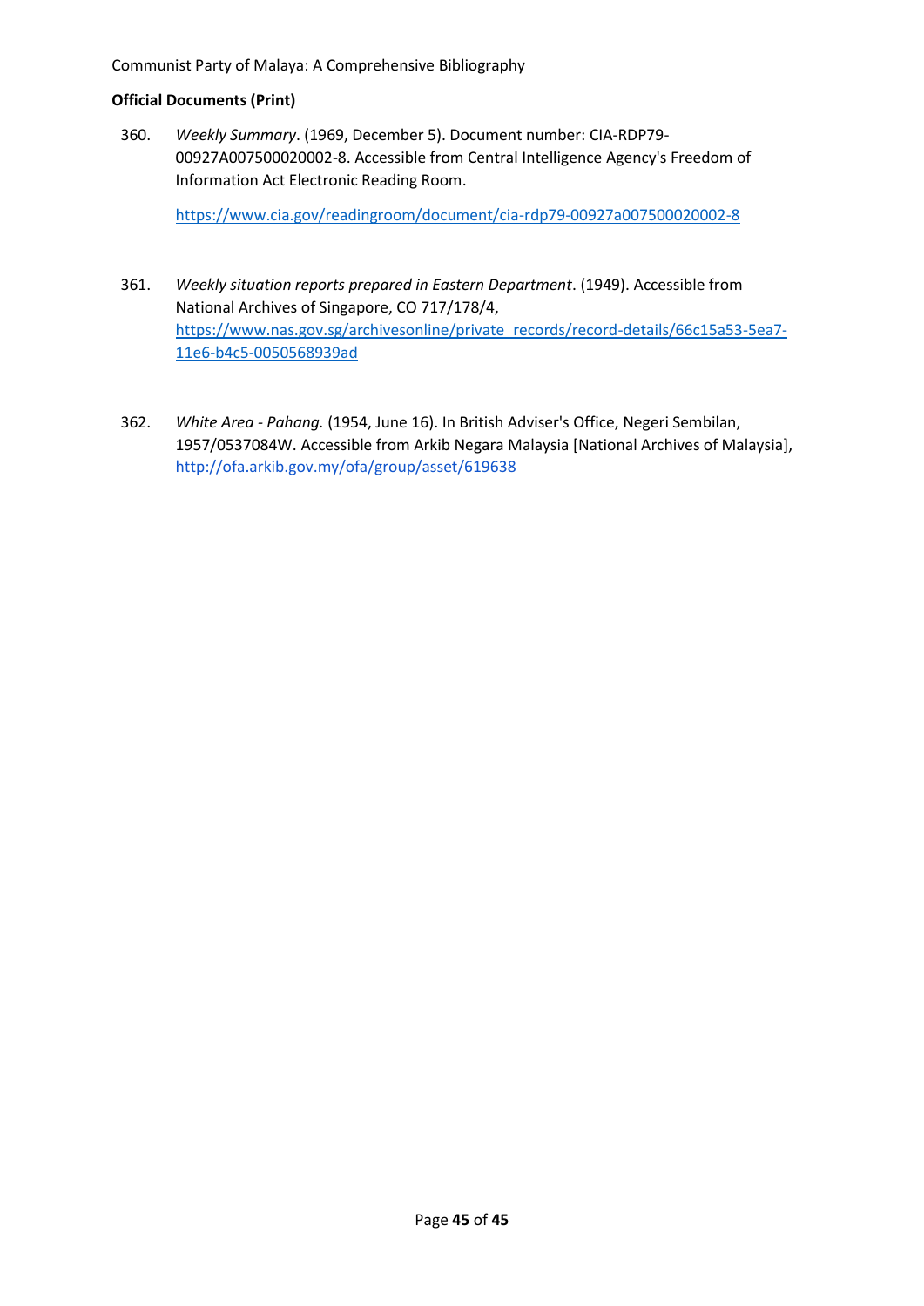**Official Documents (Print)**

360. *Weekly Summary*. (1969, December 5). Document number: CIA-RDP79-00927A007500020002-8. Accessible from Central Intelligence Agency's Freedom of Information Act Electronic Reading Room.

 https://www.cia.gov/readingroom/document/cia-rdp79-00927a007500020002-8

361. *Weekly situation reports prepared in Eastern Department*. (1949). Accessible from National Archives of Singapore, CO 717/178/4, https://www.nas.gov.sg/archivesonline/private_records/record-details/66c15a53-5ea7-11e6-b4c5-0050568939ad

362. *White Area - Pahang.* (1954, June 16). In British Adviser's Office, Negeri Sembilan, 1957/0537084W. Accessible from Arkib Negara Malaysia [National Archives of Malaysia], http://ofa.arkib.gov.my/ofa/group/asset/619638